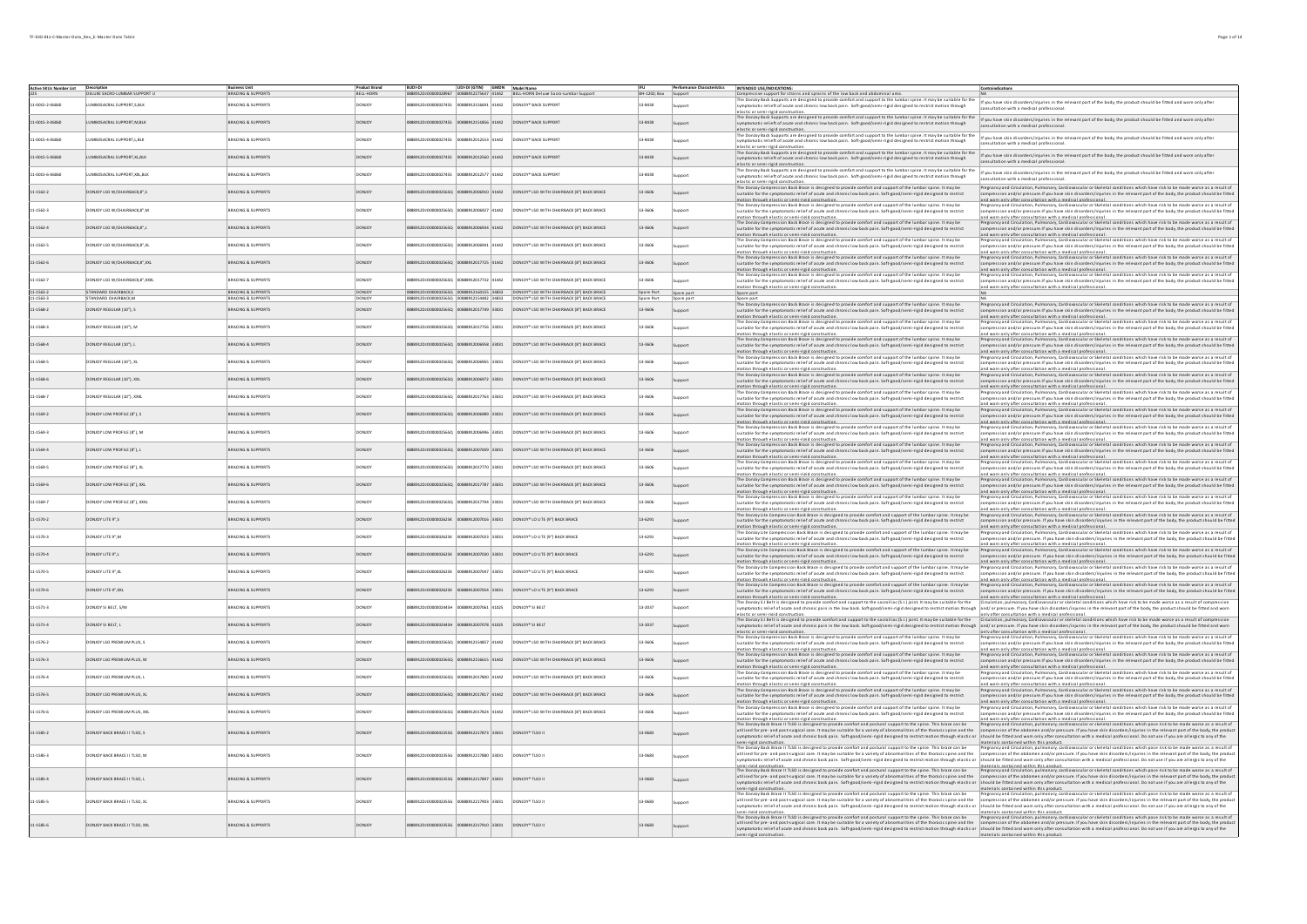| Active SKUs Number List | Description | Business Unit | Product Brand | BUDI-DI | UDI-DI (GTIN) | GMDN | Model Name | IFU | Performance Characteristics | INTENDED USE/INDICATIONS | Contraindications |
|---|---|---|---|---|---|---|---|---|---|---|---|
| 225 | DELUXE SACRO-LUMBAR SUPPORT; U | BRACING & SUPPORTS | BELL-HORN | 0888912OD000022896T | 00888912275647 | 01442 | BELL-HORN Deluxe Sacro-Lumbar Support | IIH-1202, Rev | Support | Compression support for strains and sprains of the low back and abdominal area. | NA |
| 11-0055-2-06060 | LUMBOSACRAL SUPPORT,S,BLK | BRACING & SUPPORTS | DONJOY | 0888912OD000002745S | 00888912156691 | 01442 | DONJOY® BACK SUPPORT | 13-8430 | Support | The DonJoy Back Supports are designed to provide comfort and support to the lumbar spine. It may be suitable for the symptomatic relief of acute and chronic low back pain. Soft-good/semi-rigid designed to restrict motion through elastic or semi-rigid construction. | If you have skin disorders/injuries in the relevant part of the body, the product should be fitted and worn only after consultation with a medical professional. |
| 11-0055-3-06060 | LUMBOSACRAL SUPPORT,M,BLK | BRACING & SUPPORTS | DONJOY | 0888912OD000002745S | 00888912155856 | 01442 | DONJOY® BACK SUPPORT | 13-8430 | Support | The DonJoy Back Supports are designed to provide comfort and support to the lumbar spine. It may be suitable for the symptomatic relief of acute and chronic low back pain. Soft-good/semi-rigid designed to restrict motion through elastic or semi-rigid construction. | If you have skin disorders/injuries in the relevant part of the body, the product should be fitted and worn only after consultation with a medical professional. |
| 11-0055-4-06060 | LUMBOSACRAL SUPPORT,L,BLK | BRACING & SUPPORTS | DONJOY | 0888912OD000002745S | 00888912012553 | 01442 | DONJOY® BACK SUPPORT | 13-8430 | Support | The DonJoy Back Supports are designed to provide comfort and support to the lumbar spine. It may be suitable for the symptomatic relief of acute and chronic low back pain. Soft-good/semi-rigid designed to restrict motion through elastic or semi-rigid construction. | If you have skin disorders/injuries in the relevant part of the body, the product should be fitted and worn only after consultation with a medical professional. |
| 11-0055-5-06060 | LUMBOSACRAL SUPPORT,XL,BLK | BRACING & SUPPORTS | DONJOY | 0888912OD000002745S | 00888912012560 | 01442 | DONJOY® BACK SUPPORT | 13-8430 | Support | The DonJoy Back Supports are designed to provide comfort and support to the lumbar spine. It may be suitable for the symptomatic relief of acute and chronic low back pain. Soft-good/semi-rigid designed to restrict motion through elastic or semi-rigid construction. | If you have skin disorders/injuries in the relevant part of the body, the product should be fitted and worn only after consultation with a medical professional. |
| 11-0055-6-06060 | LUMBOSACRAL SUPPORT,XXL,BLK | BRACING & SUPPORTS | DONJOY | 0888912OD000002745S | 00888912012577 | 01442 | DONJOY® BACK SUPPORT | 13-8430 | Support | The DonJoy Back Supports are designed to provide comfort and support to the lumbar spine. It may be suitable for the symptomatic relief of acute and chronic low back pain. Soft-good/semi-rigid designed to restrict motion through elastic or semi-rigid construction. | If you have skin disorders/injuries in the relevant part of the body, the product should be fitted and worn only after consultation with a medical professional. |
| 11-1562-2 | DONJOY LSO W/CHAIRBACK,8",S | BRACING & SUPPORTS | DONJOY | 0888912OD000023566Q | 00888912006910 | 01442 | DONJOY® LSO WITH CHAIRBACK (8") BACK BRACE | 13-3606 | Support | The DonJoy Compression Back Brace is designed to provide comfort and support of the lumbar spine. It may be suitable for the symptomatic relief of acute and chronic low back pain. Soft-good/semi-rigid designed to restrict motion through elastic or semi-rigid construction. | Pregnancy and Circulation, Pulmonary, Cardiovascular or Skeletal conditions which have risk to be made worse as a result of compression and/or pressure. If you have skin disorders/injuries in the relevant part of the body, the product should be fitted and worn only after consultation with a medical professional. |
| 11-1562-3 | DONJOY LSO W/CHAIRBACK,8",M | BRACING & SUPPORTS | DONJOY | 0888912OD000023566Q | 00888912006927 | 01442 | DONJOY® LSO WITH CHAIRBACK (8") BACK BRACE | 13-3606 | Support | The DonJoy Compression Back Brace is designed to provide comfort and support of the lumbar spine. It may be suitable for the symptomatic relief of acute and chronic low back pain. Soft-good/semi-rigid designed to restrict motion through elastic or semi-rigid construction. | Pregnancy and Circulation, Pulmonary, Cardiovascular or Skeletal conditions which have risk to be made worse as a result of compression and/or pressure. If you have skin disorders/injuries in the relevant part of the body, the product should be fitted and worn only after consultation with a medical professional. |
| 11-1562-4 | DONJOY LSO W/CHAIRBACK,8",L | BRACING & SUPPORTS | DONJOY | 0888912OD000023566Q | 00888912006934 | 01442 | DONJOY® LSO WITH CHAIRBACK (8") BACK BRACE | 13-3606 | Support | The DonJoy Compression Back Brace is designed to provide comfort and support of the lumbar spine. It may be suitable for the symptomatic relief of acute and chronic low back pain. Soft-good/semi-rigid designed to restrict motion through elastic or semi-rigid construction. | Pregnancy and Circulation, Pulmonary, Cardiovascular or Skeletal conditions which have risk to be made worse as a result of compression and/or pressure. If you have skin disorders/injuries in the relevant part of the body, the product should be fitted and worn only after consultation with a medical professional. |
| 11-1562-5 | DONJOY LSO W/CHAIRBACK,8",XL | BRACING & SUPPORTS | DONJOY | 0888912OD000023566Q | 00888912006941 | 01442 | DONJOY® LSO WITH CHAIRBACK (8") BACK BRACE | 13-3606 | Support | The DonJoy Compression Back Brace is designed to provide comfort and support of the lumbar spine. It may be suitable for the symptomatic relief of acute and chronic low back pain. Soft-good/semi-rigid designed to restrict motion through elastic or semi-rigid construction. | Pregnancy and Circulation, Pulmonary, Cardiovascular or Skeletal conditions which have risk to be made worse as a result of compression and/or pressure. If you have skin disorders/injuries in the relevant part of the body, the product should be fitted and worn only after consultation with a medical professional. |
| 11-1562-6 | DONJOY LSO W/CHAIRBACK,8",XXL | BRACING & SUPPORTS | DONJOY | 0888912OD000023566Q | 00888912017725 | 01442 | DONJOY® LSO WITH CHAIRBACK (8") BACK BRACE | 13-3606 | Support | The DonJoy Compression Back Brace is designed to provide comfort and support of the lumbar spine. It may be suitable for the symptomatic relief of acute and chronic low back pain. Soft-good/semi-rigid designed to restrict motion through elastic or semi-rigid construction. | Pregnancy and Circulation, Pulmonary, Cardiovascular or Skeletal conditions which have risk to be made worse as a result of compression and/or pressure. If you have skin disorders/injuries in the relevant part of the body, the product should be fitted and worn only after consultation with a medical professional. |
| 11-1562-7 | DONJOY LSO W/CHAIRBACK,8",XXXL | BRACING & SUPPORTS | DONJOY | 0888912OD000023566Q | 00888912017732 | 01442 | DONJOY® LSO WITH CHAIRBACK (8") BACK BRACE | 13-3606 | Support | The DonJoy Compression Back Brace is designed to provide comfort and support of the lumbar spine. It may be suitable for the symptomatic relief of acute and chronic low back pain. Soft-good/semi-rigid designed to restrict motion through elastic or semi-rigid construction. | Pregnancy and Circulation, Pulmonary, Cardiovascular or Skeletal conditions which have risk to be made worse as a result of compression and/or pressure. If you have skin disorders/injuries in the relevant part of the body, the product should be fitted and worn only after consultation with a medical professional. |
| 11-1563-2 | STANDARD CHAIRBACK,S | BRACING & SUPPORTS | DONJOY | 0888912OD000023566Q | 00888912160155 | 34833 | DONJOY® LSO WITH CHAIRBACK (8") BACK BRACE | Spare Part | Spare part | Spare part | NA |
| 11-1563-3 | STANDARD CHAIRBACK,M | BRACING & SUPPORTS | DONJOY | 0888912OD000023566Q | 00888912154482 | 34833 | DONJOY® LSO WITH CHAIRBACK (8") BACK BRACE | Spare Part | Spare part | Spare part | NA |
| 11-1568-2 | DONJOY REGULAR (10"), S | BRACING & SUPPORTS | DONJOY | 0888912OD000023566Q | 00888912017749 | 33031 | DONJOY® LSO WITH CHAIRBACK (8") BACK BRACE | 13-3606 | Support | The DonJoy Compression Back Brace is designed to provide comfort and support of the lumbar spine. It may be suitable for the symptomatic relief of acute and chronic low back pain. Soft-good/semi-rigid designed to restrict motion through elastic or semi-rigid construction. | Pregnancy and Circulation, Pulmonary, Cardiovascular or Skeletal conditions which have risk to be made worse as a result of compression and/or pressure. If you have skin disorders/injuries in the relevant part of the body, the product should be fitted and worn only after consultation with a medical professional. |
| 11-1568-3 | DONJOY REGULAR (10"), M | BRACING & SUPPORTS | DONJOY | 0888912OD000023566Q | 00888912017756 | 33031 | DONJOY® LSO WITH CHAIRBACK (8") BACK BRACE | 13-3606 | Support | The DonJoy Compression Back Brace is designed to provide comfort and support of the lumbar spine. It may be suitable for the symptomatic relief of acute and chronic low back pain. Soft-good/semi-rigid designed to restrict motion through elastic or semi-rigid construction. | Pregnancy and Circulation, Pulmonary, Cardiovascular or Skeletal conditions which have risk to be made worse as a result of compression and/or pressure. If you have skin disorders/injuries in the relevant part of the body, the product should be fitted and worn only after consultation with a medical professional. |
| 11-1568-4 | DONJOY REGULAR (10"), L | BRACING & SUPPORTS | DONJOY | 0888912OD000023566Q | 00888912006958 | 33031 | DONJOY® LSO WITH CHAIRBACK (8") BACK BRACE | 13-3606 | Support | The DonJoy Compression Back Brace is designed to provide comfort and support of the lumbar spine. It may be suitable for the symptomatic relief of acute and chronic low back pain. Soft-good/semi-rigid designed to restrict motion through elastic or semi-rigid construction. | Pregnancy and Circulation, Pulmonary, Cardiovascular or Skeletal conditions which have risk to be made worse as a result of compression and/or pressure. If you have skin disorders/injuries in the relevant part of the body, the product should be fitted and worn only after consultation with a medical professional. |
| 11-1568-5 | DONJOY REGULAR (10"), XL | BRACING & SUPPORTS | DONJOY | 0888912OD000023566Q | 00888912006965 | 33031 | DONJOY® LSO WITH CHAIRBACK (8") BACK BRACE | 13-3606 | Support | The DonJoy Compression Back Brace is designed to provide comfort and support of the lumbar spine. It may be suitable for the symptomatic relief of acute and chronic low back pain. Soft-good/semi-rigid designed to restrict motion through elastic or semi-rigid construction. | Pregnancy and Circulation, Pulmonary, Cardiovascular or Skeletal conditions which have risk to be made worse as a result of compression and/or pressure. If you have skin disorders/injuries in the relevant part of the body, the product should be fitted and worn only after consultation with a medical professional. |
| 11-1568-6 | DONJOY REGULAR (10"), XXL | BRACING & SUPPORTS | DONJOY | 0888912OD000023566Q | 00888912006972 | 33031 | DONJOY® LSO WITH CHAIRBACK (8") BACK BRACE | 13-3606 | Support | The DonJoy Compression Back Brace is designed to provide comfort and support of the lumbar spine. It may be suitable for the symptomatic relief of acute and chronic low back pain. Soft-good/semi-rigid designed to restrict motion through elastic or semi-rigid construction. | Pregnancy and Circulation, Pulmonary, Cardiovascular or Skeletal conditions which have risk to be made worse as a result of compression and/or pressure. If you have skin disorders/injuries in the relevant part of the body, the product should be fitted and worn only after consultation with a medical professional. |
| 11-1568-7 | DONJOY REGULAR (10"), XXXL | BRACING & SUPPORTS | DONJOY | 0888912OD000023566Q | 00888912017763 | 33031 | DONJOY® LSO WITH CHAIRBACK (8") BACK BRACE | 13-3606 | Support | The DonJoy Compression Back Brace is designed to provide comfort and support of the lumbar spine. It may be suitable for the symptomatic relief of acute and chronic low back pain. Soft-good/semi-rigid designed to restrict motion through elastic or semi-rigid construction. | Pregnancy and Circulation, Pulmonary, Cardiovascular or Skeletal conditions which have risk to be made worse as a result of compression and/or pressure. If you have skin disorders/injuries in the relevant part of the body, the product should be fitted and worn only after consultation with a medical professional. |
| 11-1569-2 | DONJOY LOW PROFILE (8"), S | BRACING & SUPPORTS | DONJOY | 0888912OD000023566Q | 00888912006989 | 33031 | DONJOY® LSO WITH CHAIRBACK (8") BACK BRACE | 13-3606 | Support | The DonJoy Compression Back Brace is designed to provide comfort and support of the lumbar spine. It may be suitable for the symptomatic relief of acute and chronic low back pain. Soft-good/semi-rigid designed to restrict motion through elastic or semi-rigid construction. | Pregnancy and Circulation, Pulmonary, Cardiovascular or Skeletal conditions which have risk to be made worse as a result of compression and/or pressure. If you have skin disorders/injuries in the relevant part of the body, the product should be fitted and worn only after consultation with a medical professional. |
| 11-1569-3 | DONJOY LOW PROFILE (8"), M | BRACING & SUPPORTS | DONJOY | 0888912OD000023566Q | 00888912006996 | 33031 | DONJOY® LSO WITH CHAIRBACK (8") BACK BRACE | 13-3606 | Support | The DonJoy Compression Back Brace is designed to provide comfort and support of the lumbar spine. It may be suitable for the symptomatic relief of acute and chronic low back pain. Soft-good/semi-rigid designed to restrict motion through elastic or semi-rigid construction. | Pregnancy and Circulation, Pulmonary, Cardiovascular or Skeletal conditions which have risk to be made worse as a result of compression and/or pressure. If you have skin disorders/injuries in the relevant part of the body, the product should be fitted and worn only after consultation with a medical professional. |
| 11-1569-4 | DONJOY LOW PROFILE (8"), L | BRACING & SUPPORTS | DONJOY | 0888912OD000023566Q | 00888912007009 | 33031 | DONJOY® LSO WITH CHAIRBACK (8") BACK BRACE | 13-3606 | Support | The DonJoy Compression Back Brace is designed to provide comfort and support of the lumbar spine. It may be suitable for the symptomatic relief of acute and chronic low back pain. Soft-good/semi-rigid designed to restrict motion through elastic or semi-rigid construction. | Pregnancy and Circulation, Pulmonary, Cardiovascular or Skeletal conditions which have risk to be made worse as a result of compression and/or pressure. If you have skin disorders/injuries in the relevant part of the body, the product should be fitted and worn only after consultation with a medical professional. |
| 11-1569-5 | DONJOY LOW PROFILE (8"), XL | BRACING & SUPPORTS | DONJOY | 0888912OD000023566Q | 00888912017770 | 33031 | DONJOY® LSO WITH CHAIRBACK (8") BACK BRACE | 13-3606 | Support | The DonJoy Compression Back Brace is designed to provide comfort and support of the lumbar spine. It may be suitable for the symptomatic relief of acute and chronic low back pain. Soft-good/semi-rigid designed to restrict motion through elastic or semi-rigid construction. | Pregnancy and Circulation, Pulmonary, Cardiovascular or Skeletal conditions which have risk to be made worse as a result of compression and/or pressure. If you have skin disorders/injuries in the relevant part of the body, the product should be fitted and worn only after consultation with a medical professional. |
| 11-1569-6 | DONJOY LOW PROFILE (8"), XXL | BRACING & SUPPORTS | DONJOY | 0888912OD000023566Q | 00888912017787 | 33031 | DONJOY® LSO WITH CHAIRBACK (8") BACK BRACE | 13-3606 | Support | The DonJoy Compression Back Brace is designed to provide comfort and support of the lumbar spine. It may be suitable for the symptomatic relief of acute and chronic low back pain. Soft-good/semi-rigid designed to restrict motion through elastic or semi-rigid construction. | Pregnancy and Circulation, Pulmonary, Cardiovascular or Skeletal conditions which have risk to be made worse as a result of compression and/or pressure. If you have skin disorders/injuries in the relevant part of the body, the product should be fitted and worn only after consultation with a medical professional. |
| 11-1569-7 | DONJOY LOW PROFILE (8"), XXXL | BRACING & SUPPORTS | DONJOY | 0888912OD000023566Q | 00888912017794 | 33031 | DONJOY® LSO WITH CHAIRBACK (8") BACK BRACE | 13-3606 | Support | The DonJoy Compression Back Brace is designed to provide comfort and support of the lumbar spine. It may be suitable for the symptomatic relief of acute and chronic low back pain. Soft-good/semi-rigid designed to restrict motion through elastic or semi-rigid construction. | Pregnancy and Circulation, Pulmonary, Cardiovascular or Skeletal conditions which have risk to be made worse as a result of compression and/or pressure. If you have skin disorders/injuries in the relevant part of the body, the product should be fitted and worn only after consultation with a medical professional. |
| 11-1570-2 | DONJOY LITE 9", S | BRACING & SUPPORTS | DONJOY | 0888912OD000023635K | 00888912007016 | 33031 | DONJOY® LO LITE (9") BACK BRACE | 13-6291 | Support | The DonJoy Lite Compression Back Brace is designed to provide comfort and support of the lumbar spine. It may be suitable for the symptomatic relief of acute and chronic low back pain. Soft-good/semi-rigid designed to restrict motion through elastic or semi-rigid construction. | Pregnancy and Circulation, Pulmonary, Cardiovascular or Skeletal conditions which have risk to be made worse as a result of compression and/or pressure. If you have skin disorders/injuries in the relevant part of the body, the product should be fitted and worn only after consultation with a medical professional. |
| 11-1570-3 | DONJOY LITE 9", M | BRACING & SUPPORTS | DONJOY | 0888912OD000023635K | 00888912007023 | 33031 | DONJOY® LO LITE (9") BACK BRACE | 13-6291 | Support | The DonJoy Lite Compression Back Brace is designed to provide comfort and support of the lumbar spine. It may be suitable for the symptomatic relief of acute and chronic low back pain. Soft-good/semi-rigid designed to restrict motion through elastic or semi-rigid construction. | Pregnancy and Circulation, Pulmonary, Cardiovascular or Skeletal conditions which have risk to be made worse as a result of compression and/or pressure. If you have skin disorders/injuries in the relevant part of the body, the product should be fitted and worn only after consultation with a medical professional. |
| 11-1570-4 | DONJOY LITE 9", L | BRACING & SUPPORTS | DONJOY | 0888912OD000023635K | 00888912007030 | 33031 | DONJOY® LO LITE (9") BACK BRACE | 13-6291 | Support | The DonJoy Lite Compression Back Brace is designed to provide comfort and support of the lumbar spine. It may be suitable for the symptomatic relief of acute and chronic low back pain. Soft-good/semi-rigid designed to restrict motion through elastic or semi-rigid construction. | Pregnancy and Circulation, Pulmonary, Cardiovascular or Skeletal conditions which have risk to be made worse as a result of compression and/or pressure. If you have skin disorders/injuries in the relevant part of the body, the product should be fitted and worn only after consultation with a medical professional. |
| 11-1570-5 | DONJOY LITE 9", XL | BRACING & SUPPORTS | DONJOY | 0888912OD000023635K | 00888912007047 | 33031 | DONJOY® LO LITE (9") BACK BRACE | 13-6291 | Support | The DonJoy Lite Compression Back Brace is designed to provide comfort and support of the lumbar spine. It may be suitable for the symptomatic relief of acute and chronic low back pain. Soft-good/semi-rigid designed to restrict motion through elastic or semi-rigid construction. | Pregnancy and Circulation, Pulmonary, Cardiovascular or Skeletal conditions which have risk to be made worse as a result of compression and/or pressure. If you have skin disorders/injuries in the relevant part of the body, the product should be fitted and worn only after consultation with a medical professional. |
| 11-1570-6 | DONJOY LITE 9", XXL | BRACING & SUPPORTS | DONJOY | 0888912OD000023635K | 00888912007054 | 33031 | DONJOY® LO LITE (9") BACK BRACE | 13-6291 | Support | The DonJoy Lite Compression Back Brace is designed to provide comfort and support of the lumbar spine. It may be suitable for the symptomatic relief of acute and chronic low back pain. Soft-good/semi-rigid designed to restrict motion through elastic or semi-rigid construction. | Pregnancy and Circulation, Pulmonary, Cardiovascular or Skeletal conditions which have risk to be made worse as a result of compression and/or pressure. If you have skin disorders/injuries in the relevant part of the body, the product should be fitted and worn only after consultation with a medical professional. |
| 11-1571-3 | DONJOY SI BELT, S/M | BRACING & SUPPORTS | DONJOY | 0888912OD000024494H | 00888912007061 | 41025 | DONJOY® SI BELT | 13-2037 | Support | The DonJoy S.I Belt is designed to provide comfort and support to the sacroiliac (S.I.) joint. It may be suitable for the symptomatic relief of acute and chronic pain in the low back. Soft-good/semi-rigid designed to restrict motion through elastic or semi-rigid construction. | Circulation, pulmonary, Cardiovascular or skeletal conditions which have risk to be made worse as a result of compression and/or pressure. If you have skin disorders/injuries in the relevant part of the body, the product should be fitted and worn only after consultation with a medical professional. |
| 11-1571-4 | DONJOY SI BELT, L | BRACING & SUPPORTS | DONJOY | 0888912OD000024494H | 00888912007078 | 41025 | DONJOY® SI BELT | 13-2037 | Support | The DonJoy S.I Belt is designed to provide comfort and support to the sacroiliac (S.I.) joint. It may be suitable for the symptomatic relief of acute and chronic pain in the low back. Soft-good/semi-rigid designed to restrict motion through elastic or semi-rigid construction. | Circulation, pulmonary, Cardiovascular or skeletal conditions which have risk to be made worse as a result of compression and/or pressure. If you have skin disorders/injuries in the relevant part of the body, the product should be fitted and worn only after consultation with a medical professional. |
| 11-1576-2 | DONJOY LSO PREMIUM PLUS, S | BRACING & SUPPORTS | DONJOY | 0888912OD000023566Q | 00888912154857 | 01442 | DONJOY® LSO WITH CHAIRBACK (8") BACK BRACE | 13-3606 | Support | The DonJoy Compression Back Brace is designed to provide comfort and support of the lumbar spine. It may be suitable for the symptomatic relief of acute and chronic low back pain. Soft-good/semi-rigid designed to restrict motion through elastic or semi-rigid construction. | Pregnancy and Circulation, Pulmonary, Cardiovascular or Skeletal conditions which have risk to be made worse as a result of compression and/or pressure. If you have skin disorders/injuries in the relevant part of the body, the product should be fitted and worn only after consultation with a medical professional. |
| 11-1576-3 | DONJOY LSO PREMIUM PLUS, M | BRACING & SUPPORTS | DONJOY | 0888912OD000023566Q | 00888912156615 | 01442 | DONJOY® LSO WITH CHAIRBACK (8") BACK BRACE | 13-3606 | Support | The DonJoy Compression Back Brace is designed to provide comfort and support of the lumbar spine. It may be suitable for the symptomatic relief of acute and chronic low back pain. Soft-good/semi-rigid designed to restrict motion through elastic or semi-rigid construction. | Pregnancy and Circulation, Pulmonary, Cardiovascular or Skeletal conditions which have risk to be made worse as a result of compression and/or pressure. If you have skin disorders/injuries in the relevant part of the body, the product should be fitted and worn only after consultation with a medical professional. |
| 11-1576-4 | DONJOY LSO PREMIUM PLUS, L | BRACING & SUPPORTS | DONJOY | 0888912OD000023566Q | 00888912017800 | 01442 | DONJOY® LSO WITH CHAIRBACK (8") BACK BRACE | 13-3606 | Support | The DonJoy Compression Back Brace is designed to provide comfort and support of the lumbar spine. It may be suitable for the symptomatic relief of acute and chronic low back pain. Soft-good/semi-rigid designed to restrict motion through elastic or semi-rigid construction. | Pregnancy and Circulation, Pulmonary, Cardiovascular or Skeletal conditions which have risk to be made worse as a result of compression and/or pressure. If you have skin disorders/injuries in the relevant part of the body, the product should be fitted and worn only after consultation with a medical professional. |
| 11-1576-5 | DONJOY LSO PREMIUM PLUS, XL | BRACING & SUPPORTS | DONJOY | 0888912OD000023566Q | 00888912017817 | 01442 | DONJOY® LSO WITH CHAIRBACK (8") BACK BRACE | 13-3606 | Support | The DonJoy Compression Back Brace is designed to provide comfort and support of the lumbar spine. It may be suitable for the symptomatic relief of acute and chronic low back pain. Soft-good/semi-rigid designed to restrict motion through elastic or semi-rigid construction. | Pregnancy and Circulation, Pulmonary, Cardiovascular or Skeletal conditions which have risk to be made worse as a result of compression and/or pressure. If you have skin disorders/injuries in the relevant part of the body, the product should be fitted and worn only after consultation with a medical professional. |
| 11-1576-6 | DONJOY LSO PREMIUM PLUS, XXL | BRACING & SUPPORTS | DONJOY | 0888912OD000023566Q | 00888912017824 | 01442 | DONJOY® LSO WITH CHAIRBACK (8") BACK BRACE | 13-3606 | Support | The DonJoy Compression Back Brace is designed to provide comfort and support of the lumbar spine. It may be suitable for the symptomatic relief of acute and chronic low back pain. Soft-good/semi-rigid designed to restrict motion through elastic or semi-rigid construction. | Pregnancy and Circulation, Pulmonary, Cardiovascular or Skeletal conditions which have risk to be made worse as a result of compression and/or pressure. If you have skin disorders/injuries in the relevant part of the body, the product should be fitted and worn only after consultation with a medical professional. |
| 11-1585-2 | DONJOY BACK BRACE II TLSO, S | BRACING & SUPPORTS | DONJOY | 0888912OD000023559J | 00888912217873 | 33031 | DONJOY® TLSO II | 13-3683 | Support | The DonJoy Back Brace II TLSO is designed to provide comfort and postural support to the spine. This brace can be utilized for pre- and post-surgical care. It may be suitable for a variety of abnormalities of the thoracic spine and the symptomatic relief of acute and chronic back pain. Soft-good/semi-rigid designed to restrict motion through elastic or semi-rigid construction. | Pregnancy and Circulation, pulmonary, Cardiovascular or skeletal conditions which pose risk to be made worse as a result of compression of the abdomen and/or pressure. If you have skin disorders/injuries in the relevant part of the body, the product should be fitted and worn only after consultation with a medical professional. Do not use if you are allergic to any of the materials contained within this product. |
| 11-1585-3 | DONJOY BACK BRACE II TLSO, M | BRACING & SUPPORTS | DONJOY | 0888912OD000023559J | 00888912217880 | 33031 | DONJOY® TLSO II | 13-3683 | Support | The DonJoy Back Brace II TLSO is designed to provide comfort and postural support to the spine. This brace can be utilized for pre- and post-surgical care. It may be suitable for a variety of abnormalities of the thoracic spine and the symptomatic relief of acute and chronic back pain. Soft-good/semi-rigid designed to restrict motion through elastic or semi-rigid construction. | Pregnancy and Circulation, pulmonary, Cardiovascular or skeletal conditions which pose risk to be made worse as a result of compression of the abdomen and/or pressure. If you have skin disorders/injuries in the relevant part of the body, the product should be fitted and worn only after consultation with a medical professional. Do not use if you are allergic to any of the materials contained within this product. |
| 11-1585-4 | DONJOY BACK BRACE II TLSO, L | BRACING & SUPPORTS | DONJOY | 0888912OD000023559J | 00888912217897 | 33031 | DONJOY® TLSO II | 13-3683 | Support | The DonJoy Back Brace II TLSO is designed to provide comfort and postural support to the spine. This brace can be utilized for pre- and post-surgical care. It may be suitable for a variety of abnormalities of the thoracic spine and the symptomatic relief of acute and chronic back pain. Soft-good/semi-rigid designed to restrict motion through elastic or semi-rigid construction. | Pregnancy and Circulation, pulmonary, Cardiovascular or skeletal conditions which pose risk to be made worse as a result of compression of the abdomen and/or pressure. If you have skin disorders/injuries in the relevant part of the body, the product should be fitted and worn only after consultation with a medical professional. Do not use if you are allergic to any of the materials contained within this product. |
| 11-1585-5 | DONJOY BACK BRACE II TLSO, XL | BRACING & SUPPORTS | DONJOY | 0888912OD000023559J | 00888912217903 | 33031 | DONJOY® TLSO II | 13-3683 | Support | The DonJoy Back Brace II TLSO is designed to provide comfort and postural support to the spine. This brace can be utilized for pre- and post-surgical care. It may be suitable for a variety of abnormalities of the thoracic spine and the symptomatic relief of acute and chronic back pain. Soft-good/semi-rigid designed to restrict motion through elastic or semi-rigid construction. | Pregnancy and Circulation, pulmonary, Cardiovascular or skeletal conditions which pose risk to be made worse as a result of compression of the abdomen and/or pressure. If you have skin disorders/injuries in the relevant part of the body, the product should be fitted and worn only after consultation with a medical professional. Do not use if you are allergic to any of the materials contained within this product. |
| 11-1585-6 | DONJOY BACK BRACE II TLSO, XXL | BRACING & SUPPORTS | DONJOY | 0888912OD000023559J | 00888912217910 | 33031 | DONJOY® TLSO II | 13-3683 | Support | The DonJoy Back Brace II TLSO is designed to provide comfort and postural support to the spine. This brace can be utilized for pre- and post-surgical care. It may be suitable for a variety of abnormalities of the thoracic spine and the symptomatic relief of acute and chronic back pain. Soft-good/semi-rigid designed to restrict motion through elastic or semi-rigid construction. | Pregnancy and Circulation, pulmonary, Cardiovascular or skeletal conditions which pose risk to be made worse as a result of compression of the abdomen and/or pressure. If you have skin disorders/injuries in the relevant part of the body, the product should be fitted and worn only after consultation with a medical professional. Do not use if you are allergic to any of the materials contained within this product. |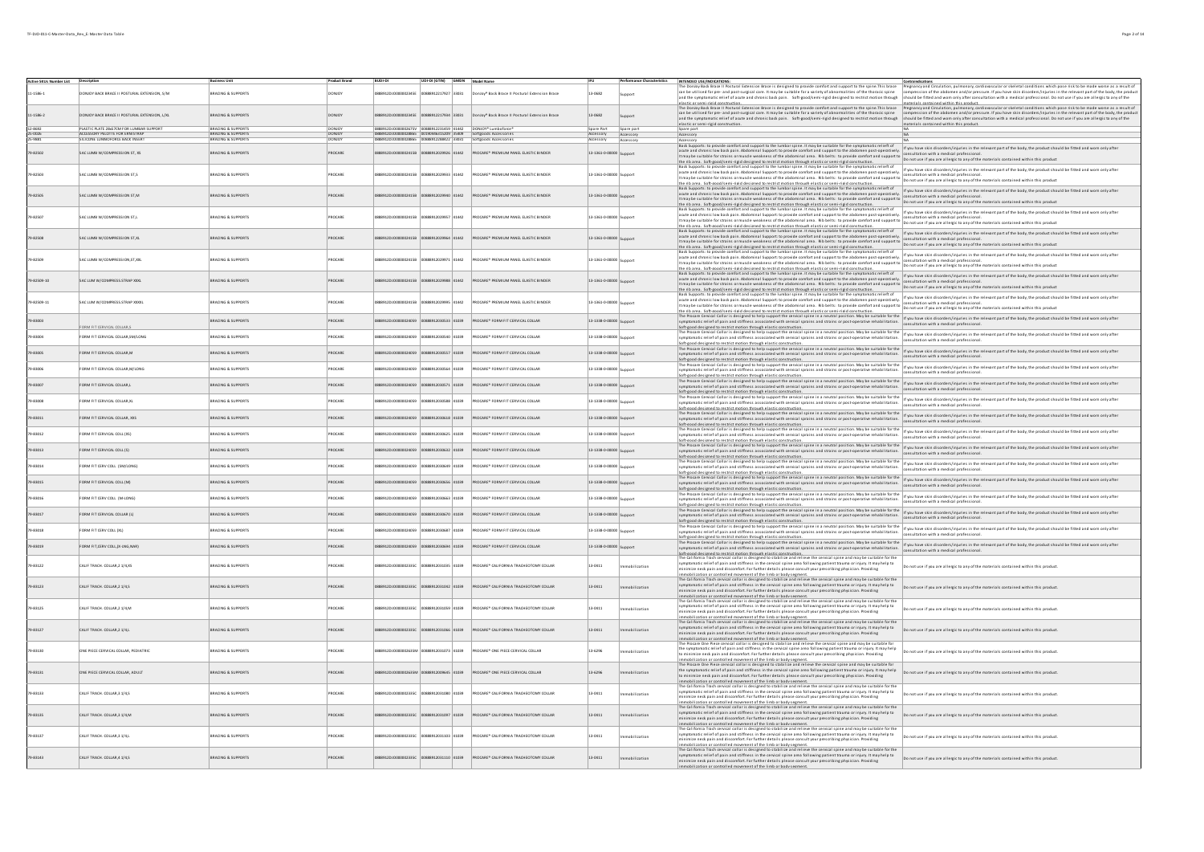| Active SKUs Number List | Description | Business Unit | Product Brand | BUDI-DI | UDI-DI (GTIN) | GMDN | Model Name | IFU | Performance Characteristics | INTENDED USE/INDICATIONS | Contraindications |
|---|---|---|---|---|---|---|---|---|---|---|---|
| 11-1586-1 | DONJOY BACK BRACE II POSTURAL EXTENSION, S/M | BRACING & SUPPORTS | DONJOY | 0888912DV00000023456 | 00888912217927 | 33831 | Donjoy® Back Brace II Postural Extension Brace | 13-0682 | Support | The DonJoy Back Brace II Postural Extension Brace is designed to provide comfort and support to the spine. This brace can be utilised for pre- and post-surgical care. It may be suitable for a variety of abnormalities of the thoracic spine and the symptomatic relief of acute and chronic back pain. Soft-good/semi-rigid designed to restrict motion through elastic or semi-rigid construction. | Pregnancy and Circulation, pulmonary, cardiovascular or skeletal conditions which pose risk to be made worse as a result of compression of the abdomen and/or pressure. If you have skin disorders/injuries in the relevant part of the body, the product should be fitted and worn only after consultation with a medical professional. Do not use if you are allergic to any of the materials contained within this product. |
| 11-1586-2 | DONJOY BACK BRACE II POSTURAL EXTENSION, L/XL | BRACING & SUPPORTS | DONJOY | 0888912DV00000023456 | 00888912217934 | 33831 | Donjoy® Back Brace II Postural Extension Brace | 13-0682 | Support | The DonJoy Back Brace II Postural Extension Brace is designed to provide comfort and support to the spine. This brace can be utilised for pre- and post-surgical care. It may be suitable for a variety of abnormalities of the thoracic spine and the symptomatic relief of acute and chronic back pain. Soft-good/semi-rigid designed to restrict motion through elastic or semi-rigid construction. | Pregnancy and Circulation, pulmonary, cardiovascular or skeletal conditions which pose risk to be made worse as a result of compression of the abdomen and/or pressure. If you have skin disorders/injuries in the relevant part of the body, the product should be fitted and worn only after consultation with a medical professional. Do not use if you are allergic to any of the materials contained within this product. |
| 12-0692 | PLASTIC PLATE 26x17CM FOR LUMBAR SUPPORT | BRACING & SUPPORTS | DONJOY | 0888912DV00000026759 | 00888912231459 | 41442 | DONJOY® LumboForce® | Spare Part | Spare part | Spare part | NA |
| 25-0026 | ACCESSORY POCKETS FOR DRESSTRAP | BRACING & SUPPORTS | DONJOY | 0888912DV00000028866 | 00190446435209 | 35408 | Softgoods Accessories | Accessory | Accessory | Accessory | NA |
| 25-0081 | SILICONE LUMBOFORCE BACK INSERT | BRACING & SUPPORTS | DONJOY | 0888912DV00000028866 | 00888912268822 | 33831 | Softgoods Accessories | Accessory | Accessory | Accessory | NA |
| 79-82502 | SAC LUMB W/COMPRESSION ST, XS | BRACING & SUPPORTS | PROCARE | 0888912DV00000024158 | 00888912039926 | 41442 | PROCARE® PREMIUM PANEL ELASTIC BINDER | 13-1361-0-00000 | Support | Back Supports: to provide comfort and support to the lumbar spine. It may be suitable for the symptomatic relief of acute and chronic low back pain. Abdominal Support: to provide comfort and support to the abdomen post-operatively. It maybe suitable for strains or muscle weakness of the abdominal area. Rib belts: to provide comfort and support to the rib area. Soft-good/semi-rigid designed to restrict motion through elastic or semi-rigid construction. | If you have skin disorders/injuries in the relevant part of the body, the product should be fitted and worn only after consultation with a medical professional. Do not use if you are allergic to any of the materials contained within this product |
| 79-82504 | SAC LUMB W/COMPRESSION ST,S | BRACING & SUPPORTS | PROCARE | 0888912DV00000024158 | 00888912039933 | 41442 | PROCARE® PREMIUM PANEL ELASTIC BINDER | 13-1361-0-00000 | Support | Back Supports: to provide comfort and support to the lumbar spine. It may be suitable for the symptomatic relief of acute and chronic low back pain. Abdominal Support: to provide comfort and support to the abdomen post-operatively. It maybe suitable for strains or muscle weakness of the abdominal area. Rib belts: to provide comfort and support to the rib area. Soft-good/semi-rigid designed to restrict motion through elastic or semi-rigid construction. | If you have skin disorders/injuries in the relevant part of the body, the product should be fitted and worn only after consultation with a medical professional. Do not use if you are allergic to any of the materials contained within this product |
| 79-82505 | SAC LUMB W/COMPRESSION ST,M | BRACING & SUPPORTS | PROCARE | 0888912DV00000024158 | 00888912039940 | 41442 | PROCARE® PREMIUM PANEL ELASTIC BINDER | 13-1361-0-00000 | Support | Back Supports: to provide comfort and support to the lumbar spine. It may be suitable for the symptomatic relief of acute and chronic low back pain. Abdominal Support: to provide comfort and support to the abdomen post-operatively. It maybe suitable for strains or muscle weakness of the abdominal area. Rib belts: to provide comfort and support to the rib area. Soft-good/semi-rigid designed to restrict motion through elastic or semi-rigid construction. | If you have skin disorders/injuries in the relevant part of the body, the product should be fitted and worn only after consultation with a medical professional. Do not use if you are allergic to any of the materials contained within this product |
| 79-82507 | SAC LUMB W/COMPRESSION ST,L | BRACING & SUPPORTS | PROCARE | 0888912DV00000024158 | 00888912039957 | 41442 | PROCARE® PREMIUM PANEL ELASTIC BINDER | 13-1361-0-00000 | Support | Back Supports: to provide comfort and support to the lumbar spine. It may be suitable for the symptomatic relief of acute and chronic low back pain. Abdominal Support: to provide comfort and support to the abdomen post-operatively. It maybe suitable for strains or muscle weakness of the abdominal area. Rib belts: to provide comfort and support to the rib area. Soft-good/semi-rigid designed to restrict motion through elastic or semi-rigid construction. | If you have skin disorders/injuries in the relevant part of the body, the product should be fitted and worn only after consultation with a medical professional. Do not use if you are allergic to any of the materials contained within this product |
| 79-82508 | SAC LUMB W/COMPRESSION ST,XL | BRACING & SUPPORTS | PROCARE | 0888912DV00000024158 | 00888912039964 | 41442 | PROCARE® PREMIUM PANEL ELASTIC BINDER | 13-1361-0-00000 | Support | Back Supports: to provide comfort and support to the lumbar spine. It may be suitable for the symptomatic relief of acute and chronic low back pain. Abdominal Support: to provide comfort and support to the abdomen post-operatively. It maybe suitable for strains or muscle weakness of the abdominal area. Rib belts: to provide comfort and support to the rib area. Soft-good/semi-rigid designed to restrict motion through elastic or semi-rigid construction. | If you have skin disorders/injuries in the relevant part of the body, the product should be fitted and worn only after consultation with a medical professional. Do not use if you are allergic to any of the materials contained within this product |
| 79-82509 | SAC LUMB W/COMPRESSION ST,XXL | BRACING & SUPPORTS | PROCARE | 0888912DV00000024158 | 00888912039971 | 41442 | PROCARE® PREMIUM PANEL ELASTIC BINDER | 13-1361-0-00000 | Support | Back Supports: to provide comfort and support to the lumbar spine. It may be suitable for the symptomatic relief of acute and chronic low back pain. Abdominal Support: to provide comfort and support to the abdomen post-operatively. It maybe suitable for strains or muscle weakness of the abdominal area. Rib belts: to provide comfort and support to the rib area. Soft-good/semi-rigid designed to restrict motion through elastic or semi-rigid construction. | If you have skin disorders/injuries in the relevant part of the body, the product should be fitted and worn only after consultation with a medical professional. Do not use if you are allergic to any of the materials contained within this product |
| 79-82509-10 | SAC LUM W/COMPRESS STRAP XXXL | BRACING & SUPPORTS | PROCARE | 0888912DV00000024158 | 00888912039988 | 41442 | PROCARE® PREMIUM PANEL ELASTIC BINDER | 13-1361-0-00000 | Support | Back Supports: to provide comfort and support to the lumbar spine. It may be suitable for the symptomatic relief of acute and chronic low back pain. Abdominal Support: to provide comfort and support to the abdomen post-operatively. It maybe suitable for strains or muscle weakness of the abdominal area. Rib belts: to provide comfort and support to the rib area. Soft-good/semi-rigid designed to restrict motion through elastic or semi-rigid construction. | If you have skin disorders/injuries in the relevant part of the body, the product should be fitted and worn only after consultation with a medical professional. Do not use if you are allergic to any of the materials contained within this product |
| 79-82509-11 | SAC LUM W/COMPRESS STRAP XXXXL | BRACING & SUPPORTS | PROCARE | 0888912DV00000024158 | 00888912039995 | 41442 | PROCARE® PREMIUM PANEL ELASTIC BINDER | 13-1361-0-00000 | Support | Back Supports: to provide comfort and support to the lumbar spine. It may be suitable for the symptomatic relief of acute and chronic low back pain. Abdominal Support: to provide comfort and support to the abdomen post-operatively. It maybe suitable for strains or muscle weakness of the abdominal area. Rib belts: to provide comfort and support to the rib area. Soft-good/semi-rigid designed to restrict motion through elastic or semi-rigid construction. | If you have skin disorders/injuries in the relevant part of the body, the product should be fitted and worn only after consultation with a medical professional. Do not use if you are allergic to any of the materials contained within this product |
| 79-83003 | FORM FIT CERVICAL COLLAR,S | BRACING & SUPPORTS | PROCARE | 0888912DV00000024059 | 00888912030510 | 41039 | PROCARE® FORM FIT CERVICAL COLLAR | 13-1338-0-00000 | Support | The Procare Cervical Collar is designed to help support the cervical spine in a neutral position. May be suitable for the symptomatic relief of pain and stiffness associated with cervical sprains and strains or post-operative rehabilitation. Soft-good designed to restrict motion through elastic construction. | If you have skin disorders/injuries in the relevant part of the body, the product should be fitted and worn only after consultation with a medical professional. |
| 79-83004 | FORM FIT CERVICAL COLLAR,SM/LONG | BRACING & SUPPORTS | PROCARE | 0888912DV00000024059 | 00888912030540 | 41039 | PROCARE® FORM FIT CERVICAL COLLAR | 13-1338-0-00000 | Support | The Procare Cervical Collar is designed to help support the cervical spine in a neutral position. May be suitable for the symptomatic relief of pain and stiffness associated with cervical sprains and strains or post-operative rehabilitation. Soft-good designed to restrict motion through elastic construction. | If you have skin disorders/injuries in the relevant part of the body, the product should be fitted and worn only after consultation with a medical professional. |
| 79-83005 | FORM FIT CERVICAL COLLAR,M | BRACING & SUPPORTS | PROCARE | 0888912DV00000024059 | 00888912030557 | 41039 | PROCARE® FORM FIT CERVICAL COLLAR | 13-1338-0-00000 | Support | The Procare Cervical Collar is designed to help support the cervical spine in a neutral position. May be suitable for the symptomatic relief of pain and stiffness associated with cervical sprains and strains or post-operative rehabilitation. Soft-good designed to restrict motion through elastic construction. | If you have skin disorders/injuries in the relevant part of the body, the product should be fitted and worn only after consultation with a medical professional. |
| 79-83006 | FORM FIT CERVICAL COLLAR,M/LONG | BRACING & SUPPORTS | PROCARE | 0888912DV00000024059 | 00888912030564 | 41039 | PROCARE® FORM FIT CERVICAL COLLAR | 13-1338-0-00000 | Support | The Procare Cervical Collar is designed to help support the cervical spine in a neutral position. May be suitable for the symptomatic relief of pain and stiffness associated with cervical sprains and strains or post-operative rehabilitation. Soft-good designed to restrict motion through elastic construction. | If you have skin disorders/injuries in the relevant part of the body, the product should be fitted and worn only after consultation with a medical professional. |
| 79-83007 | FORM FIT CERVICAL COLLAR,L | BRACING & SUPPORTS | PROCARE | 0888912DV00000024059 | 00888912030571 | 41039 | PROCARE® FORM FIT CERVICAL COLLAR | 13-1338-0-00000 | Support | The Procare Cervical Collar is designed to help support the cervical spine in a neutral position. May be suitable for the symptomatic relief of pain and stiffness associated with cervical sprains and strains or post-operative rehabilitation. Soft-good designed to restrict motion through elastic construction. | If you have skin disorders/injuries in the relevant part of the body, the product should be fitted and worn only after consultation with a medical professional. |
| 79-83008 | FORM FIT CERVICAL COLLAR,XL | BRACING & SUPPORTS | PROCARE | 0888912DV00000024059 | 00888912030588 | 41039 | PROCARE® FORM FIT CERVICAL COLLAR | 13-1338-0-00000 | Support | The Procare Cervical Collar is designed to help support the cervical spine in a neutral position. May be suitable for the symptomatic relief of pain and stiffness associated with cervical sprains and strains or post-operative rehabilitation. Soft-good designed to restrict motion through elastic construction. | If you have skin disorders/injuries in the relevant part of the body, the product should be fitted and worn only after consultation with a medical professional. |
| 79-83011 | FORM FIT CERVICAL COLLAR, XSS | BRACING & SUPPORTS | PROCARE | 0888912DV00000024059 | 00888912030618 | 41039 | PROCARE® FORM FIT CERVICAL COLLAR | 13-1338-0-00000 | Support | The Procare Cervical Collar is designed to help support the cervical spine in a neutral position. May be suitable for the symptomatic relief of pain and stiffness associated with cervical sprains and strains or post-operative rehabilitation. Soft-good designed to restrict motion through elastic construction. | If you have skin disorders/injuries in the relevant part of the body, the product should be fitted and worn only after consultation with a medical professional. |
| 79-83012 | FORM FIT CERVICAL COLL (XS) | BRACING & SUPPORTS | PROCARE | 0888912DV00000024059 | 00888912030625 | 41039 | PROCARE® FORM FIT CERVICAL COLLAR | 13-1338-0-00000 | Support | The Procare Cervical Collar is designed to help support the cervical spine in a neutral position. May be suitable for the symptomatic relief of pain and stiffness associated with cervical sprains and strains or post-operative rehabilitation. Soft-good designed to restrict motion through elastic construction. | If you have skin disorders/injuries in the relevant part of the body, the product should be fitted and worn only after consultation with a medical professional. |
| 79-83013 | FORM FIT CERVICAL COLL (S) | BRACING & SUPPORTS | PROCARE | 0888912DV00000024059 | 00888912030632 | 41039 | PROCARE® FORM FIT CERVICAL COLLAR | 13-1338-0-00000 | Support | The Procare Cervical Collar is designed to help support the cervical spine in a neutral position. May be suitable for the symptomatic relief of pain and stiffness associated with cervical sprains and strains or post-operative rehabilitation. Soft-good designed to restrict motion through elastic construction. | If you have skin disorders/injuries in the relevant part of the body, the product should be fitted and worn only after consultation with a medical professional. |
| 79-83014 | FORM FIT CERVICAL COLL (SM/LONG) | BRACING & SUPPORTS | PROCARE | 0888912DV00000024059 | 00888912030649 | 41039 | PROCARE® FORM FIT CERVICAL COLLAR | 13-1338-0-00000 | Support | The Procare Cervical Collar is designed to help support the cervical spine in a neutral position. May be suitable for the symptomatic relief of pain and stiffness associated with cervical sprains and strains or post-operative rehabilitation. Soft-good designed to restrict motion through elastic construction. | If you have skin disorders/injuries in the relevant part of the body, the product should be fitted and worn only after consultation with a medical professional. |
| 79-83015 | FORM FIT CERVICAL COLL (M) | BRACING & SUPPORTS | PROCARE | 0888912DV00000024059 | 00888912030656 | 41039 | PROCARE® FORM FIT CERVICAL COLLAR | 13-1338-0-00000 | Support | The Procare Cervical Collar is designed to help support the cervical spine in a neutral position. May be suitable for the symptomatic relief of pain and stiffness associated with cervical sprains and strains or post-operative rehabilitation. Soft-good designed to restrict motion through elastic construction. | If you have skin disorders/injuries in the relevant part of the body, the product should be fitted and worn only after consultation with a medical professional. |
| 79-83016 | FORM FIT CERVICAL COLL (M-LONG) | BRACING & SUPPORTS | PROCARE | 0888912DV00000024059 | 00888912030663 | 41039 | PROCARE® FORM FIT CERVICAL COLLAR | 13-1338-0-00000 | Support | The Procare Cervical Collar is designed to help support the cervical spine in a neutral position. May be suitable for the symptomatic relief of pain and stiffness associated with cervical sprains and strains or post-operative rehabilitation. Soft-good designed to restrict motion through elastic construction. | If you have skin disorders/injuries in the relevant part of the body, the product should be fitted and worn only after consultation with a medical professional. |
| 79-83017 | FORM FIT CERVICAL COLLAR (L) | BRACING & SUPPORTS | PROCARE | 0888912DV00000024059 | 00888912030670 | 41039 | PROCARE® FORM FIT CERVICAL COLLAR | 13-1338-0-00000 | Support | The Procare Cervical Collar is designed to help support the cervical spine in a neutral position. May be suitable for the symptomatic relief of pain and stiffness associated with cervical sprains and strains or post-operative rehabilitation. Soft-good designed to restrict motion through elastic construction. | If you have skin disorders/injuries in the relevant part of the body, the product should be fitted and worn only after consultation with a medical professional. |
| 79-83018 | FORM FIT CERV COLL (XL) | BRACING & SUPPORTS | PROCARE | 0888912DV00000024059 | 00888912030687 | 41039 | PROCARE® FORM FIT CERVICAL COLLAR | 13-1338-0-00000 | Support | The Procare Cervical Collar is designed to help support the cervical spine in a neutral position. May be suitable for the symptomatic relief of pain and stiffness associated with cervical sprains and strains or post-operative rehabilitation. Soft-good designed to restrict motion through elastic construction. | If you have skin disorders/injuries in the relevant part of the body, the product should be fitted and worn only after consultation with a medical professional. |
| 79-83019 | FORM FIT,CERV COLL,(X-LNG,NAR) | BRACING & SUPPORTS | PROCARE | 0888912DV00000024059 | 00888912030694 | 41039 | PROCARE® FORM FIT CERVICAL COLLAR | 13-1338-0-00000 | Support | The Procare Cervical Collar is designed to help support the cervical spine in a neutral position. May be suitable for the symptomatic relief of pain and stiffness associated with cervical sprains and strains or post-operative rehabilitation. Soft-good designed to restrict motion through elastic construction. | If you have skin disorders/injuries in the relevant part of the body, the product should be fitted and worn only after consultation with a medical professional. |
| 79-83122 | CALIF TRACH. COLLAR,2 1/4,XS | BRACING & SUPPORTS | PROCARE | 0888912DV0000002335C | 00888912031005 | 41039 | PROCARE® CALIFORNIA TRACHEOTOMY COLLAR | 13-0311 | Immobilization | The California Trach cervical collar is designed to stabilize and relieve the cervical spine and may be suitable for the symptomatic relief of pain and stiffness in the cervical spine area following patient trauma or injury. It may help to minimize neck pain and discomfort. For further details please consult your prescribing physician. Providing immobilization or controlled movement of the limb or body segment. | Do not use if you are allergic to any of the materials contained within this product. |
| 79-83123 | CALIF TRACH. COLLAR,2 1/4,S | BRACING & SUPPORTS | PROCARE | 0888912DV0000002335C | 00888912031012 | 41039 | PROCARE® CALIFORNIA TRACHEOTOMY COLLAR | 13-0311 | Immobilization | The California Trach cervical collar is designed to stabilize and relieve the cervical spine and may be suitable for the symptomatic relief of pain and stiffness in the cervical spine area following patient trauma or injury. It may help to minimize neck pain and discomfort. For further details please consult your prescribing physician. Providing immobilization or controlled movement of the limb or body segment. | Do not use if you are allergic to any of the materials contained within this product. |
| 79-83125 | CALIF TRACH. COLLAR,2 1/4,M | BRACING & SUPPORTS | PROCARE | 0888912DV0000002335C | 00888912031059 | 41039 | PROCARE® CALIFORNIA TRACHEOTOMY COLLAR | 13-0311 | Immobilization | The California Trach cervical collar is designed to stabilize and relieve the cervical spine and may be suitable for the symptomatic relief of pain and stiffness in the cervical spine area following patient trauma or injury. It may help to minimize neck pain and discomfort. For further details please consult your prescribing physician. Providing immobilization or controlled movement of the limb or body segment. | Do not use if you are allergic to any of the materials contained within this product. |
| 79-83127 | CALIF TRACH. COLLAR,2 1/4,L | BRACING & SUPPORTS | PROCARE | 0888912DV0000002335C | 00888912031066 | 41039 | PROCARE® CALIFORNIA TRACHEOTOMY COLLAR | 13-0311 | Immobilization | The California Trach cervical collar is designed to stabilize and relieve the cervical spine and may be suitable for the symptomatic relief of pain and stiffness in the cervical spine area following patient trauma or injury. It may help to minimize neck pain and discomfort. For further details please consult your prescribing physician. Providing immobilization or controlled movement of the limb or body segment. | Do not use if you are allergic to any of the materials contained within this product. |
| 79-83130 | ONE PIECE CERVICAL COLLAR, PEDIATRIC | BRACING & SUPPORTS | PROCARE | 0888912DV0000002635M | 00888912031073 | 41039 | PROCARE® ONE PIECE CERVICAL COLLAR | 13-6296 | Immobilization | The Procare One Piece cervical collar is designed to stabilize and relieve the cervical spine and may be suitable for the symptomatic relief of pain and stiffness in the cervical spine area following patient trauma or injury. It may help to minimize neck pain and discomfort. For further details please consult your prescribing physician. Providing immobilization or controlled movement of the limb or body segment. | Do not use if you are allergic to any of the materials contained within this product. |
| 79-83131 | ONE PIECE CERVICAL COLLAR, ADULT | BRACING & SUPPORTS | PROCARE | 0888912DV0000002635M | 00888912009645 | 41039 | PROCARE® ONE PIECE CERVICAL COLLAR | 13-6296 | Immobilization | The Procare One Piece cervical collar is designed to stabilize and relieve the cervical spine and may be suitable for the symptomatic relief of pain and stiffness in the cervical spine area following patient trauma or injury. It may help to minimize neck pain and discomfort. For further details please consult your prescribing physician. Providing immobilization or controlled movement of the limb or body segment. | Do not use if you are allergic to any of the materials contained within this product. |
| 79-83133 | CALIF TRACH. COLLAR,3 1/4,S | BRACING & SUPPORTS | PROCARE | 0888912DV0000002335C | 00888912031080 | 41039 | PROCARE® CALIFORNIA TRACHEOTOMY COLLAR | 13-0311 | Immobilization | The California Trach cervical collar is designed to stabilize and relieve the cervical spine and may be suitable for the symptomatic relief of pain and stiffness in the cervical spine area following patient trauma or injury. It may help to minimize neck pain and discomfort. For further details please consult your prescribing physician. Providing immobilization or controlled movement of the limb or body segment. | Do not use if you are allergic to any of the materials contained within this product. |
| 79-83135 | CALIF TRACH. COLLAR,3 1/4,M | BRACING & SUPPORTS | PROCARE | 0888912DV0000002335C | 00888912031097 | 41039 | PROCARE® CALIFORNIA TRACHEOTOMY COLLAR | 13-0311 | Immobilization | The California Trach cervical collar is designed to stabilize and relieve the cervical spine and may be suitable for the symptomatic relief of pain and stiffness in the cervical spine area following patient trauma or injury. It may help to minimize neck pain and discomfort. For further details please consult your prescribing physician. Providing immobilization or controlled movement of the limb or body segment. | Do not use if you are allergic to any of the materials contained within this product. |
| 79-83137 | CALIF TRACH. COLLAR,3 1/4,L | BRACING & SUPPORTS | PROCARE | 0888912DV0000002335C | 00888912031103 | 41039 | PROCARE® CALIFORNIA TRACHEOTOMY COLLAR | 13-0311 | Immobilization | The California Trach cervical collar is designed to stabilize and relieve the cervical spine and may be suitable for the symptomatic relief of pain and stiffness in the cervical spine area following patient trauma or injury. It may help to minimize neck pain and discomfort. For further details please consult your prescribing physician. Providing immobilization or controlled movement of the limb or body segment. | Do not use if you are allergic to any of the materials contained within this product. |
| 79-83143 | CALIF TRACH. COLLAR,4 1/4,S | BRACING & SUPPORTS | PROCARE | 0888912DV0000002335C | 00888912031110 | 41039 | PROCARE® CALIFORNIA TRACHEOTOMY COLLAR | 13-0311 | Immobilization | The California Trach cervical collar is designed to stabilize and relieve the cervical spine and may be suitable for the symptomatic relief of pain and stiffness in the cervical spine area following patient trauma or injury. It may help to minimize neck pain and discomfort. For further details please consult your prescribing physician. Providing immobilization or controlled movement of the limb or body segment. | Do not use if you are allergic to any of the materials contained within this product. |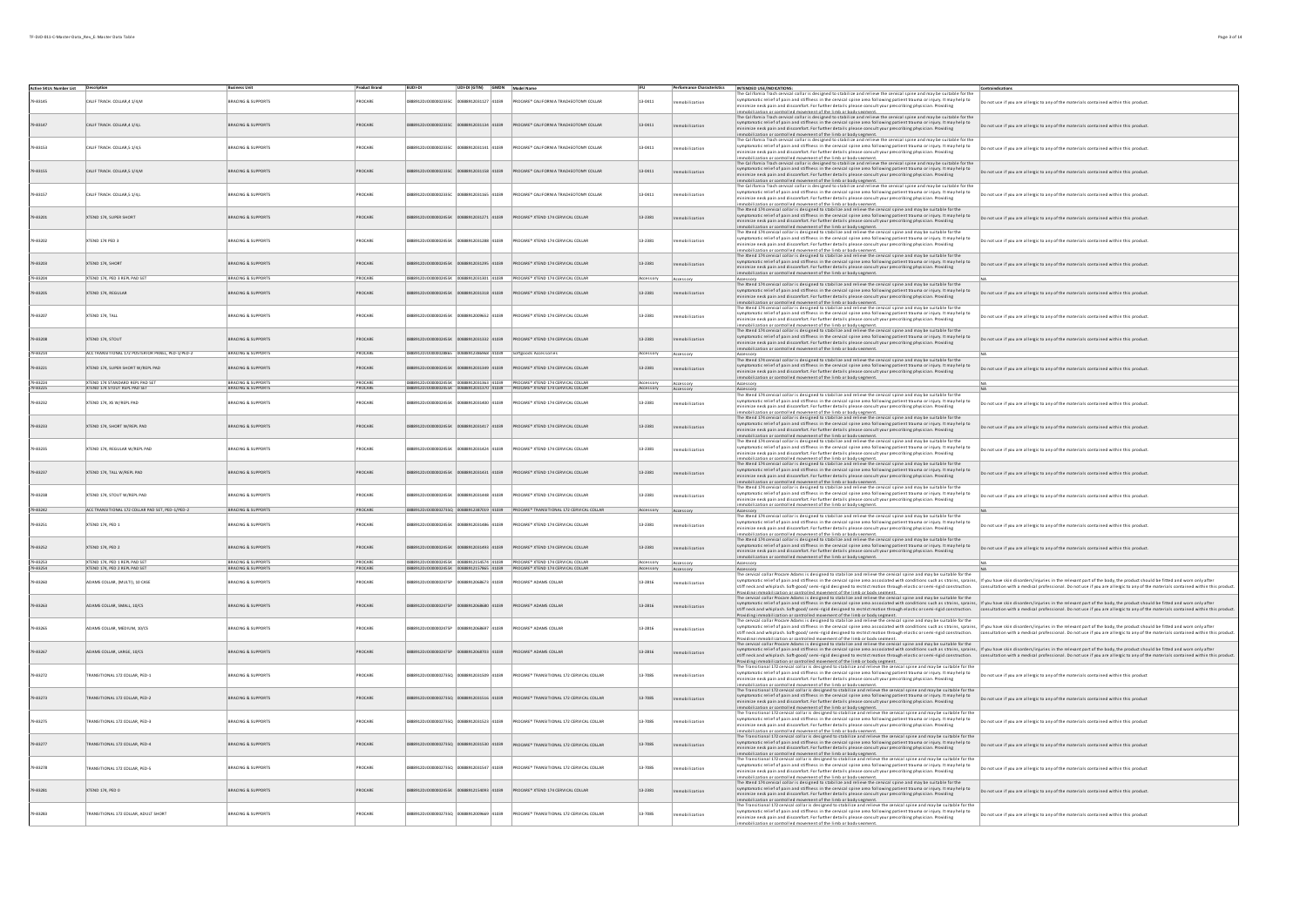| Active SKUs Number List | Description | Business Unit | Product Brand | BUDI-DI | UDI-DI (GTIN) | GMDN | Model Name | IFU | Performance Characteristics | INTENDED USE/INDICATIONS: | Contraindications |
|---|---|---|---|---|---|---|---|---|---|---|---|
| 79-83145 | CALIF TRACH. COLLAR,4 1/4,M | BRACING & SUPPORTS | PROCARE | 0888912DJO0000002335C | 00888912031127 | 41039 | PROCARE® CALIFORNIA TRACHEOTOMY COLLAR | 13-0311 | Immobilization | The California Trach cervical collar is designed to stabilize and relieve the cervical spine and may be suitable for the symptomatic relief of pain and stiffness in the cervical spine area following patient trauma or injury. It may help to minimize neck pain and discomfort. For further details please consult your prescribing physician. Providing immobilization or controlled movement of the limb or body segment. | Do not use if you are allergic to any of the materials contained within this product. |
| 79-83147 | CALIF TRACH. COLLAR,4 1/4,L | BRACING & SUPPORTS | PROCARE | 0888912DJO0000002335C | 00888912031134 | 41039 | PROCARE® CALIFORNIA TRACHEOTOMY COLLAR | 13-0311 | Immobilization | The California Trach cervical collar is designed to stabilize and relieve the cervical spine and may be suitable for the symptomatic relief of pain and stiffness in the cervical spine area following patient trauma or injury. It may help to minimize neck pain and discomfort. For further details please consult your prescribing physician. Providing immobilization or controlled movement of the limb or body segment. | Do not use if you are allergic to any of the materials contained within this product. |
| 79-83153 | CALIF TRACH. COLLAR,5 1/4,S | BRACING & SUPPORTS | PROCARE | 0888912DJO0000002335C | 00888912031141 | 41039 | PROCARE® CALIFORNIA TRACHEOTOMY COLLAR | 13-0311 | Immobilization | The California Trach cervical collar is designed to stabilize and relieve the cervical spine and may be suitable for the symptomatic relief of pain and stiffness in the cervical spine area following patient trauma or injury. It may help to minimize neck pain and discomfort. For further details please consult your prescribing physician. Providing immobilization or controlled movement of the limb or body segment. | Do not use if you are allergic to any of the materials contained within this product. |
| 79-83155 | CALIF TRACH. COLLAR,5 1/4,M | BRACING & SUPPORTS | PROCARE | 0888912DJO0000002335C | 00888912031158 | 41039 | PROCARE® CALIFORNIA TRACHEOTOMY COLLAR | 13-0311 | Immobilization | The California Trach cervical collar is designed to stabilize and relieve the cervical spine and may be suitable for the symptomatic relief of pain and stiffness in the cervical spine area following patient trauma or injury. It may help to minimize neck pain and discomfort. For further details please consult your prescribing physician. Providing immobilization or controlled movement of the limb or body segment. | Do not use if you are allergic to any of the materials contained within this product. |
| 79-83157 | CALIF TRACH. COLLAR,5 1/4,L | BRACING & SUPPORTS | PROCARE | 0888912DJO0000002335C | 00888912031165 | 41039 | PROCARE® CALIFORNIA TRACHEOTOMY COLLAR | 13-0311 | Immobilization | The California Trach cervical collar is designed to stabilize and relieve the cervical spine and may be suitable for the symptomatic relief of pain and stiffness in the cervical spine area following patient trauma or injury. It may help to minimize neck pain and discomfort. For further details please consult your prescribing physician. Providing immobilization or controlled movement of the limb or body segment. | Do not use if you are allergic to any of the materials contained within this product. |
| 79-83201 | XTEND 174, SUPER SHORT | BRACING & SUPPORTS | PROCARE | 0888912DJO0000002345K | 00888912031271 | 41039 | PROCARE® XTEND 174 CERVICAL COLLAR | 13-2301 | Immobilization | The Xtend 174 cervical collar is designed to stabilize and relieve the cervical spine and may be suitable for the symptomatic relief of pain and stiffness in the cervical spine area following patient trauma or injury. It may help to minimize neck pain and discomfort. For further details please consult your prescribing physician. Providing immobilization or controlled movement of the limb or body segment. | Do not use if you are allergic to any of the materials contained within this product. |
| 79-83202 | XTEND 174 PED 3 | BRACING & SUPPORTS | PROCARE | 0888912DJO0000002345K | 00888912031288 | 41039 | PROCARE® XTEND 174 CERVICAL COLLAR | 13-2301 | Immobilization | The Xtend 174 cervical collar is designed to stabilize and relieve the cervical spine and may be suitable for the symptomatic relief of pain and stiffness in the cervical spine area following patient trauma or injury. It may help to minimize neck pain and discomfort. For further details please consult your prescribing physician. Providing immobilization or controlled movement of the limb or body segment. | Do not use if you are allergic to any of the materials contained within this product. |
| 79-83203 | XTEND 174, SHORT | BRACING & SUPPORTS | PROCARE | 0888912DJO0000002345K | 00888912031295 | 41039 | PROCARE® XTEND 174 CERVICAL COLLAR | 13-2301 | Immobilization | The Xtend 174 cervical collar is designed to stabilize and relieve the cervical spine and may be suitable for the symptomatic relief of pain and stiffness in the cervical spine area following patient trauma or injury. It may help to minimize neck pain and discomfort. For further details please consult your prescribing physician. Providing immobilization or controlled movement of the limb or body segment. | Do not use if you are allergic to any of the materials contained within this product. |
| 79-83204 | XTEND 174, PED 3 REPL PAD SET | BRACING & SUPPORTS | PROCARE | 0888912DJO0000002345K | 00888912031301 | 41039 | PROCARE® XTEND 174 CERVICAL COLLAR | Accessory | Accessory | Accessory | NA |
| 79-83205 | XTEND 174, REGULAR | BRACING & SUPPORTS | PROCARE | 0888912DJO0000002345K | 00888912031318 | 41039 | PROCARE® XTEND 174 CERVICAL COLLAR | 13-2301 | Immobilization | The Xtend 174 cervical collar is designed to stabilize and relieve the cervical spine and may be suitable for the symptomatic relief of pain and stiffness in the cervical spine area following patient trauma or injury. It may help to minimize neck pain and discomfort. For further details please consult your prescribing physician. Providing immobilization or controlled movement of the limb or body segment. | Do not use if you are allergic to any of the materials contained within this product. |
| 79-83207 | XTEND 174, TALL | BRACING & SUPPORTS | PROCARE | 0888912DJO0000002345K | 00888912009652 | 41039 | PROCARE® XTEND 174 CERVICAL COLLAR | 13-2301 | Immobilization | The Xtend 174 cervical collar is designed to stabilize and relieve the cervical spine and may be suitable for the symptomatic relief of pain and stiffness in the cervical spine area following patient trauma or injury. It may help to minimize neck pain and discomfort. For further details please consult your prescribing physician. Providing immobilization or controlled movement of the limb or body segment. | Do not use if you are allergic to any of the materials contained within this product. |
| 79-83208 | XTEND 174, STOUT | BRACING & SUPPORTS | PROCARE | 0888912DJO0000002345K | 00888912031332 | 41039 | PROCARE® XTEND 174 CERVICAL COLLAR | 13-2301 | Immobilization | The Xtend 174 cervical collar is designed to stabilize and relieve the cervical spine and may be suitable for the symptomatic relief of pain and stiffness in the cervical spine area following patient trauma or injury. It may help to minimize neck pain and discomfort. For further details please consult your prescribing physician. Providing immobilization or controlled movement of the limb or body segment. | Do not use if you are allergic to any of the materials contained within this product. |
| 79-83210 | ACC TRANSITIONAL 172 POSTERIOR PANEL, PED-1/PED-2 | BRACING & SUPPORTS | PROCARE | 0888912DJO0000002886C | 00888912066968 | 41039 | Softgoods Accessories | Accessory | Accessory | Accessory | NA |
| 79-83221 | XTEND 174, SUPER SHORT W/REPL PAD | BRACING & SUPPORTS | PROCARE | 0888912DJO0000002345K | 00888912031349 | 41039 | PROCARE® XTEND 174 CERVICAL COLLAR | 13-2301 | Immobilization | The Xtend 174 cervical collar is designed to stabilize and relieve the cervical spine and may be suitable for the symptomatic relief of pain and stiffness in the cervical spine area following patient trauma or injury. It may help to minimize neck pain and discomfort. For further details please consult your prescribing physician. Providing immobilization or controlled movement of the limb or body segment. | Do not use if you are allergic to any of the materials contained within this product. |
| 79-83224 | XTEND 174 STANDARD REPL PAD SET | BRACING & SUPPORTS | PROCARE | 0888912DJO0000002345K | 00888912031363 | 41039 | PROCARE® XTEND 174 CERVICAL COLLAR | Accessory | Accessory | Accessory | NA |
| 79-83225 | XTEND 174 STOUT REPL PAD SET | BRACING & SUPPORTS | PROCARE | 0888912DJO0000002345K | 00888912031370 | 41039 | PROCARE® XTEND 174 CERVICAL COLLAR | Accessory | Accessory | Accessory | NA |
| 79-83232 | XTEND 174, XS W/REPL PAD | BRACING & SUPPORTS | PROCARE | 0888912DJO0000002345K | 00888912031400 | 41039 | PROCARE® XTEND 174 CERVICAL COLLAR | 13-2301 | Immobilization | The Xtend 174 cervical collar is designed to stabilize and relieve the cervical spine and may be suitable for the symptomatic relief of pain and stiffness in the cervical spine area following patient trauma or injury. It may help to minimize neck pain and discomfort. For further details please consult your prescribing physician. Providing immobilization or controlled movement of the limb or body segment. | Do not use if you are allergic to any of the materials contained within this product. |
| 79-83233 | XTEND 174, SHORT W/REPL PAD | BRACING & SUPPORTS | PROCARE | 0888912DJO0000002345K | 00888912031417 | 41039 | PROCARE® XTEND 174 CERVICAL COLLAR | 13-2301 | Immobilization | The Xtend 174 cervical collar is designed to stabilize and relieve the cervical spine and may be suitable for the symptomatic relief of pain and stiffness in the cervical spine area following patient trauma or injury. It may help to minimize neck pain and discomfort. For further details please consult your prescribing physician. Providing immobilization or controlled movement of the limb or body segment. | Do not use if you are allergic to any of the materials contained within this product. |
| 79-83235 | XTEND 174, REGULAR W/REPL PAD | BRACING & SUPPORTS | PROCARE | 0888912DJO0000002345K | 00888912031424 | 41039 | PROCARE® XTEND 174 CERVICAL COLLAR | 13-2301 | Immobilization | The Xtend 174 cervical collar is designed to stabilize and relieve the cervical spine and may be suitable for the symptomatic relief of pain and stiffness in the cervical spine area following patient trauma or injury. It may help to minimize neck pain and discomfort. For further details please consult your prescribing physician. Providing immobilization or controlled movement of the limb or body segment. | Do not use if you are allergic to any of the materials contained within this product. |
| 79-83237 | XTEND 174, TALL W/REPL PAD | BRACING & SUPPORTS | PROCARE | 0888912DJO0000002345K | 00888912031431 | 41039 | PROCARE® XTEND 174 CERVICAL COLLAR | 13-2301 | Immobilization | The Xtend 174 cervical collar is designed to stabilize and relieve the cervical spine and may be suitable for the symptomatic relief of pain and stiffness in the cervical spine area following patient trauma or injury. It may help to minimize neck pain and discomfort. For further details please consult your prescribing physician. Providing immobilization or controlled movement of the limb or body segment. | Do not use if you are allergic to any of the materials contained within this product. |
| 79-83238 | XTEND 174, STOUT W/REPL PAD | BRACING & SUPPORTS | PROCARE | 0888912DJO0000002345K | 00888912031448 | 41039 | PROCARE® XTEND 174 CERVICAL COLLAR | 13-2301 | Immobilization | The Xtend 174 cervical collar is designed to stabilize and relieve the cervical spine and may be suitable for the symptomatic relief of pain and stiffness in the cervical spine area following patient trauma or injury. It may help to minimize neck pain and discomfort. For further details please consult your prescribing physician. Providing immobilization or controlled movement of the limb or body segment. | Do not use if you are allergic to any of the materials contained within this product. |
| 79-83242 | ACC TRANSITIONAL 172 COLLAR PAD SET, PED-1/PED-2 | BRACING & SUPPORTS | PROCARE | 0888912DJO0000002735Q | 00888912087059 | 41039 | PROCARE® TRANSITIONAL 172 CERVICAL COLLAR | Accessory | Accessory | Accessory | NA |
| 79-83251 | XTEND 174, PED 1 | BRACING & SUPPORTS | PROCARE | 0888912DJO0000002345K | 00888912031486 | 41039 | PROCARE® XTEND 174 CERVICAL COLLAR | 13-2301 | Immobilization | The Xtend 174 cervical collar is designed to stabilize and relieve the cervical spine and may be suitable for the symptomatic relief of pain and stiffness in the cervical spine area following patient trauma or injury. It may help to minimize neck pain and discomfort. For further details please consult your prescribing physician. Providing immobilization or controlled movement of the limb or body segment. | Do not use if you are allergic to any of the materials contained within this product. |
| 79-83252 | XTEND 174, PED 2 | BRACING & SUPPORTS | PROCARE | 0888912DJO0000002345K | 00888912031493 | 41039 | PROCARE® XTEND 174 CERVICAL COLLAR | 13-2301 | Immobilization | The Xtend 174 cervical collar is designed to stabilize and relieve the cervical spine and may be suitable for the symptomatic relief of pain and stiffness in the cervical spine area following patient trauma or injury. It may help to minimize neck pain and discomfort. For further details please consult your prescribing physician. Providing immobilization or controlled movement of the limb or body segment. | Do not use if you are allergic to any of the materials contained within this product. |
| 79-83253 | XTEND 174, PED 1 REPL PAD SET | BRACING & SUPPORTS | PROCARE | 0888912DJO0000002345K | 00888912154974 | 41039 | PROCARE® XTEND 174 CERVICAL COLLAR | Accessory | Accessory | Accessory | NA |
| 79-83254 | XTEND 174, PED 2 REPL PAD SET | BRACING & SUPPORTS | PROCARE | 0888912DJO0000002345K | 00888912157865 | 41039 | PROCARE® XTEND 174 CERVICAL COLLAR | Accessory | Accessory | Accessory | NA |
| 79-83260 | ADAMS COLLAR, (MULTI), 10 CASE | BRACING & SUPPORTS | PROCARE | 0888912DJO0000002475P | 00888912068672 | 41039 | PROCARE® ADAMS COLLAR | 13-2816 | Immobilization | The cervical collar Procare Adams is designed to stabilize and relieve the cervical spine and may be suitable for the symptomatic relief of pain and stiffness in the cervical spine area associated with conditions such as strains, sprains, stiff neck and whiplash. Soft-good/ semi-rigid designed to restrict motion through elastic or semi-rigid construction. Providing immobilization or controlled movement of the limb or body segment. | If you have skin disorders/injuries in the relevant part of the body, the product should be fitted and worn only after consultation with a medical professional. Do not use if you are allergic to any of the materials contained within this product. |
| 79-83263 | ADAMS COLLAR, SMALL, 10/CS | BRACING & SUPPORTS | PROCARE | 0888912DJO0000002475P | 00888912068680 | 41039 | PROCARE® ADAMS COLLAR | 13-2816 | Immobilization | The cervical collar Procare Adams is designed to stabilize and relieve the cervical spine and may be suitable for the symptomatic relief of pain and stiffness in the cervical spine area associated with conditions such as strains, sprains, stiff neck and whiplash. Soft-good/ semi-rigid designed to restrict motion through elastic or semi-rigid construction. Providing immobilization or controlled movement of the limb or body segment. | If you have skin disorders/injuries in the relevant part of the body, the product should be fitted and worn only after consultation with a medical professional. Do not use if you are allergic to any of the materials contained within this product. |
| 79-83265 | ADAMS COLLAR, MEDIUM, 10/CS | BRACING & SUPPORTS | PROCARE | 0888912DJO0000002475P | 00888912068697 | 41039 | PROCARE® ADAMS COLLAR | 13-2816 | Immobilization | The cervical collar Procare Adams is designed to stabilize and relieve the cervical spine and may be suitable for the symptomatic relief of pain and stiffness in the cervical spine area associated with conditions such as strains, sprains, stiff neck and whiplash. Soft-good/ semi-rigid designed to restrict motion through elastic or semi-rigid construction. Providing immobilization or controlled movement of the limb or body segment. | If you have skin disorders/injuries in the relevant part of the body, the product should be fitted and worn only after consultation with a medical professional. Do not use if you are allergic to any of the materials contained within this product. |
| 79-83267 | ADAMS COLLAR, LARGE, 10/CS | BRACING & SUPPORTS | PROCARE | 0888912DJO0000002475P | 00888912068703 | 41039 | PROCARE® ADAMS COLLAR | 13-2816 | Immobilization | The cervical collar Procare Adams is designed to stabilize and relieve the cervical spine and may be suitable for the symptomatic relief of pain and stiffness in the cervical spine area associated with conditions such as strains, sprains, stiff neck and whiplash. Soft-good/ semi-rigid designed to restrict motion through elastic or semi-rigid construction. Providing immobilization or controlled movement of the limb or body segment. | If you have skin disorders/injuries in the relevant part of the body, the product should be fitted and worn only after consultation with a medical professional. Do not use if you are allergic to any of the materials contained within this product. |
| 79-83272 | TRANSITIONAL 172 COLLAR, PED-1 | BRACING & SUPPORTS | PROCARE | 0888912DJO0000002735Q | 00888912031509 | 41039 | PROCARE® TRANSITIONAL 172 CERVICAL COLLAR | 13-7085 | Immobilization | The Transitional 172 cervical collar is designed to stabilize and relieve the cervical spine and may be suitable for the symptomatic relief of pain and stiffness in the cervical spine area following patient trauma or injury. It may help to minimize neck pain and discomfort. For further details please consult your prescribing physician. Providing immobilization or controlled movement of the limb or body segment. | Do not use if you are allergic to any of the materials contained within this product. |
| 79-83273 | TRANSITIONAL 172 COLLAR, PED-2 | BRACING & SUPPORTS | PROCARE | 0888912DJO0000002735Q | 00888912031516 | 41039 | PROCARE® TRANSITIONAL 172 CERVICAL COLLAR | 13-7085 | Immobilization | The Transitional 172 cervical collar is designed to stabilize and relieve the cervical spine and may be suitable for the symptomatic relief of pain and stiffness in the cervical spine area following patient trauma or injury. It may help to minimize neck pain and discomfort. For further details please consult your prescribing physician. Providing immobilization or controlled movement of the limb or body segment. | Do not use if you are allergic to any of the materials contained within this product. |
| 79-83275 | TRANSITIONAL 172 COLLAR, PED-3 | BRACING & SUPPORTS | PROCARE | 0888912DJO0000002735Q | 00888912031523 | 41039 | PROCARE® TRANSITIONAL 172 CERVICAL COLLAR | 13-7085 | Immobilization | The Transitional 172 cervical collar is designed to stabilize and relieve the cervical spine and may be suitable for the symptomatic relief of pain and stiffness in the cervical spine area following patient trauma or injury. It may help to minimize neck pain and discomfort. For further details please consult your prescribing physician. Providing immobilization or controlled movement of the limb or body segment. | Do not use if you are allergic to any of the materials contained within this product. |
| 79-83277 | TRANSITIONAL 172 COLLAR, PED-4 | BRACING & SUPPORTS | PROCARE | 0888912DJO0000002735Q | 00888912031530 | 41039 | PROCARE® TRANSITIONAL 172 CERVICAL COLLAR | 13-7085 | Immobilization | The Transitional 172 cervical collar is designed to stabilize and relieve the cervical spine and may be suitable for the symptomatic relief of pain and stiffness in the cervical spine area following patient trauma or injury. It may help to minimize neck pain and discomfort. For further details please consult your prescribing physician. Providing immobilization or controlled movement of the limb or body segment. | Do not use if you are allergic to any of the materials contained within this product. |
| 79-83278 | TRANSITIONAL 172 COLLAR, PED-5 | BRACING & SUPPORTS | PROCARE | 0888912DJO0000002735Q | 00888912031547 | 41039 | PROCARE® TRANSITIONAL 172 CERVICAL COLLAR | 13-7085 | Immobilization | The Transitional 172 cervical collar is designed to stabilize and relieve the cervical spine and may be suitable for the symptomatic relief of pain and stiffness in the cervical spine area following patient trauma or injury. It may help to minimize neck pain and discomfort. For further details please consult your prescribing physician. Providing immobilization or controlled movement of the limb or body segment. | Do not use if you are allergic to any of the materials contained within this product. |
| 79-83281 | XTEND 174, PED 0 | BRACING & SUPPORTS | PROCARE | 0888912DJO0000002345K | 00888912154093 | 41039 | PROCARE® XTEND 174 CERVICAL COLLAR | 13-2301 | Immobilization | The Xtend 174 cervical collar is designed to stabilize and relieve the cervical spine and may be suitable for the symptomatic relief of pain and stiffness in the cervical spine area following patient trauma or injury. It may help to minimize neck pain and discomfort. For further details please consult your prescribing physician. Providing immobilization or controlled movement of the limb or body segment. | Do not use if you are allergic to any of the materials contained within this product. |
| 79-83283 | TRANSITIONAL 172 COLLAR, ADULT SHORT | BRACING & SUPPORTS | PROCARE | 0888912DJO0000002735Q | 00888912009669 | 41039 | PROCARE® TRANSITIONAL 172 CERVICAL COLLAR | 13-7085 | Immobilization | The Transitional 172 cervical collar is designed to stabilize and relieve the cervical spine and may be suitable for the symptomatic relief of pain and stiffness in the cervical spine area following patient trauma or injury. It may help to minimize neck pain and discomfort. For further details please consult your prescribing physician. Providing immobilization or controlled movement of the limb or body segment. | Do not use if you are allergic to any of the materials contained within this product. |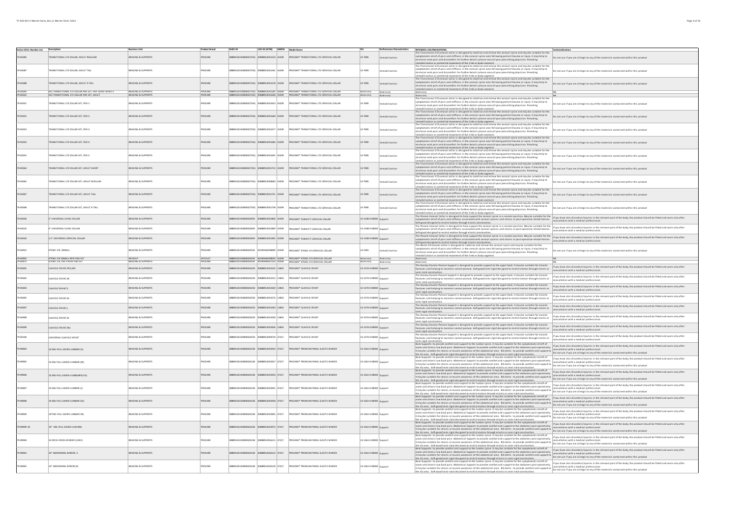| Active SKUs Number List | Description | Business Unit | Product Brand | BUDI-DI | UDI-DI (GTIN) | GMDN | Model Name | IFU | Performance Characteristics | INTENDED USE/INDICATIONS: | Contraindications |
|---|---|---|---|---|---|---|---|---|---|---|---|
| 79-83286 | TRANSITIONAL 172 COLLAR, ADULT REGULAR | BRACING & SUPPORTS | PROCARE | 0888912DJO000002735Q | 00888912031554 | 41039 | PROCARE® TRANSITIONAL 172 CERVICAL COLLAR | 13-7085 | Immobilization | The Transitional 172 cervical collar is designed to stabilize and relieve the cervical spine and may be suitable for the symptomatic relief of pain and stiffness in the cervical spine area following patient trauma or injury. It may help to minimize neck pain and discomfort. For further details please consult your prescribing physician. Providing immobilization or controlled movement of the limb or body segment. | Do not use if you are allergic to any of the materials contained within this product |
| 79-83287 | TRANSITIONAL 172 COLLAR, ADULT TALL | BRACING & SUPPORTS | PROCARE | 0888912DJO000002735Q | 00888912031561 | 41039 | PROCARE® TRANSITIONAL 172 CERVICAL COLLAR | 13-7085 | Immobilization | The Transitional 172 cervical collar is designed to stabilize and relieve the cervical spine and may be suitable for the symptomatic relief of pain and stiffness in the cervical spine area following patient trauma or injury. It may help to minimize neck pain and discomfort. For further details please consult your prescribing physician. Providing immobilization or controlled movement of the limb or body segment. | Do not use if you are allergic to any of the materials contained within this product |
| 79-83288 | TRANSITIONAL 172 COLLAR, ADULT X-TALL | BRACING & SUPPORTS | PROCARE | 0888912DJO000002735Q | 00888912031578 | 41039 | PROCARE® TRANSITIONAL 172 CERVICAL COLLAR | 13-7085 | Immobilization | The Transitional 172 cervical collar is designed to stabilize and relieve the cervical spine and may be suitable for the symptomatic relief of pain and stiffness in the cervical spine area following patient trauma or injury. It may help to minimize neck pain and discomfort. For further details please consult your prescribing physician. Providing immobilization or controlled movement of the limb or body segment. | Do not use if you are allergic to any of the materials contained within this product |
| 79-83295 | ACC TRANSITIONAL 172 COLLAR PAD SET, PED-3/PED-5/PED-5 | BRACING & SUPPORTS | PROCARE | 0888912DJO000002735Q | 00888912031585 | 41039 | PROCARE® TRANSITIONAL 172 CERVICAL COLLAR | Accessory | Accessory | Accessory | NA |
| 79-83325 | ACC TRANSITIONAL 172 COLLAR PAD SET, ADULT | BRACING & SUPPORTS | PROCARE | 0888912DJO000002735Q | 00888912031646 | 41039 | PROCARE® TRANSITIONAL 172 CERVICAL COLLAR | Accessory | Accessory | Accessory | NA |
| 79-83351 | TRANSITIONAL 172 COLLAR SET, PED-1 | BRACING & SUPPORTS | PROCARE | 0888912DJO000002735Q | 00888912031653 | 41039 | PROCARE® TRANSITIONAL 172 CERVICAL COLLAR | 13-7085 | Immobilization | The Transitional 172 cervical collar is designed to stabilize and relieve the cervical spine and may be suitable for the symptomatic relief of pain and stiffness in the cervical spine area following patient trauma or injury. It may help to minimize neck pain and discomfort. For further details please consult your prescribing physician. Providing immobilization or controlled movement of the limb or body segment. | Do not use if you are allergic to any of the materials contained within this product |
| 79-83352 | TRANSITIONAL 172 COLLAR SET, PED-2 | BRACING & SUPPORTS | PROCARE | 0888912DJO000002735Q | 00888912031660 | 41039 | PROCARE® TRANSITIONAL 172 CERVICAL COLLAR | 13-7085 | Immobilization | The Transitional 172 cervical collar is designed to stabilize and relieve the cervical spine and may be suitable for the symptomatic relief of pain and stiffness in the cervical spine area following patient trauma or injury. It may help to minimize neck pain and discomfort. For further details please consult your prescribing physician. Providing immobilization or controlled movement of the limb or body segment. | Do not use if you are allergic to any of the materials contained within this product |
| 79-83353 | TRANSITIONAL 172 COLLAR SET, PED-3 | BRACING & SUPPORTS | PROCARE | 0888912DJO000002735Q | 00888912031677 | 41039 | PROCARE® TRANSITIONAL 172 CERVICAL COLLAR | 13-7085 | Immobilization | The Transitional 172 cervical collar is designed to stabilize and relieve the cervical spine and may be suitable for the symptomatic relief of pain and stiffness in the cervical spine area following patient trauma or injury. It may help to minimize neck pain and discomfort. For further details please consult your prescribing physician. Providing immobilization or controlled movement of the limb or body segment. | Do not use if you are allergic to any of the materials contained within this product |
| 79-83354 | TRANSITIONAL 172 COLLAR SET, PED-4 | BRACING & SUPPORTS | PROCARE | 0888912DJO000002735Q | 00888912031684 | 41039 | PROCARE® TRANSITIONAL 172 CERVICAL COLLAR | 13-7085 | Immobilization | The Transitional 172 cervical collar is designed to stabilize and relieve the cervical spine and may be suitable for the symptomatic relief of pain and stiffness in the cervical spine area following patient trauma or injury. It may help to minimize neck pain and discomfort. For further details please consult your prescribing physician. Providing immobilization or controlled movement of the limb or body segment. | Do not use if you are allergic to any of the materials contained within this product |
| 79-83355 | TRANSITIONAL 172 COLLAR SET, PED-5 | BRACING & SUPPORTS | PROCARE | 0888912DJO000002735Q | 00888912031691 | 41039 | PROCARE® TRANSITIONAL 172 CERVICAL COLLAR | 13-7085 | Immobilization | The Transitional 172 cervical collar is designed to stabilize and relieve the cervical spine and may be suitable for the symptomatic relief of pain and stiffness in the cervical spine area following patient trauma or injury. It may help to minimize neck pain and discomfort. For further details please consult your prescribing physician. Providing immobilization or controlled movement of the limb or body segment. | Do not use if you are allergic to any of the materials contained within this product |
| 79-83363 | TRANSITIONAL 172 COLLAR SET, ADULT SHORT | BRACING & SUPPORTS | PROCARE | 0888912DJO000002735Q | 00888912031714 | 41039 | PROCARE® TRANSITIONAL 172 CERVICAL COLLAR | 13-7085 | Immobilization | The Transitional 172 cervical collar is designed to stabilize and relieve the cervical spine and may be suitable for the symptomatic relief of pain and stiffness in the cervical spine area following patient trauma or injury. It may help to minimize neck pain and discomfort. For further details please consult your prescribing physician. Providing immobilization or controlled movement of the limb or body segment. | Do not use if you are allergic to any of the materials contained within this product |
| 79-83365 | TRANSITIONAL 172 COLLAR SET, ADULT REGULAR | BRACING & SUPPORTS | PROCARE | 0888912DJO000002735Q | 00888912009683 | 41039 | PROCARE® TRANSITIONAL 172 CERVICAL COLLAR | 13-7085 | Immobilization | The Transitional 172 cervical collar is designed to stabilize and relieve the cervical spine and may be suitable for the symptomatic relief of pain and stiffness in the cervical spine area following patient trauma or injury. It may help to minimize neck pain and discomfort. For further details please consult your prescribing physician. Providing immobilization or controlled movement of the limb or body segment. | Do not use if you are allergic to any of the materials contained within this product |
| 79-83367 | TRANSITIONAL 172 COLLAR SET, ADULT TALL | BRACING & SUPPORTS | PROCARE | 0888912DJO000002735Q | 00888912031721 | 41039 | PROCARE® TRANSITIONAL 172 CERVICAL COLLAR | 13-7085 | Immobilization | The Transitional 172 cervical collar is designed to stabilize and relieve the cervical spine and may be suitable for the symptomatic relief of pain and stiffness in the cervical spine area following patient trauma or injury. It may help to minimize neck pain and discomfort. For further details please consult your prescribing physician. Providing immobilization or controlled movement of the limb or body segment. | Do not use if you are allergic to any of the materials contained within this product |
| 79-83368 | TRANSITIONAL 172 COLLAR SET, ADULT X-TALL | BRACING & SUPPORTS | PROCARE | 0888912DJO000002735Q | 00888912031738 | 41039 | PROCARE® TRANSITIONAL 172 CERVICAL COLLAR | 13-7085 | Immobilization | The Transitional 172 cervical collar is designed to stabilize and relieve the cervical spine and may be suitable for the symptomatic relief of pain and stiffness in the cervical spine area following patient trauma or injury. It may help to minimize neck pain and discomfort. For further details please consult your prescribing physician. Providing immobilization or controlled movement of the limb or body segment. | Do not use if you are allergic to any of the materials contained within this product |
| 79-83500 | 3" UNIVERSAL CLINIC COLLAR | BRACING & SUPPORTS | PROCARE | 0888912DJO000002855F | 00888912031806 | 41039 | PROCARE® FORMFIT CERVICAL COLLAR | 13-1308-0-00000 | Support | The Procare Cervical Collar is designed to help support the cervical spine in a neutral position. May be suitable for the symptomatic relief of pain and stiffness associated with cervical sprains and strains or post operative rehabilitation. Softgood designed to restrict motion through elastic construction. | If you have skin disorders/injuries in the relevant part of the body, the product should be fitted and worn only after consultation with a medical professional. |
| 79-83510 | 4" UNIVERSAL CLINIC COLLAR | BRACING & SUPPORTS | PROCARE | 0888912DJO000002855F | 00888912031899 | 41039 | PROCARE® FORMFIT CERVICAL COLLAR | 13-1308-0-00000 | Support | The Procare Cervical Collar is designed to help support the cervical spine in a neutral position. May be suitable for the symptomatic relief of pain and stiffness associated with cervical sprains and strains or post operative rehabilitation. Softgood designed to restrict motion through elastic construction. | If you have skin disorders/injuries in the relevant part of the body, the product should be fitted and worn only after consultation with a medical professional. |
| 79-83520 | 2.5" UNIVERSAL CERVICAL COLLAR | BRACING & SUPPORTS | PROCARE | 0888912DJO000002855F | 00888912031905 | 41039 | PROCARE® FORMFIT CERVICAL COLLAR | 13-1308-0-00000 | Support | The Procare Cervical Collar is designed to help support the cervical spine in a neutral position. May be suitable for the symptomatic relief of pain and stiffness associated with cervical sprains and strains or post operative rehabilitation. Softgood designed to restrict motion through elastic construction. | If you have skin disorders/injuries in the relevant part of the body, the product should be fitted and worn only after consultation with a medical professional. |
| 79-83922 | XTEND 174, XSMALL | BRACING & SUPPORTS | PROCARE | 0888912DJO000002855K | 00190446298489 | 41039 | PROCARE® XTEND 174 CERVICAL COLLAR | 13-2381 | Immobilization | The Xtend 174 cervical collar is designed to stabilize and relieve the cervical spine and may be suitable for the symptomatic relief of pain and stiffness in the cervical spine area following patient trauma or injury. It may help to minimize neck pain and discomfort. For further details please consult your prescribing physician. Providing immobilization or controlled movement of the limb or body segment. | Do not use if you are allergic to any of the materials contained within this product. |
| 79-83942 | XTEND 174 XSMALL REPL PAD SET | DEFAULT | DEFAULT | 0888912DJO000002855K | 00190446298595 | 41039 | PROCARE® XTEND 174 CERVICAL COLLAR | Accessory | Accessory | Accessory | NA |
| 79-83972 | XTEND 174, PED 3 REPL PAD SET | BRACING & SUPPORTS | PROCARE | 0888912DJO000002855K | 00190446347220 | 41039 | PROCARE® XTEND 174 CERVICAL COLLAR | Accessory | Accessory | Accessory | NA |
| 79-85001 | CLAVICLE SPLINT,PED,XXS | BRACING & SUPPORTS | PROCARE | 0888912DJO000004250 | 00888912033145 | 13810 | PROCARE® CLAVICLE SPLINT | 13-1374-0-00000 | Support | The Donjoy Clavicle Posture Support is designed to provide support to the upper back. It may be suitable for clavicle fractures and helping to maintain correct posture. Softgood/semi-rigid designed to restrict motion through elastic or semi-rigid construction. | If you have skin disorders/injuries in the relevant part of the body, the product should be fitted and worn only after consultation with a medical professional. |
| 79-85002 | CLAVICLE SPLINT,XS | BRACING & SUPPORTS | PROCARE | 0888912DJO000004250 | 00888912033152 | 13810 | PROCARE® CLAVICLE SPLINT | 13-1374-0-00000 | Support | The Donjoy Clavicle Posture Support is designed to provide support to the upper back. It may be suitable for clavicle fractures and helping to maintain correct posture. Softgood/semi-rigid designed to restrict motion through elastic or semi-rigid construction. | If you have skin disorders/injuries in the relevant part of the body, the product should be fitted and worn only after consultation with a medical professional. |
| 79-85003 | CLAVICLE SPLINT,S | BRACING & SUPPORTS | PROCARE | 0888912DJO000004250 | 00888912033169 | 13810 | PROCARE® CLAVICLE SPLINT | 13-1374-0-00000 | Support | The Donjoy Clavicle Posture Support is designed to provide support to the upper back. It may be suitable for clavicle fractures and helping to maintain correct posture. Softgood/semi-rigid designed to restrict motion through elastic or semi-rigid construction. | If you have skin disorders/injuries in the relevant part of the body, the product should be fitted and worn only after consultation with a medical professional. |
| 79-85005 | CLAVICLE SPLINT,M | BRACING & SUPPORTS | PROCARE | 0888912DJO000004250 | 00888912033176 | 13810 | PROCARE® CLAVICLE SPLINT | 13-1374-0-00000 | Support | The Donjoy Clavicle Posture Support is designed to provide support to the upper back. It may be suitable for clavicle fractures and helping to maintain correct posture. Softgood/semi-rigid designed to restrict motion through elastic or semi-rigid construction. | If you have skin disorders/injuries in the relevant part of the body, the product should be fitted and worn only after consultation with a medical professional. |
| 79-85007 | CLAVICLE SPLINT,L | BRACING & SUPPORTS | PROCARE | 0888912DJO000004250 | 00888912033183 | 13810 | PROCARE® CLAVICLE SPLINT | 13-1374-0-00000 | Support | The Donjoy Clavicle Posture Support is designed to provide support to the upper back. It may be suitable for clavicle fractures and helping to maintain correct posture. Softgood/semi-rigid designed to restrict motion through elastic or semi-rigid construction. | If you have skin disorders/injuries in the relevant part of the body, the product should be fitted and worn only after consultation with a medical professional. |
| 79-85008 | CLAVICLE SPLINT,XL | BRACING & SUPPORTS | PROCARE | 0888912DJO000004250 | 00888912033190 | 13810 | PROCARE® CLAVICLE SPLINT | 13-1374-0-00000 | Support | The Donjoy Clavicle Posture Support is designed to provide support to the upper back. It may be suitable for clavicle fractures and helping to maintain correct posture. Softgood/semi-rigid designed to restrict motion through elastic or semi-rigid construction. | If you have skin disorders/injuries in the relevant part of the body, the product should be fitted and worn only after consultation with a medical professional. |
| 79-85009 | CLAVICLE SPLINT,XXL | BRACING & SUPPORTS | PROCARE | 0888912DJO000004250 | 00888912033206 | 13810 | PROCARE® CLAVICLE SPLINT | 13-1374-0-00000 | Support | The Donjoy Clavicle Posture Support is designed to provide support to the upper back. It may be suitable for clavicle fractures and helping to maintain correct posture. Softgood/semi-rigid designed to restrict motion through elastic or semi-rigid construction. | If you have skin disorders/injuries in the relevant part of the body, the product should be fitted and worn only after consultation with a medical professional. |
| 79-85100 | UNIVERSAL CLAVICLE SPLINT | BRACING & SUPPORTS | PROCARE | 0888912DJO000004250 | 00888912009720 | 47217 | PROCARE® CLAVICLE SPLINT | 13-1374-0-00000 | Support | The Donjoy Clavicle Posture Support is designed to provide support to the upper back. It may be suitable for clavicle fractures and helping to maintain correct posture. Softgood/semi-rigid designed to restrict motion through elastic or semi-rigid construction. | If you have skin disorders/injuries in the relevant part of the body, the product should be fitted and worn only after consultation with a medical professional. |
| 79-89003 | 10 DBL-PULL SACRO-LUMBAR (S) | BRACING & SUPPORTS | PROCARE | 0888912DJO000004158 | 00888912035903 | 47217 | PROCARE® PREMIUM PANEL ELASTIC BINDER | 13-1363-0-00000 | Support | Back Supports: to provide comfort and support to the lumbar spine. It may be suitable for the symptomatic relief of acute and chronic low back pain. Abdominal Support: to provide comfort and support to the abdomen post-operatively. It may be suitable for strains or muscle weakness of the abdominal area. Rib belts: to provide comfort and support to the rib area. Softgood/semi-rigid designed to restrict motion through elastic or semi-rigid construction. | If you have skin disorders/injuries in the relevant part of the body, the product should be fitted and worn only after consultation with a medical professional. Do not use if you are allergic to any of the materials contained within this product |
| 79-89005 | 10 DBL PULL SACRO-LUMBAR (M) | BRACING & SUPPORTS | PROCARE | 0888912DJO000004158 | 00888912035927 | 47217 | PROCARE® PREMIUM PANEL ELASTIC BINDER | 13-1363-0-00000 | Support | Back Supports: to provide comfort and support to the lumbar spine. It may be suitable for the symptomatic relief of acute and chronic low back pain. Abdominal Support: to provide comfort and support to the abdomen post-operatively. It may be suitable for strains or muscle weakness of the abdominal area. Rib belts: to provide comfort and support to the rib area. Softgood/semi-rigid designed to restrict motion through elastic or semi-rigid construction. | If you have skin disorders/injuries in the relevant part of the body, the product should be fitted and worn only after consultation with a medical professional. Do not use if you are allergic to any of the materials contained within this product |
| 79-89006 | 10 DBL PULL SACRO-LUMB(MED/LG) | BRACING & SUPPORTS | PROCARE | 0888912DJO000004158 | 00888912035934 | 47217 | PROCARE® PREMIUM PANEL ELASTIC BINDER | 13-1363-0-00000 | Support | Back Supports: to provide comfort and support to the lumbar spine. It may be suitable for the symptomatic relief of acute and chronic low back pain. Abdominal Support: to provide comfort and support to the abdomen post-operatively. It may be suitable for strains or muscle weakness of the abdominal area. Rib belts: to provide comfort and support to the rib area. Softgood/semi-rigid designed to restrict motion through elastic or semi-rigid construction. | If you have skin disorders/injuries in the relevant part of the body, the product should be fitted and worn only after consultation with a medical professional. Do not use if you are allergic to any of the materials contained within this product |
| 79-89007 | 10 DBL PULL SACRO-LUMBAR (L) | BRACING & SUPPORTS | PROCARE | 0888912DJO000004158 | 00888912035941 | 47217 | PROCARE® PREMIUM PANEL ELASTIC BINDER | 13-1363-0-00000 | Support | Back Supports: to provide comfort and support to the lumbar spine. It may be suitable for the symptomatic relief of acute and chronic low back pain. Abdominal Support: to provide comfort and support to the abdomen post-operatively. It may be suitable for strains or muscle weakness of the abdominal area. Rib belts: to provide comfort and support to the rib area. Softgood/semi-rigid designed to restrict motion through elastic or semi-rigid construction. | If you have skin disorders/injuries in the relevant part of the body, the product should be fitted and worn only after consultation with a medical professional. Do not use if you are allergic to any of the materials contained within this product |
| 79-89008 | 10 DBL PULL SACRO-LUMBAR (XL) | BRACING & SUPPORTS | PROCARE | 0888912DJO000004158 | 00888912035958 | 47217 | PROCARE® PREMIUM PANEL ELASTIC BINDER | 13-1363-0-00000 | Support | Back Supports: to provide comfort and support to the lumbar spine. It may be suitable for the symptomatic relief of acute and chronic low back pain. Abdominal Support: to provide comfort and support to the abdomen post-operatively. It may be suitable for strains or muscle weakness of the abdominal area. Rib belts: to provide comfort and support to the rib area. Softgood/semi-rigid designed to restrict motion through elastic or semi-rigid construction. | If you have skin disorders/injuries in the relevant part of the body, the product should be fitted and worn only after consultation with a medical professional. Do not use if you are allergic to any of the materials contained within this product |
| 79-89009 | 10"DBL PULL SACRO LUMBAR XXL | BRACING & SUPPORTS | PROCARE | 0888912DJO000004158 | 00888912035965 | 47217 | PROCARE® PREMIUM PANEL ELASTIC BINDER | 13-1363-0-00000 | Support | Back Supports: to provide comfort and support to the lumbar spine. It may be suitable for the symptomatic relief of acute and chronic low back pain. Abdominal Support: to provide comfort and support to the abdomen post-operatively. It may be suitable for strains or muscle weakness of the abdominal area. Rib belts: to provide comfort and support to the rib area. Softgood/semi-rigid designed to restrict motion through elastic or semi-rigid construction. | If you have skin disorders/injuries in the relevant part of the body, the product should be fitted and worn only after consultation with a medical professional. Do not use if you are allergic to any of the materials contained within this product |
| 79-89009-10 | 10" DBL PULL SACRO LUM XXXL | BRACING & SUPPORTS | PROCARE | 0888912DJO000004158 | 00888912035972 | 47217 | PROCARE® PREMIUM PANEL ELASTIC BINDER | 13-1363-0-00000 | Support | Back Supports: to provide comfort and support to the lumbar spine. It may be suitable for the symptomatic relief of acute and chronic low back pain. Abdominal Support: to provide comfort and support to the abdomen post-operatively. It may be suitable for strains or muscle weakness of the abdominal area. Rib belts: to provide comfort and support to the rib area. Softgood/semi-rigid designed to restrict motion through elastic or semi-rigid construction. | If you have skin disorders/injuries in the relevant part of the body, the product should be fitted and worn only after consultation with a medical professional. Do not use if you are allergic to any of the materials contained within this product |
| 79-89040 | 10 CRISS-CROSS BINDER (UNIV) | BRACING & SUPPORTS | PROCARE | 0888912DJO000004158 | 00888912036115 | 47217 | PROCARE® PREMIUM PANEL ELASTIC BINDER | 13-1363-0-00000 | Support | Back Supports: to provide comfort and support to the lumbar spine. It may be suitable for the symptomatic relief of acute and chronic low back pain. Abdominal Support: to provide comfort and support to the abdomen post-operatively. It may be suitable for strains or muscle weakness of the abdominal area. Rib belts: to provide comfort and support to the rib area. Softgood/semi-rigid designed to restrict motion through elastic or semi-rigid construction. | If you have skin disorders/injuries in the relevant part of the body, the product should be fitted and worn only after consultation with a medical professional. Do not use if you are allergic to any of the materials contained within this product |
| 79-89043 | 10" ABDOMINAL BINDER, S | BRACING & SUPPORTS | PROCARE | 0888912DJO000004158 | 00888912036122 | 47217 | PROCARE® PREMIUM PANEL ELASTIC BINDER | 13-1363-0-00000 | Support | Back Supports: to provide comfort and support to the lumbar spine. It may be suitable for the symptomatic relief of acute and chronic low back pain. Abdominal Support: to provide comfort and support to the abdomen post-operatively. It may be suitable for strains or muscle weakness of the abdominal area. Rib belts: to provide comfort and support to the rib area. Softgood/semi-rigid designed to restrict motion through elastic or semi-rigid construction. | If you have skin disorders/injuries in the relevant part of the body, the product should be fitted and worn only after consultation with a medical professional. Do not use if you are allergic to any of the materials contained within this product |
| 79-89045 | 10" ABDOMINAL BINDER,M | BRACING & SUPPORTS | PROCARE | 0888912DJO000004158 | 00888912036139 | 47217 | PROCARE® PREMIUM PANEL ELASTIC BINDER | 13-1363-0-00000 | Support | Back Supports: to provide comfort and support to the lumbar spine. It may be suitable for the symptomatic relief of acute and chronic low back pain. Abdominal Support: to provide comfort and support to the abdomen post-operatively. It may be suitable for strains or muscle weakness of the abdominal area. Rib belts: to provide comfort and support to the rib area. Softgood/semi-rigid designed to restrict motion through elastic or semi-rigid construction. | If you have skin disorders/injuries in the relevant part of the body, the product should be fitted and worn only after consultation with a medical professional. Do not use if you are allergic to any of the materials contained within this product |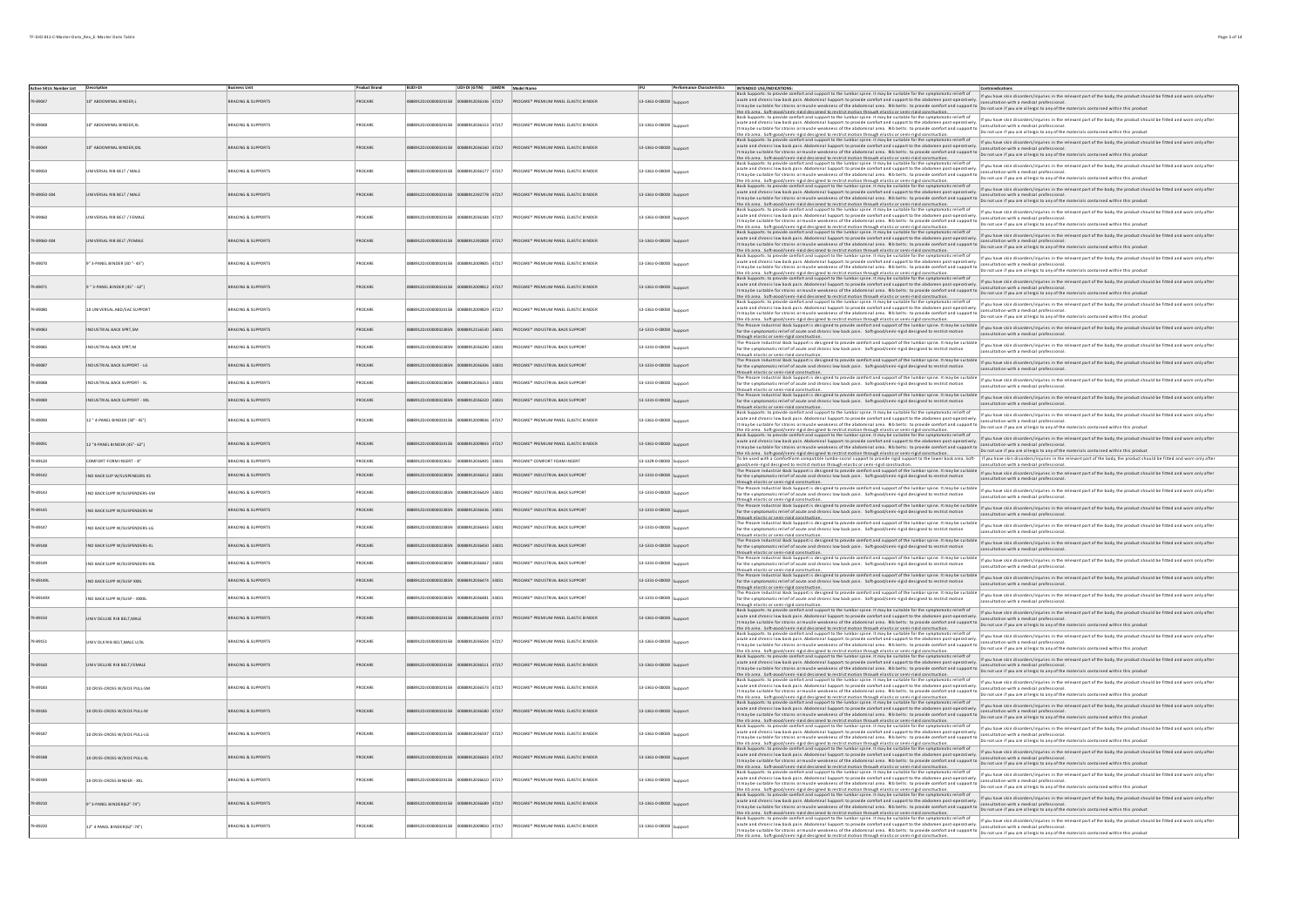| Active SKUs Number List | Description | Business Unit | Product Brand | BUDI-DI | UDI-DI (GTIN) | GMDN | Model Name | EFU | Performance Characteristics | INTENDED USE/INDICATIONS: | Contraindications |
|---|---|---|---|---|---|---|---|---|---|---|---|
| 79-89047 | 10" ABDOMINAL BINDER,L | BRACING & SUPPORTS | PROCARE | 088891200000024156 | 00888912036146 | 47217 | PROCARE® PREMIUM PANEL ELASTIC BINDER | 13-1362-0-00000 | Support | Back Supports: to provide comfort and support to the lumbar spine. It may be suitable for the symptomatic relief of acute and chronic low back pain. Abdominal Support: to provide comfort and support to the abdomen post-operatively. It may be suitable for strains or muscle weakness of the abdominal area. Rib belts: to provide comfort and support to the rib area. Soft-good/semi-rigid designed to restrict motion through elastic or semi-rigid construction. | If you have skin disorders/injuries in the relevant part of the body, the product should be fitted and worn only after consultation with a medical professional. Do not use if you are allergic to any of the materials contained within this product |
| 79-89048 | 10" ABDOMINAL BINDER,XL | BRACING & SUPPORTS | PROCARE | 088891200000024156 | 00888912036153 | 47217 | PROCARE® PREMIUM PANEL ELASTIC BINDER | 13-1362-0-00000 | Support | Back Supports: to provide comfort and support to the lumbar spine. It may be suitable for the symptomatic relief of acute and chronic low back pain. Abdominal Support: to provide comfort and support to the abdomen post-operatively. It may be suitable for strains or muscle weakness of the abdominal area. Rib belts: to provide comfort and support to the rib area. Soft-good/semi-rigid designed to restrict motion through elastic or semi-rigid construction. | If you have skin disorders/injuries in the relevant part of the body, the product should be fitted and worn only after consultation with a medical professional. Do not use if you are allergic to any of the materials contained within this product |
| 79-8904X | 10" ABDOMINAL BINDER,XXL | BRACING & SUPPORTS | PROCARE | 088891200000024156 | 00888912036160 | 47217 | PROCARE® PREMIUM PANEL ELASTIC BINDER | 13-1362-0-00000 | Support | Back Supports: to provide comfort and support to the lumbar spine. It may be suitable for the symptomatic relief of acute and chronic low back pain. Abdominal Support: to provide comfort and support to the abdomen post-operatively. It may be suitable for strains or muscle weakness of the abdominal area. Rib belts: to provide comfort and support to the rib area. Soft-good/semi-rigid designed to restrict motion through elastic or semi-rigid construction. | If you have skin disorders/injuries in the relevant part of the body, the product should be fitted and worn only after consultation with a medical professional. Do not use if you are allergic to any of the materials contained within this product |
| 79-89050 | UNIVERSAL RIB BELT / MALE | BRACING & SUPPORTS | PROCARE | 088891200000024156 | 00888912036177 | 47217 | PROCARE® PREMIUM PANEL ELASTIC BINDER | 13-1362-0-00000 | Support | Back Supports: to provide comfort and support to the lumbar spine. It may be suitable for the symptomatic relief of acute and chronic low back pain. Abdominal Support: to provide comfort and support to the abdomen post-operatively. It may be suitable for strains or muscle weakness of the abdominal area. Rib belts: to provide comfort and support to the rib area. Soft-good/semi-rigid designed to restrict motion through elastic or semi-rigid construction. | If you have skin disorders/injuries in the relevant part of the body, the product should be fitted and worn only after consultation with a medical professional. Do not use if you are allergic to any of the materials contained within this product |
| 79-89050-004 | UNIVERSAL RIB BELT / MALE | BRACING & SUPPORTS | PROCARE | 088891200000024156 | 00888912092774 | 47217 | PROCARE® PREMIUM PANEL ELASTIC BINDER | 13-1362-0-00000 | Support | Back Supports: to provide comfort and support to the lumbar spine. It may be suitable for the symptomatic relief of acute and chronic low back pain. Abdominal Support: to provide comfort and support to the abdomen post-operatively. It may be suitable for strains or muscle weakness of the abdominal area. Rib belts: to provide comfort and support to the rib area. Soft-good/semi-rigid designed to restrict motion through elastic or semi-rigid construction. | If you have skin disorders/injuries in the relevant part of the body, the product should be fitted and worn only after consultation with a medical professional. Do not use if you are allergic to any of the materials contained within this product |
| 79-89060 | UNIVERSAL RIB BELT / FEMALE | BRACING & SUPPORTS | PROCARE | 088891200000024156 | 00888912036184 | 47217 | PROCARE® PREMIUM PANEL ELASTIC BINDER | 13-1362-0-00000 | Support | Back Supports: to provide comfort and support to the lumbar spine. It may be suitable for the symptomatic relief of acute and chronic low back pain. Abdominal Support: to provide comfort and support to the abdomen post-operatively. It may be suitable for strains or muscle weakness of the abdominal area. Rib belts: to provide comfort and support to the rib area. Soft-good/semi-rigid designed to restrict motion through elastic or semi-rigid construction. | If you have skin disorders/injuries in the relevant part of the body, the product should be fitted and worn only after consultation with a medical professional. Do not use if you are allergic to any of the materials contained within this product |
| 79-89060-004 | UNIVERSAL RIB BELT / FEMALE | BRACING & SUPPORTS | PROCARE | 088891200000024156 | 00888912092880 | 47217 | PROCARE® PREMIUM PANEL ELASTIC BINDER | 13-1362-0-00000 | Support | Back Supports: to provide comfort and support to the lumbar spine. It may be suitable for the symptomatic relief of acute and chronic low back pain. Abdominal Support: to provide comfort and support to the abdomen post-operatively. It may be suitable for strains or muscle weakness of the abdominal area. Rib belts: to provide comfort and support to the rib area. Soft-good/semi-rigid designed to restrict motion through elastic or semi-rigid construction. | If you have skin disorders/injuries in the relevant part of the body, the product should be fitted and worn only after consultation with a medical professional. Do not use if you are allergic to any of the materials contained within this product |
| 79-89070 | 9" 3-PANEL BINDER (30"- 45") | BRACING & SUPPORTS | PROCARE | 088891200000024156 | 00888912009805 | 47217 | PROCARE® PREMIUM PANEL ELASTIC BINDER | 13-1362-0-00000 | Support | Back Supports: to provide comfort and support to the lumbar spine. It may be suitable for the symptomatic relief of acute and chronic low back pain. Abdominal Support: to provide comfort and support to the abdomen post-operatively. It may be suitable for strains or muscle weakness of the abdominal area. Rib belts: to provide comfort and support to the rib area. Soft-good/semi-rigid designed to restrict motion through elastic or semi-rigid construction. | If you have skin disorders/injuries in the relevant part of the body, the product should be fitted and worn only after consultation with a medical professional. Do not use if you are allergic to any of the materials contained within this product |
| 79-89071 | 9" 3-PANEL BINDER (45"- 62") | BRACING & SUPPORTS | PROCARE | 088891200000024156 | 00888912009812 | 47217 | PROCARE® PREMIUM PANEL ELASTIC BINDER | 13-1362-0-00000 | Support | Back Supports: to provide comfort and support to the lumbar spine. It may be suitable for the symptomatic relief of acute and chronic low back pain. Abdominal Support: to provide comfort and support to the abdomen post-operatively. It may be suitable for strains or muscle weakness of the abdominal area. Rib belts: to provide comfort and support to the rib area. Soft-good/semi-rigid designed to restrict motion through elastic or semi-rigid construction. | If you have skin disorders/injuries in the relevant part of the body, the product should be fitted and worn only after consultation with a medical professional. Do not use if you are allergic to any of the materials contained within this product |
| 79-89080 | 10 UNIVERSAL ABD/SAC SUPPORT | BRACING & SUPPORTS | PROCARE | 088891200000024156 | 00888912009829 | 47217 | PROCARE® PREMIUM PANEL ELASTIC BINDER | 13-1362-0-00000 | Support | Back Supports: to provide comfort and support to the lumbar spine. It may be suitable for the symptomatic relief of acute and chronic low back pain. Abdominal Support: to provide comfort and support to the abdomen post-operatively. It may be suitable for strains or muscle weakness of the abdominal area. Rib belts: to provide comfort and support to the rib area. Soft-good/semi-rigid designed to restrict motion through elastic or semi-rigid construction. | If you have skin disorders/injuries in the relevant part of the body, the product should be fitted and worn only after consultation with a medical professional. Do not use if you are allergic to any of the materials contained within this product |
| 79-89083 | INDUSTRIAL BACK SPRT,SM | BRACING & SUPPORTS | PROCARE | 08889120000002865N | 00888912156530 | 33831 | PROCARE® INDUSTRIAL BACK SUPPORT | 13-1331-0-00000 | Support | The Procare Industrial Back Support is designed to provide comfort and support of the lumbar spine. It may be suitable for the symptomatic relief of acute and chronic low back pain. Soft-good/semi-rigid designed to restrict motion through elastic or semi-rigid construction. | If you have skin disorders/injuries in the relevant part of the body, the product should be fitted and worn only after consultation with a medical professional. |
| 79-89086 | INDUSTRIAL BACK SPRT,M | BRACING & SUPPORTS | PROCARE | 08889120000002865N | 00888912036290 | 33831 | PROCARE® INDUSTRIAL BACK SUPPORT | 13-1331-0-00000 | Support | The Procare Industrial Back Support is designed to provide comfort and support of the lumbar spine. It may be suitable for the symptomatic relief of acute and chronic low back pain. Soft-good/semi-rigid designed to restrict motion through elastic or semi-rigid construction. | If you have skin disorders/injuries in the relevant part of the body, the product should be fitted and worn only after consultation with a medical professional. |
| 79-89087 | INDUSTRIAL BACK SUPPORT - LG | BRACING & SUPPORTS | PROCARE | 08889120000002865N | 00888912036306 | 33831 | PROCARE® INDUSTRIAL BACK SUPPORT | 13-1331-0-00000 | Support | The Procare Industrial Back Support is designed to provide comfort and support of the lumbar spine. It may be suitable for the symptomatic relief of acute and chronic low back pain. Soft-good/semi-rigid designed to restrict motion through elastic or semi-rigid construction. | If you have skin disorders/injuries in the relevant part of the body, the product should be fitted and worn only after consultation with a medical professional. |
| 79-89088 | INDUSTRIAL BACK SUPPORT - XL | BRACING & SUPPORTS | PROCARE | 08889120000002865N | 00888912036313 | 33831 | PROCARE® INDUSTRIAL BACK SUPPORT | 13-1331-0-00000 | Support | The Procare Industrial Back Support is designed to provide comfort and support of the lumbar spine. It may be suitable for the symptomatic relief of acute and chronic low back pain. Soft-good/semi-rigid designed to restrict motion through elastic or semi-rigid construction. | If you have skin disorders/injuries in the relevant part of the body, the product should be fitted and worn only after consultation with a medical professional. |
| 79-89089 | INDUSTRIAL BACK SUPPORT - XXL | BRACING & SUPPORTS | PROCARE | 08889120000002865N | 00888912036320 | 33831 | PROCARE® INDUSTRIAL BACK SUPPORT | 13-1331-0-00000 | Support | The Procare Industrial Back Support is designed to provide comfort and support of the lumbar spine. It may be suitable for the symptomatic relief of acute and chronic low back pain. Soft-good/semi-rigid designed to restrict motion through elastic or semi-rigid construction. | If you have skin disorders/injuries in the relevant part of the body, the product should be fitted and worn only after consultation with a medical professional. |
| 79-89090 | 12 " 4-PANEL BINDER (30"- 45") | BRACING & SUPPORTS | PROCARE | 088891200000024156 | 00888912009836 | 47217 | PROCARE® PREMIUM PANEL ELASTIC BINDER | 13-1362-0-00000 | Support | Back Supports: to provide comfort and support to the lumbar spine. It may be suitable for the symptomatic relief of acute and chronic low back pain. Abdominal Support: to provide comfort and support to the abdomen post-operatively. It may be suitable for strains or muscle weakness of the abdominal area. Rib belts: to provide comfort and support to the rib area. Soft-good/semi-rigid designed to restrict motion through elastic or semi-rigid construction. | If you have skin disorders/injuries in the relevant part of the body, the product should be fitted and worn only after consultation with a medical professional. Do not use if you are allergic to any of the materials contained within this product |
| 79-89091 | 12 " 4-PANEL BINDER (45"- 62") | BRACING & SUPPORTS | PROCARE | 088891200000024156 | 00888912009843 | 47217 | PROCARE® PREMIUM PANEL ELASTIC BINDER | 13-1362-0-00000 | Support | Back Supports: to provide comfort and support to the lumbar spine. It may be suitable for the symptomatic relief of acute and chronic low back pain. Abdominal Support: to provide comfort and support to the abdomen post-operatively. It may be suitable for strains or muscle weakness of the abdominal area. Rib belts: to provide comfort and support to the rib area. Soft-good/semi-rigid designed to restrict motion through elastic or semi-rigid construction. | If you have skin disorders/injuries in the relevant part of the body, the product should be fitted and worn only after consultation with a medical professional. Do not use if you are allergic to any of the materials contained within this product |
| 79-89130 | COMFORT-FORM INSERT - 8" | BRACING & SUPPORTS | PROCARE | 08889120000002365J | 00888912036405 | 33831 | PROCARE® COMFORT FOAM INSERT | 13-1329-0-00000 | Support | To be used with a ComfortForm compatible lumbo-sacral support to provide rigid support to the lower back area. Soft-good/semi-rigid designed to restrict motion through elastic or semi-rigid construction. | If you have skin disorders/injuries in the relevant part of the body, the product should be fitted and worn only after consultation with a medical professional. |
| 79-89142 | IND BACK SUPP W/SUSPENDERS XS | BRACING & SUPPORTS | PROCARE | 08889120000002865N | 00888912036412 | 33831 | PROCARE® INDUSTRIAL BACK SUPPORT | 13-1331-0-00000 | Support | The Procare Industrial Back Support is designed to provide comfort and support of the lumbar spine. It may be suitable for the symptomatic relief of acute and chronic low back pain. Soft-good/semi-rigid designed to restrict motion through elastic or semi-rigid construction. | If you have skin disorders/injuries in the relevant part of the body, the product should be fitted and worn only after consultation with a medical professional. |
| 79-89143 | IND BACK SUPP W/SUSPENDERS-SM | BRACING & SUPPORTS | PROCARE | 08889120000002865N | 00888912036429 | 33831 | PROCARE® INDUSTRIAL BACK SUPPORT | 13-1331-0-00000 | Support | The Procare Industrial Back Support is designed to provide comfort and support of the lumbar spine. It may be suitable for the symptomatic relief of acute and chronic low back pain. Soft-good/semi-rigid designed to restrict motion through elastic or semi-rigid construction. | If you have skin disorders/injuries in the relevant part of the body, the product should be fitted and worn only after consultation with a medical professional. |
| 79-89145 | IND BACK SUPP W/SUSPENDERS-M | BRACING & SUPPORTS | PROCARE | 08889120000002865N | 00888912036436 | 33831 | PROCARE® INDUSTRIAL BACK SUPPORT | 13-1331-0-00000 | Support | The Procare Industrial Back Support is designed to provide comfort and support of the lumbar spine. It may be suitable for the symptomatic relief of acute and chronic low back pain. Soft-good/semi-rigid designed to restrict motion through elastic or semi-rigid construction. | If you have skin disorders/injuries in the relevant part of the body, the product should be fitted and worn only after consultation with a medical professional. |
| 79-89147 | IND BACK SUPP W/SUSPENDERS-LG | BRACING & SUPPORTS | PROCARE | 08889120000002865N | 00888912036443 | 33831 | PROCARE® INDUSTRIAL BACK SUPPORT | 13-1331-0-00000 | Support | The Procare Industrial Back Support is designed to provide comfort and support of the lumbar spine. It may be suitable for the symptomatic relief of acute and chronic low back pain. Soft-good/semi-rigid designed to restrict motion through elastic or semi-rigid construction. | If you have skin disorders/injuries in the relevant part of the body, the product should be fitted and worn only after consultation with a medical professional. |
| 79-89148 | IND BACK SUPP W/SUSPENDERS-XL | BRACING & SUPPORTS | PROCARE | 08889120000002865N | 00888912036450 | 33831 | PROCARE® INDUSTRIAL BACK SUPPORT | 13-1331-0-00000 | Support | The Procare Industrial Back Support is designed to provide comfort and support of the lumbar spine. It may be suitable for the symptomatic relief of acute and chronic low back pain. Soft-good/semi-rigid designed to restrict motion through elastic or semi-rigid construction. | If you have skin disorders/injuries in the relevant part of the body, the product should be fitted and worn only after consultation with a medical professional. |
| 79-89149 | IND BACK SUPP W/SUSPENDERS-XXL | BRACING & SUPPORTS | PROCARE | 08889120000002865N | 00888912036467 | 33831 | PROCARE® INDUSTRIAL BACK SUPPORT | 13-1331-0-00000 | Support | The Procare Industrial Back Support is designed to provide comfort and support of the lumbar spine. It may be suitable for the symptomatic relief of acute and chronic low back pain. Soft-good/semi-rigid designed to restrict motion through elastic or semi-rigid construction. | If you have skin disorders/injuries in the relevant part of the body, the product should be fitted and worn only after consultation with a medical professional. |
| 79-89149L | IND BACK SUPP W/SUSP XXXL | BRACING & SUPPORTS | PROCARE | 08889120000002865N | 00888912036474 | 33831 | PROCARE® INDUSTRIAL BACK SUPPORT | 13-1331-0-00000 | Support | The Procare Industrial Back Support is designed to provide comfort and support of the lumbar spine. It may be suitable for the symptomatic relief of acute and chronic low back pain. Soft-good/semi-rigid designed to restrict motion through elastic or semi-rigid construction. | If you have skin disorders/injuries in the relevant part of the body, the product should be fitted and worn only after consultation with a medical professional. |
| 79-8914XX | IND BACK SUPP W/SUSP - XXXXL | BRACING & SUPPORTS | PROCARE | 08889120000002865N | 00888912036481 | 33831 | PROCARE® INDUSTRIAL BACK SUPPORT | 13-1331-0-00000 | Support | The Procare Industrial Back Support is designed to provide comfort and support of the lumbar spine. It may be suitable for the symptomatic relief of acute and chronic low back pain. Soft-good/semi-rigid designed to restrict motion through elastic or semi-rigid construction. | If you have skin disorders/injuries in the relevant part of the body, the product should be fitted and worn only after consultation with a medical professional. |
| 79-89150 | UNIV DELUXE RIB BELT,MALE | BRACING & SUPPORTS | PROCARE | 088891200000024156 | 00888912036498 | 47217 | PROCARE® PREMIUM PANEL ELASTIC BINDER | 13-1362-0-00000 | Support | Back Supports: to provide comfort and support to the lumbar spine. It may be suitable for the symptomatic relief of acute and chronic low back pain. Abdominal Support: to provide comfort and support to the abdomen post-operatively. It may be suitable for strains or muscle weakness of the abdominal area. Rib belts: to provide comfort and support to the rib area. Soft-good/semi-rigid designed to restrict motion through elastic or semi-rigid construction. | If you have skin disorders/injuries in the relevant part of the body, the product should be fitted and worn only after consultation with a medical professional. Do not use if you are allergic to any of the materials contained within this product |
| 79-89151 | UNIV DLX RIB BELT,MALE U/XL | BRACING & SUPPORTS | PROCARE | 088891200000024156 | 00888912036504 | 47217 | PROCARE® PREMIUM PANEL ELASTIC BINDER | 13-1362-0-00000 | Support | Back Supports: to provide comfort and support to the lumbar spine. It may be suitable for the symptomatic relief of acute and chronic low back pain. Abdominal Support: to provide comfort and support to the abdomen post-operatively. It may be suitable for strains or muscle weakness of the abdominal area. Rib belts: to provide comfort and support to the rib area. Soft-good/semi-rigid designed to restrict motion through elastic or semi-rigid construction. | If you have skin disorders/injuries in the relevant part of the body, the product should be fitted and worn only after consultation with a medical professional. Do not use if you are allergic to any of the materials contained within this product |
| 79-89160 | UNIV DELUXE RIB BELT,FEMALE | BRACING & SUPPORTS | PROCARE | 088891200000024156 | 00888912036511 | 47217 | PROCARE® PREMIUM PANEL ELASTIC BINDER | 13-1362-0-00000 | Support | Back Supports: to provide comfort and support to the lumbar spine. It may be suitable for the symptomatic relief of acute and chronic low back pain. Abdominal Support: to provide comfort and support to the abdomen post-operatively. It may be suitable for strains or muscle weakness of the abdominal area. Rib belts: to provide comfort and support to the rib area. Soft-good/semi-rigid designed to restrict motion through elastic or semi-rigid construction. | If you have skin disorders/injuries in the relevant part of the body, the product should be fitted and worn only after consultation with a medical professional. Do not use if you are allergic to any of the materials contained within this product |
| 79-89183 | 10 CRISS-CROSS W/SIDE PULL-SM | BRACING & SUPPORTS | PROCARE | 088891200000024156 | 00888912036573 | 47217 | PROCARE® PREMIUM PANEL ELASTIC BINDER | 13-1362-0-00000 | Support | Back Supports: to provide comfort and support to the lumbar spine. It may be suitable for the symptomatic relief of acute and chronic low back pain. Abdominal Support: to provide comfort and support to the abdomen post-operatively. It may be suitable for strains or muscle weakness of the abdominal area. Rib belts: to provide comfort and support to the rib area. Soft-good/semi-rigid designed to restrict motion through elastic or semi-rigid construction. | If you have skin disorders/injuries in the relevant part of the body, the product should be fitted and worn only after consultation with a medical professional. Do not use if you are allergic to any of the materials contained within this product |
| 79-89185 | 10 CRISS-CROSS W/SIDE PULL-M | BRACING & SUPPORTS | PROCARE | 088891200000024156 | 00888912036580 | 47217 | PROCARE® PREMIUM PANEL ELASTIC BINDER | 13-1362-0-00000 | Support | Back Supports: to provide comfort and support to the lumbar spine. It may be suitable for the symptomatic relief of acute and chronic low back pain. Abdominal Support: to provide comfort and support to the abdomen post-operatively. It may be suitable for strains or muscle weakness of the abdominal area. Rib belts: to provide comfort and support to the rib area. Soft-good/semi-rigid designed to restrict motion through elastic or semi-rigid construction. | If you have skin disorders/injuries in the relevant part of the body, the product should be fitted and worn only after consultation with a medical professional. Do not use if you are allergic to any of the materials contained within this product |
| 79-89187 | 10 CRISS-CROSS W/SIDE PULL-LG | BRACING & SUPPORTS | PROCARE | 088891200000024156 | 00888912036597 | 47217 | PROCARE® PREMIUM PANEL ELASTIC BINDER | 13-1362-0-00000 | Support | Back Supports: to provide comfort and support to the lumbar spine. It may be suitable for the symptomatic relief of acute and chronic low back pain. Abdominal Support: to provide comfort and support to the abdomen post-operatively. It may be suitable for strains or muscle weakness of the abdominal area. Rib belts: to provide comfort and support to the rib area. Soft-good/semi-rigid designed to restrict motion through elastic or semi-rigid construction. | If you have skin disorders/injuries in the relevant part of the body, the product should be fitted and worn only after consultation with a medical professional. Do not use if you are allergic to any of the materials contained within this product |
| 79-89188 | 10 CRISS-CROSS W/SIDE PULL-XL | BRACING & SUPPORTS | PROCARE | 088891200000024156 | 00888912036603 | 47217 | PROCARE® PREMIUM PANEL ELASTIC BINDER | 13-1362-0-00000 | Support | Back Supports: to provide comfort and support to the lumbar spine. It may be suitable for the symptomatic relief of acute and chronic low back pain. Abdominal Support: to provide comfort and support to the abdomen post-operatively. It may be suitable for strains or muscle weakness of the abdominal area. Rib belts: to provide comfort and support to the rib area. Soft-good/semi-rigid designed to restrict motion through elastic or semi-rigid construction. | If you have skin disorders/injuries in the relevant part of the body, the product should be fitted and worn only after consultation with a medical professional. Do not use if you are allergic to any of the materials contained within this product |
| 79-89189 | 10 CRISS-CROSS BINDER - XXL | BRACING & SUPPORTS | PROCARE | 088891200000024156 | 00888912036610 | 47217 | PROCARE® PREMIUM PANEL ELASTIC BINDER | 13-1362-0-00000 | Support | Back Supports: to provide comfort and support to the lumbar spine. It may be suitable for the symptomatic relief of acute and chronic low back pain. Abdominal Support: to provide comfort and support to the abdomen post-operatively. It may be suitable for strains or muscle weakness of the abdominal area. Rib belts: to provide comfort and support to the rib area. Soft-good/semi-rigid designed to restrict motion through elastic or semi-rigid construction. | If you have skin disorders/injuries in the relevant part of the body, the product should be fitted and worn only after consultation with a medical professional. Do not use if you are allergic to any of the materials contained within this product |
| 79-89232 | 9" 3-PANEL BINDER(62"-78") | BRACING & SUPPORTS | PROCARE | 088891200000024156 | 00888912036689 | 47217 | PROCARE® PREMIUM PANEL ELASTIC BINDER | 13-1362-0-00000 | Support | Back Supports: to provide comfort and support to the lumbar spine. It may be suitable for the symptomatic relief of acute and chronic low back pain. Abdominal Support: to provide comfort and support to the abdomen post-operatively. It may be suitable for strains or muscle weakness of the abdominal area. Rib belts: to provide comfort and support to the rib area. Soft-good/semi-rigid designed to restrict motion through elastic or semi-rigid construction. | If you have skin disorders/injuries in the relevant part of the body, the product should be fitted and worn only after consultation with a medical professional. Do not use if you are allergic to any of the materials contained within this product |
| 79-89233 | 12" 4 PANEL BINDER(62"-78") | BRACING & SUPPORTS | PROCARE | 088891200000024156 | 00888912009850 | 47217 | PROCARE® PREMIUM PANEL ELASTIC BINDER | 13-1362-0-00000 | Support | Back Supports: to provide comfort and support to the lumbar spine. It may be suitable for the symptomatic relief of acute and chronic low back pain. Abdominal Support: to provide comfort and support to the abdomen post-operatively. It may be suitable for strains or muscle weakness of the abdominal area. Rib belts: to provide comfort and support to the rib area. Soft-good/semi-rigid designed to restrict motion through elastic or semi-rigid construction. | If you have skin disorders/injuries in the relevant part of the body, the product should be fitted and worn only after consultation with a medical professional. Do not use if you are allergic to any of the materials contained within this product |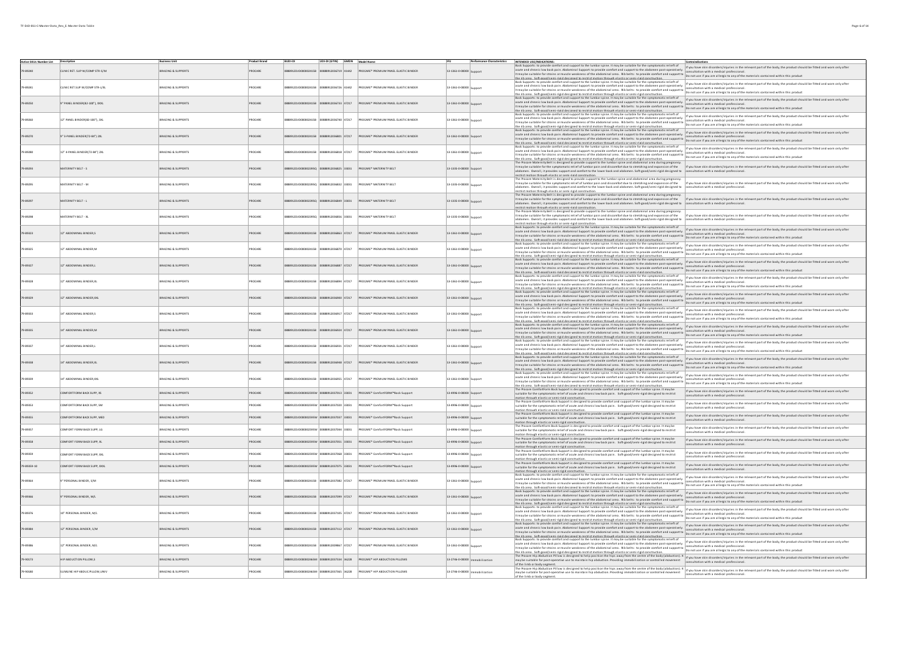| Active SKUs Number List | Description | Business Unit | Product Brand | BUDI-DI | UDI-DI (GTIN) | GMDN | Model Name | IFU | Performance Characteristics | INTENDED USE/INDICATIONS | Contraindications |
|---|---|---|---|---|---|---|---|---|---|---|---|
| 79-89240 | CLINIC RET. SUP W/COMP STR-S/M | BRACING & SUPPORTS | PROCARE | 0888912D0000024158 | 00888912036719 | 01442 | PROCARE® PREMIUM PANEL ELASTIC BINDER | 13-1363-0-00000 | Support | Back Supports: to provide comfort and support to the lumbar spine. It may be suitable for the symptomatic relief of acute and chronic low back pain. Abdominal Support: to provide comfort and support to the abdomen post-operatively. It may be suitable for strains or muscle weakness of the abdominal area. Rib belts: to provide comfort and support to the rib area. Soft-good/semi-rigid designed to restrict motion through elastic or semi-rigid construction. | If you have skin disorders/injuries in the relevant part of the body, the product should be fitted and worn only after consultation with a medical professional. Do not use if you are allergic to any of the materials contained within this product |
| 79-89241 | CLINIC RET SUP W/COMP STR-L/XL | BRACING & SUPPORTS | PROCARE | 0888912D0000024158 | 00888912036726 | 01442 | PROCARE® PREMIUM PANEL ELASTIC BINDER | 13-1363-0-00000 | Support | Back Supports: to provide comfort and support to the lumbar spine. It may be suitable for the symptomatic relief of acute and chronic low back pain. Abdominal Support: to provide comfort and support to the abdomen post-operatively. It may be suitable for strains or muscle weakness of the abdominal area. Rib belts: to provide comfort and support to the rib area. Soft-good/semi-rigid designed to restrict motion through elastic or semi-rigid construction. | If you have skin disorders/injuries in the relevant part of the body, the product should be fitted and worn only after consultation with a medical professional. Do not use if you are allergic to any of the materials contained within this product |
| 79-89250 | 9" PANEL BINDER(82-100"), XXXL | BRACING & SUPPORTS | PROCARE | 0888912D0000024158 | 00888912036733 | 47217 | PROCARE® PREMIUM PANEL ELASTIC BINDER | 13-1363-0-00000 | Support | Back Supports: to provide comfort and support to the lumbar spine. It may be suitable for the symptomatic relief of acute and chronic low back pain. Abdominal Support: to provide comfort and support to the abdomen post-operatively. It may be suitable for strains or muscle weakness of the abdominal area. Rib belts: to provide comfort and support to the rib area. Soft-good/semi-rigid designed to restrict motion through elastic or semi-rigid construction. | If you have skin disorders/injuries in the relevant part of the body, the product should be fitted and worn only after consultation with a medical professional. Do not use if you are allergic to any of the materials contained within this product |
| 79-89260 | 12" PANEL BINDER(82-100"), XXL | BRACING & SUPPORTS | PROCARE | 0888912D0000024158 | 00888912036740 | 47217 | PROCARE® PREMIUM PANEL ELASTIC BINDER | 13-1363-0-00000 | Support | Back Supports: to provide comfort and support to the lumbar spine. It may be suitable for the symptomatic relief of acute and chronic low back pain. Abdominal Support: to provide comfort and support to the abdomen post-operatively. It may be suitable for strains or muscle weakness of the abdominal area. Rib belts: to provide comfort and support to the rib area. Soft-good/semi-rigid designed to restrict motion through elastic or semi-rigid construction. | If you have skin disorders/injuries in the relevant part of the body, the product should be fitted and worn only after consultation with a medical professional. Do not use if you are allergic to any of the materials contained within this product |
| 79-89270 | 9" 3-PANEL BINDER(72-84") 2XL | BRACING & SUPPORTS | PROCARE | 0888912D0000024158 | 00888912036801 | 47217 | PROCARE® PREMIUM PANEL ELASTIC BINDER | 13-1363-0-00000 | Support | Back Supports: to provide comfort and support to the lumbar spine. It may be suitable for the symptomatic relief of acute and chronic low back pain. Abdominal Support: to provide comfort and support to the abdomen post-operatively. It may be suitable for strains or muscle weakness of the abdominal area. Rib belts: to provide comfort and support to the rib area. Soft-good/semi-rigid designed to restrict motion through elastic or semi-rigid construction. | If you have skin disorders/injuries in the relevant part of the body, the product should be fitted and worn only after consultation with a medical professional. Do not use if you are allergic to any of the materials contained within this product |
| 79-89280 | 12" 4-PANEL BINDER(72-84") 2XL | BRACING & SUPPORTS | PROCARE | 0888912D0000024158 | 00888912036818 | 47217 | PROCARE® PREMIUM PANEL ELASTIC BINDER | 13-1363-0-00000 | Support | Back Supports: to provide comfort and support to the lumbar spine. It may be suitable for the symptomatic relief of acute and chronic low back pain. Abdominal Support: to provide comfort and support to the abdomen post-operatively. It may be suitable for strains or muscle weakness of the abdominal area. Rib belts: to provide comfort and support to the rib area. Soft-good/semi-rigid designed to restrict motion through elastic or semi-rigid construction. | If you have skin disorders/injuries in the relevant part of the body, the product should be fitted and worn only after consultation with a medical professional. Do not use if you are allergic to any of the materials contained within this product |
| 79-89294 | MATERNITY BELT - S | BRACING & SUPPORTS | PROCARE | 0888912D000002395Q | 00888912036825 | 33031 | PROCARE® MATERNITY BELT | 13-1335-0-00000 | Support | The Procare Maternity Belt is designed to provide support to the lumbar spine and abdominal area during pregnancy. It may be suitable for the symptomatic relief of lumbar pain and discomfort due to stretching and expansion of the abdomen. Overall, it provides support and comfort to the lower back and abdomen. Soft-good/semi-rigid designed to restrict motion through elastic or semi-rigid construction. | If you have skin disorders/injuries in the relevant part of the body, the product should be fitted and worn only after consultation with a medical professional. |
| 79-89295 | MATERNITY BELT - M | BRACING & SUPPORTS | PROCARE | 0888912D000002395Q | 00888912036832 | 33031 | PROCARE® MATERNITY BELT | 13-1335-0-00000 | Support | The Procare Maternity Belt is designed to provide support to the lumbar spine and abdominal area during pregnancy. It may be suitable for the symptomatic relief of lumbar pain and discomfort due to stretching and expansion of the abdomen. Overall, it provides support and comfort to the lower back and abdomen. Soft-good/semi-rigid designed to restrict motion through elastic or semi-rigid construction. | If you have skin disorders/injuries in the relevant part of the body, the product should be fitted and worn only after consultation with a medical professional. |
| 79-89297 | MATERNITY BELT - L | BRACING & SUPPORTS | PROCARE | 0888912D000002395Q | 00888912036849 | 33031 | PROCARE® MATERNITY BELT | 13-1335-0-00000 | Support | The Procare Maternity Belt is designed to provide support to the lumbar spine and abdominal area during pregnancy. It may be suitable for the symptomatic relief of lumbar pain and discomfort due to stretching and expansion of the abdomen. Overall, it provides support and comfort to the lower back and abdomen. Soft-good/semi-rigid designed to restrict motion through elastic or semi-rigid construction. | If you have skin disorders/injuries in the relevant part of the body, the product should be fitted and worn only after consultation with a medical professional. |
| 79-89298 | MATERNITY BELT - XL | BRACING & SUPPORTS | PROCARE | 0888912D000002395Q | 00888912036856 | 33031 | PROCARE® MATERNITY BELT | 13-1335-0-00000 | Support | The Procare Maternity Belt is designed to provide support to the lumbar spine and abdominal area during pregnancy. It may be suitable for the symptomatic relief of lumbar pain and discomfort due to stretching and expansion of the abdomen. Overall, it provides support and comfort to the lower back and abdomen. Soft-good/semi-rigid designed to restrict motion through elastic or semi-rigid construction. | If you have skin disorders/injuries in the relevant part of the body, the product should be fitted and worn only after consultation with a medical professional. |
| 79-89323 | 12" ABDOMINAL BINDER,S | BRACING & SUPPORTS | PROCARE | 0888912D0000024158 | 00888912036863 | 47217 | PROCARE® PREMIUM PANEL ELASTIC BINDER | 13-1363-0-00000 | Support | Back Supports: to provide comfort and support to the lumbar spine. It may be suitable for the symptomatic relief of acute and chronic low back pain. Abdominal Support: to provide comfort and support to the abdomen post-operatively. It may be suitable for strains or muscle weakness of the abdominal area. Rib belts: to provide comfort and support to the rib area. Soft-good/semi-rigid designed to restrict motion through elastic or semi-rigid construction. | If you have skin disorders/injuries in the relevant part of the body, the product should be fitted and worn only after consultation with a medical professional. Do not use if you are allergic to any of the materials contained within this product |
| 79-89325 | 12" ABDOMINAL BINDER,M | BRACING & SUPPORTS | PROCARE | 0888912D0000024158 | 00888912036870 | 47217 | PROCARE® PREMIUM PANEL ELASTIC BINDER | 13-1363-0-00000 | Support | Back Supports: to provide comfort and support to the lumbar spine. It may be suitable for the symptomatic relief of acute and chronic low back pain. Abdominal Support: to provide comfort and support to the abdomen post-operatively. It may be suitable for strains or muscle weakness of the abdominal area. Rib belts: to provide comfort and support to the rib area. Soft-good/semi-rigid designed to restrict motion through elastic or semi-rigid construction. | If you have skin disorders/injuries in the relevant part of the body, the product should be fitted and worn only after consultation with a medical professional. Do not use if you are allergic to any of the materials contained within this product |
| 79-89327 | 12" ABDOMINAL BINDER,L | BRACING & SUPPORTS | PROCARE | 0888912D0000024158 | 00888912036887 | 47217 | PROCARE® PREMIUM PANEL ELASTIC BINDER | 13-1363-0-00000 | Support | Back Supports: to provide comfort and support to the lumbar spine. It may be suitable for the symptomatic relief of acute and chronic low back pain. Abdominal Support: to provide comfort and support to the abdomen post-operatively. It may be suitable for strains or muscle weakness of the abdominal area. Rib belts: to provide comfort and support to the rib area. Soft-good/semi-rigid designed to restrict motion through elastic or semi-rigid construction. | If you have skin disorders/injuries in the relevant part of the body, the product should be fitted and worn only after consultation with a medical professional. Do not use if you are allergic to any of the materials contained within this product |
| 79-89328 | 12" ABDOMINAL BINDER,XL | BRACING & SUPPORTS | PROCARE | 0888912D0000024158 | 00888912036894 | 47217 | PROCARE® PREMIUM PANEL ELASTIC BINDER | 13-1363-0-00000 | Support | Back Supports: to provide comfort and support to the lumbar spine. It may be suitable for the symptomatic relief of acute and chronic low back pain. Abdominal Support: to provide comfort and support to the abdomen post-operatively. It may be suitable for strains or muscle weakness of the abdominal area. Rib belts: to provide comfort and support to the rib area. Soft-good/semi-rigid designed to restrict motion through elastic or semi-rigid construction. | If you have skin disorders/injuries in the relevant part of the body, the product should be fitted and worn only after consultation with a medical professional. Do not use if you are allergic to any of the materials contained within this product |
| 79-89329 | 12" ABDOMINAL BINDER,XXL | BRACING & SUPPORTS | PROCARE | 0888912D0000024158 | 00888912036900 | 47217 | PROCARE® PREMIUM PANEL ELASTIC BINDER | 13-1363-0-00000 | Support | Back Supports: to provide comfort and support to the lumbar spine. It may be suitable for the symptomatic relief of acute and chronic low back pain. Abdominal Support: to provide comfort and support to the abdomen post-operatively. It may be suitable for strains or muscle weakness of the abdominal area. Rib belts: to provide comfort and support to the rib area. Soft-good/semi-rigid designed to restrict motion through elastic or semi-rigid construction. | If you have skin disorders/injuries in the relevant part of the body, the product should be fitted and worn only after consultation with a medical professional. Do not use if you are allergic to any of the materials contained within this product |
| 79-89333 | 14" ABDOMINAL BINDER,S | BRACING & SUPPORTS | PROCARE | 0888912D0000024158 | 00888912036917 | 47217 | PROCARE® PREMIUM PANEL ELASTIC BINDER | 13-1363-0-00000 | Support | Back Supports: to provide comfort and support to the lumbar spine. It may be suitable for the symptomatic relief of acute and chronic low back pain. Abdominal Support: to provide comfort and support to the abdomen post-operatively. It may be suitable for strains or muscle weakness of the abdominal area. Rib belts: to provide comfort and support to the rib area. Soft-good/semi-rigid designed to restrict motion through elastic or semi-rigid construction. | If you have skin disorders/injuries in the relevant part of the body, the product should be fitted and worn only after consultation with a medical professional. Do not use if you are allergic to any of the materials contained within this product |
| 79-89335 | 14" ABDOMINAL BINDER,M | BRACING & SUPPORTS | PROCARE | 0888912D0000024158 | 00888912036924 | 47217 | PROCARE® PREMIUM PANEL ELASTIC BINDER | 13-1363-0-00000 | Support | Back Supports: to provide comfort and support to the lumbar spine. It may be suitable for the symptomatic relief of acute and chronic low back pain. Abdominal Support: to provide comfort and support to the abdomen post-operatively. It may be suitable for strains or muscle weakness of the abdominal area. Rib belts: to provide comfort and support to the rib area. Soft-good/semi-rigid designed to restrict motion through elastic or semi-rigid construction. | If you have skin disorders/injuries in the relevant part of the body, the product should be fitted and worn only after consultation with a medical professional. Do not use if you are allergic to any of the materials contained within this product |
| 79-89337 | 14" ABDOMINAL BINDER,L | BRACING & SUPPORTS | PROCARE | 0888912D0000024158 | 00888912036931 | 47217 | PROCARE® PREMIUM PANEL ELASTIC BINDER | 13-1363-0-00000 | Support | Back Supports: to provide comfort and support to the lumbar spine. It may be suitable for the symptomatic relief of acute and chronic low back pain. Abdominal Support: to provide comfort and support to the abdomen post-operatively. It may be suitable for strains or muscle weakness of the abdominal area. Rib belts: to provide comfort and support to the rib area. Soft-good/semi-rigid designed to restrict motion through elastic or semi-rigid construction. | If you have skin disorders/injuries in the relevant part of the body, the product should be fitted and worn only after consultation with a medical professional. Do not use if you are allergic to any of the materials contained within this product |
| 79-89338 | 14" ABDOMINAL BINDER,XL | BRACING & SUPPORTS | PROCARE | 0888912D0000024158 | 00888912036948 | 47217 | PROCARE® PREMIUM PANEL ELASTIC BINDER | 13-1363-0-00000 | Support | Back Supports: to provide comfort and support to the lumbar spine. It may be suitable for the symptomatic relief of acute and chronic low back pain. Abdominal Support: to provide comfort and support to the abdomen post-operatively. It may be suitable for strains or muscle weakness of the abdominal area. Rib belts: to provide comfort and support to the rib area. Soft-good/semi-rigid designed to restrict motion through elastic or semi-rigid construction. | If you have skin disorders/injuries in the relevant part of the body, the product should be fitted and worn only after consultation with a medical professional. Do not use if you are allergic to any of the materials contained within this product |
| 79-89339 | 14" ABDOMINAL BINDER,XXL | BRACING & SUPPORTS | PROCARE | 0888912D0000024158 | 00888912036955 | 47217 | PROCARE® PREMIUM PANEL ELASTIC BINDER | 13-1363-0-00000 | Support | Back Supports: to provide comfort and support to the lumbar spine. It may be suitable for the symptomatic relief of acute and chronic low back pain. Abdominal Support: to provide comfort and support to the abdomen post-operatively. It may be suitable for strains or muscle weakness of the abdominal area. Rib belts: to provide comfort and support to the rib area. Soft-good/semi-rigid designed to restrict motion through elastic or semi-rigid construction. | If you have skin disorders/injuries in the relevant part of the body, the product should be fitted and worn only after consultation with a medical professional. Do not use if you are allergic to any of the materials contained within this product |
| 79-89352 | COMFORTFORM BACK SUPP, XS | BRACING & SUPPORTS | PROCARE | 0888912D000002595W | 00888912037013 | 33031 | PROCARE® ComfortFORM™Back Support | 13-4996-0-00000 | Support | The Procare ComfortForm Back Support is designed to provide comfort and support of the lumbar spine. It may be suitable for the symptomatic relief of acute and chronic low back pain. Soft-good/semi-rigid designed to restrict motion through elastic or semi-rigid construction. | If you have skin disorders/injuries in the relevant part of the body, the product should be fitted and worn only after consultation with a medical professional. |
| 79-89353 | COMFORTFORM BACK SUPP, SM | BRACING & SUPPORTS | PROCARE | 0888912D000002595W | 00888912037020 | 33031 | PROCARE® ComfortFORM™Back Support | 13-4996-0-00000 | Support | The Procare ComfortForm Back Support is designed to provide comfort and support of the lumbar spine. It may be suitable for the symptomatic relief of acute and chronic low back pain. Soft-good/semi-rigid designed to restrict motion through elastic or semi-rigid construction. | If you have skin disorders/injuries in the relevant part of the body, the product should be fitted and worn only after consultation with a medical professional. |
| 79-89355 | COMFORTFORM BACK SUPP, MED | BRACING & SUPPORTS | PROCARE | 0888912D000002595W | 00888912037037 | 33031 | PROCARE® ComfortFORM™Back Support | 13-4996-0-00000 | Support | The Procare ComfortForm Back Support is designed to provide comfort and support of the lumbar spine. It may be suitable for the symptomatic relief of acute and chronic low back pain. Soft-good/semi-rigid designed to restrict motion through elastic or semi-rigid construction. | If you have skin disorders/injuries in the relevant part of the body, the product should be fitted and worn only after consultation with a medical professional. |
| 79-89357 | COMFORT FORM BACK SUPP, LG | BRACING & SUPPORTS | PROCARE | 0888912D000002595W | 00888912037044 | 33031 | PROCARE® ComfortFORM™Back Support | 13-4996-0-00000 | Support | The Procare ComfortForm Back Support is designed to provide comfort and support of the lumbar spine. It may be suitable for the symptomatic relief of acute and chronic low back pain. Soft-good/semi-rigid designed to restrict motion through elastic or semi-rigid construction. | If you have skin disorders/injuries in the relevant part of the body, the product should be fitted and worn only after consultation with a medical professional. |
| 79-89358 | COMFORT FORM BACK SUPP, XL | BRACING & SUPPORTS | PROCARE | 0888912D000002595W | 00888912037051 | 33031 | PROCARE® ComfortFORM™Back Support | 13-4996-0-00000 | Support | The Procare ComfortForm Back Support is designed to provide comfort and support of the lumbar spine. It may be suitable for the symptomatic relief of acute and chronic low back pain. Soft-good/semi-rigid designed to restrict motion through elastic or semi-rigid construction. | If you have skin disorders/injuries in the relevant part of the body, the product should be fitted and worn only after consultation with a medical professional. |
| 79-89359 | COMFORT FORM BACK SUPP, XXL | BRACING & SUPPORTS | PROCARE | 0888912D000002595W | 00888912037068 | 33031 | PROCARE® ComfortFORM™Back Support | 13-4996-0-00000 | Support | The Procare ComfortForm Back Support is designed to provide comfort and support of the lumbar spine. It may be suitable for the symptomatic relief of acute and chronic low back pain. Soft-good/semi-rigid designed to restrict motion through elastic or semi-rigid construction. | If you have skin disorders/injuries in the relevant part of the body, the product should be fitted and worn only after consultation with a medical professional. |
| 79-89359-10 | COMFORT FORM BACK SUPP, 3XXL | BRACING & SUPPORTS | PROCARE | 0888912D000002595W | 00888912037075 | 33031 | PROCARE® ComfortFORM™Back Support | 13-4996-0-00000 | Support | The Procare ComfortForm Back Support is designed to provide comfort and support of the lumbar spine. It may be suitable for the symptomatic relief of acute and chronic low back pain. Soft-good/semi-rigid designed to restrict motion through elastic or semi-rigid construction. | If you have skin disorders/injuries in the relevant part of the body, the product should be fitted and worn only after consultation with a medical professional. |
| 79-89364 | 9" PERSONAL BINDER, S/M | BRACING & SUPPORTS | PROCARE | 0888912D0000024158 | 00888912037082 | 47217 | PROCARE® PREMIUM PANEL ELASTIC BINDER | 13-1363-0-00000 | Support | Back Supports: to provide comfort and support to the lumbar spine. It may be suitable for the symptomatic relief of acute and chronic low back pain. Abdominal Support: to provide comfort and support to the abdomen post-operatively. It may be suitable for strains or muscle weakness of the abdominal area. Rib belts: to provide comfort and support to the rib area. Soft-good/semi-rigid designed to restrict motion through elastic or semi-rigid construction. | If you have skin disorders/injuries in the relevant part of the body, the product should be fitted and worn only after consultation with a medical professional. Do not use if you are allergic to any of the materials contained within this product |
| 79-89366 | 9" PERSONAL BINDER, M/L | BRACING & SUPPORTS | PROCARE | 0888912D0000024158 | 00888912037099 | 47217 | PROCARE® PREMIUM PANEL ELASTIC BINDER | 13-1363-0-00000 | Support | Back Supports: to provide comfort and support to the lumbar spine. It may be suitable for the symptomatic relief of acute and chronic low back pain. Abdominal Support: to provide comfort and support to the abdomen post-operatively. It may be suitable for strains or muscle weakness of the abdominal area. Rib belts: to provide comfort and support to the rib area. Soft-good/semi-rigid designed to restrict motion through elastic or semi-rigid construction. | If you have skin disorders/injuries in the relevant part of the body, the product should be fitted and worn only after consultation with a medical professional. Do not use if you are allergic to any of the materials contained within this product |
| 79-89376 | 10" PERSONAL BINDER, M/L | BRACING & SUPPORTS | PROCARE | 0888912D0000024158 | 00888912037105 | 47217 | PROCARE® PREMIUM PANEL ELASTIC BINDER | 13-1363-0-00000 | Support | Back Supports: to provide comfort and support to the lumbar spine. It may be suitable for the symptomatic relief of acute and chronic low back pain. Abdominal Support: to provide comfort and support to the abdomen post-operatively. It may be suitable for strains or muscle weakness of the abdominal area. Rib belts: to provide comfort and support to the rib area. Soft-good/semi-rigid designed to restrict motion through elastic or semi-rigid construction. | If you have skin disorders/injuries in the relevant part of the body, the product should be fitted and worn only after consultation with a medical professional. Do not use if you are allergic to any of the materials contained within this product |
| 79-89384 | 12" PERSONAL BINDER, S/M | BRACING & SUPPORTS | PROCARE | 0888912D0000024158 | 00888912037112 | 47217 | PROCARE® PREMIUM PANEL ELASTIC BINDER | 13-1363-0-00000 | Support | Back Supports: to provide comfort and support to the lumbar spine. It may be suitable for the symptomatic relief of acute and chronic low back pain. Abdominal Support: to provide comfort and support to the abdomen post-operatively. It may be suitable for strains or muscle weakness of the abdominal area. Rib belts: to provide comfort and support to the rib area. Soft-good/semi-rigid designed to restrict motion through elastic or semi-rigid construction. | If you have skin disorders/injuries in the relevant part of the body, the product should be fitted and worn only after consultation with a medical professional. Do not use if you are allergic to any of the materials contained within this product |
| 79-89386 | 12" PERSONAL BINDER, M/L | BRACING & SUPPORTS | PROCARE | 0888912D0000024158 | 00888912039867 | 47217 | PROCARE® PREMIUM PANEL ELASTIC BINDER | 13-1363-0-00000 | Support | Back Supports: to provide comfort and support to the lumbar spine. It may be suitable for the symptomatic relief of acute and chronic low back pain. Abdominal Support: to provide comfort and support to the abdomen post-operatively. It may be suitable for strains or muscle weakness of the abdominal area. Rib belts: to provide comfort and support to the rib area. Soft-good/semi-rigid designed to restrict motion through elastic or semi-rigid construction. | If you have skin disorders/injuries in the relevant part of the body, the product should be fitted and worn only after consultation with a medical professional. Do not use if you are allergic to any of the materials contained within this product |
| 79-90173 | HIP ABDUCTION PILLOW,S | BRACING & SUPPORTS | PROCARE | 0888912D000002366W | 00888912037334 | 36228 | PROCARE® HIP ABDUCTION PILLOWS | 13-2746-0-00000 | Immobilization | The Procare Hip Abduction Pillow is designed to help position the hips away from the centre of the body (abduction). It may be suitable for post-operative use to maintain hip abduction. Providing immobilization or controlled movement of the limb or body segment. | If you have skin disorders/injuries in the relevant part of the body, the product should be fitted and worn only after consultation with a medical professional. |
| 79-90180 | SLIMLINE HIP ABDUC PILLOW,UNIV | BRACING & SUPPORTS | PROCARE | 0888912D000002366W | 00888912037365 | 36228 | PROCARE® HIP ABDUCTION PILLOWS | 13-2746-0-00000 | Immobilization | The Procare Hip Abduction Pillow is designed to help position the hips away from the centre of the body (abduction). It may be suitable for post-operative use to maintain hip abduction. Providing immobilization or controlled movement of the limb or body segment. | If you have skin disorders/injuries in the relevant part of the body, the product should be fitted and worn only after consultation with a medical professional. |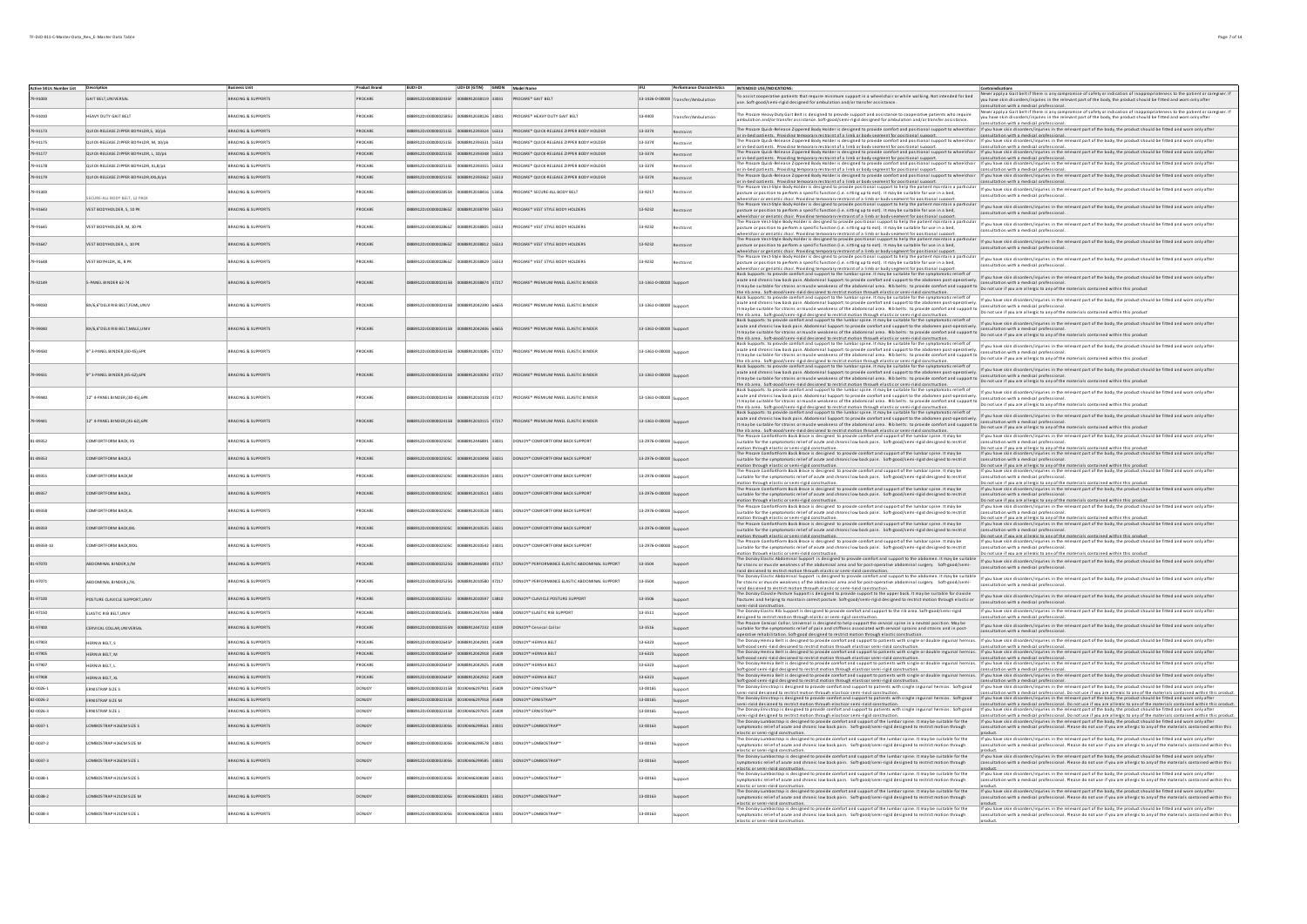| Active SKUs Number List | Description | Business Unit | Product Brand | BUDI-DI | UDI-DI (GTIN) | GMDN | Model Name | IFU | Performance Characteristics | INTENDED USE/INDICATIONS | Contraindications |
|---|---|---|---|---|---|---|---|---|---|---|---|
| 79-91000 | GAIT BELT, UNIVERSAL | BRACING & SUPPORTS | PROCARE | 0888912DJO0000000243SF | 00888912338119 | 33031 | PROCARE® GAIT BELT | 13-1926-0-00000 | Transfer/Ambulation | To assist cooperative patients that require minimum support in a wheelchair or while walking. Not intended for bed use. Soft-good/semi-rigid designed for ambulation and/or transfer assistance. | Never apply a Gait belt if there is any compromise of safety or indication of inappropriateness to the patient or caregiver. If you have skin disorders/injuries in the relevant part of the body, the product should be fitted and worn only after consultation with a medical professional. |
| 79-91010 | HEAVY DUTY GAIT BELT | BRACING & SUPPORTS | PROCARE | 0888912DJO0000000258SU | 00888912338126 | 33031 | PROCARE® HEAVY DUTY GAIT BELT | 13-4003 | Transfer/Ambulation | The Procare Heavy Duty Gait Belt is designed to provide support and assistance to cooperative patients who require ambulation and/or transfer assistance. Soft-good/semi-rigid designed for ambulation and/or transfer assistance. | Never apply a Gait belt if there is any compromise of safety or indication of inappropriateness to the patient or caregiver. If you have skin disorders/injuries in the relevant part of the body, the product should be fitted and worn only after consultation with a medical professional. |
| 79-91173 | QUICK-RELEASE ZIPPER BODYHLDR,S, 10/pk | BRACING & SUPPORTS | PROCARE | 0888912DJO0000000215SE | 00888912393420 | 16613 | PROCARE® QUICK-RELEASE ZIPPERED BODY HOLDER | 13-3374 | Restraint | The Procare Quick-Release Zippered Body Holder is designed to provide comfort and positional support to wheelchair or in-bed patients. Provides temporary restraint of a limb or body segment for positional support. | If you have skin disorders/injuries in the relevant part of the body, the product should be fitted and worn only after consultation with a medical professional. |
| 79-91175 | QUICK-RELEASE ZIPPER BODYHLDR, M, 10/pk | BRACING & SUPPORTS | PROCARE | 0888912DJO0000000215SE | 00888912393431 | 16613 | PROCARE® QUICK-RELEASE ZIPPERED BODY HOLDER | 13-3374 | Restraint | The Procare Quick-Release Zippered Body Holder is designed to provide comfort and positional support to wheelchair or in-bed patients. Provides temporary restraint of a limb or body segment for positional support. | If you have skin disorders/injuries in the relevant part of the body, the product should be fitted and worn only after consultation with a medical professional. |
| 79-91177 | QUICK-RELEASE ZIPPER BODYHLDR, L, 10/pk | BRACING & SUPPORTS | PROCARE | 0888912DJO0000000215SE | 00888912393448 | 16613 | PROCARE® QUICK-RELEASE ZIPPERED BODY HOLDER | 13-3374 | Restraint | The Procare Quick-Release Zippered Body Holder is designed to provide comfort and positional support to wheelchair or in-bed patients. Provides temporary restraint of a limb or body segment for positional support. | If you have skin disorders/injuries in the relevant part of the body, the product should be fitted and worn only after consultation with a medical professional. |
| 79-91178 | QUICK-RELEASE ZIPPER BODYHLDR, XL,8/pk | BRACING & SUPPORTS | PROCARE | 0888912DJO0000000215SE | 00888912393455 | 16613 | PROCARE® QUICK-RELEASE ZIPPERED BODY HOLDER | 13-3374 | Restraint | The Procare Quick-Release Zippered Body Holder is designed to provide comfort and positional support to wheelchair or in-bed patients. Provides temporary restraint of a limb or body segment for positional support. | If you have skin disorders/injuries in the relevant part of the body, the product should be fitted and worn only after consultation with a medical professional. |
| 79-91179 | QUICK-RELEASE ZIPPER BODYHLDR,XXL,8/pk | BRACING & SUPPORTS | PROCARE | 0888912DJO0000000215SE | 00888912393462 | 16613 | PROCARE® QUICK-RELEASE ZIPPERED BODY HOLDER | 13-3374 | Restraint | The Procare Quick-Release Zippered Body Holder is designed to provide comfort and positional support to wheelchair or in-bed patients. Provides temporary restraint of a limb or body segment for positional support. | If you have skin disorders/injuries in the relevant part of the body, the product should be fitted and worn only after consultation with a medical professional. |
| 79-91800 | SECURE-ALL BODY BELT, 12 PACK | BRACING & SUPPORTS | PROCARE | 0888912DJO0000000238SK | 00888912338416 | 13456 | PROCARE® SECURE-ALL BODY BELT | 13-9217 | Restraint | The Procare Vest-Style Body Holder is designed to provide positional support to help the patient maintain a particular posture or position to perform a specific function (i.e. sitting up to eat). It may be suitable for use in a bed, wheelchair or geriatric chair. Providing temporary restraint of a limb or body segment for positional support. | If you have skin disorders/injuries in the relevant part of the body, the product should be fitted and worn only after consultation with a medical professional. |
| 79-91643 | VEST BODYHOLDER, S, 10 PK | BRACING & SUPPORTS | PROCARE | 0888912DJO0000000286SZ | 00888912338799 | 16613 | PROCARE® VEST STYLE BODY HOLDERS | 13-9232 | Restraint | The Procare Vest-Style Body Holder is designed to provide positional support to help the patient maintain a particular posture or position to perform a specific function (i.e. sitting up to eat). It may be suitable for use in a bed, wheelchair or geriatric chair. Providing temporary restraint of a limb or body segment for positional support. | If you have skin disorders/injuries in the relevant part of the body, the product should be fitted and worn only after consultation with a medical professional. |
| 79-91645 | VEST BODYHOLDER, M, 10 PK | BRACING & SUPPORTS | PROCARE | 0888912DJO0000000286SZ | 00888912338805 | 16613 | PROCARE® VEST STYLE BODY HOLDERS | 13-9232 | Restraint | The Procare Vest-Style Body Holder is designed to provide positional support to help the patient maintain a particular posture or position to perform a specific function (i.e. sitting up to eat). It may be suitable for use in a bed, wheelchair or geriatric chair. Providing temporary restraint of a limb or body segment for positional support. | If you have skin disorders/injuries in the relevant part of the body, the product should be fitted and worn only after consultation with a medical professional. |
| 79-91647 | VEST BODYHOLDER, L, 10 PK | BRACING & SUPPORTS | PROCARE | 0888912DJO0000000286SZ | 00888912338812 | 16613 | PROCARE® VEST STYLE BODY HOLDERS | 13-9232 | Restraint | The Procare Vest-Style Body Holder is designed to provide positional support to help the patient maintain a particular posture or position to perform a specific function (i.e. sitting up to eat). It may be suitable for use in a bed, wheelchair or geriatric chair. Providing temporary restraint of a limb or body segment for positional support. | If you have skin disorders/injuries in the relevant part of the body, the product should be fitted and worn only after consultation with a medical professional. |
| 79-91648 | VEST BODYHLDR, XL, 8 PK | BRACING & SUPPORTS | PROCARE | 0888912DJO0000000286SZ | 00888912338829 | 16613 | PROCARE® VEST STYLE BODY HOLDERS | 13-9232 | Restraint | The Procare Vest-Style Body Holder is designed to provide positional support to help the patient maintain a particular posture or position to perform a specific function (i.e. sitting up to eat). It may be suitable for use in a bed, wheelchair or geriatric chair. Providing temporary restraint of a limb or body segment for positional support. | If you have skin disorders/injuries in the relevant part of the body, the product should be fitted and worn only after consultation with a medical professional. |
| 79-92149 | 3-PANEL BINDER 62-74 | BRACING & SUPPORTS | PROCARE | 0888912DJO0000000241SE | 00888912338874 | 47217 | PROCARE® PREMIUM PANEL ELASTIC BINDER | 13-1363-0-00000 | Support | Back Supports: to provide comfort and support to the lumbar spine. It may be suitable for the symptomatic relief of acute and chronic low back pain. Abdominal Support: to provide comfort and support to the abdomen post-operatively. It may be suitable for strains or muscle weakness of the abdominal area. Rib belts: to provide comfort and support to the rib area. Soft-good/semi-rigid designed to restrict motion through elastic or semi-rigid construction. | If you have skin disorders/injuries in the relevant part of the body, the product should be fitted and worn only after consultation with a medical professional. Do not use if you are allergic to any of the materials contained within this product |
| 79-99030 | RIB/6,6"DELX RIB BELT,FEML,UNIV | BRACING & SUPPORTS | PROCARE | 0888912DJO0000000241SE | 00888912342390 | 64656 | PROCARE® PREMIUM PANEL ELASTIC BINDER | 13-1363-0-00000 | Support | Back Supports: to provide comfort and support to the lumbar spine. It may be suitable for the symptomatic relief of acute and chronic low back pain. Abdominal Support: to provide comfort and support to the abdomen post-operatively. It may be suitable for strains or muscle weakness of the abdominal area. Rib belts: to provide comfort and support to the rib area. Soft-good/semi-rigid designed to restrict motion through elastic or semi-rigid construction. | If you have skin disorders/injuries in the relevant part of the body, the product should be fitted and worn only after consultation with a medical professional. Do not use if you are allergic to any of the materials contained within this product |
| 79-99040 | RIB/6,6"DELX RIB BELT,MALE,UNIV | BRACING & SUPPORTS | PROCARE | 0888912DJO0000000241SE | 00888912342406 | 64656 | PROCARE® PREMIUM PANEL ELASTIC BINDER | 13-1363-0-00000 | Support | Back Supports: to provide comfort and support to the lumbar spine. It may be suitable for the symptomatic relief of acute and chronic low back pain. Abdominal Support: to provide comfort and support to the abdomen post-operatively. It may be suitable for strains or muscle weakness of the abdominal area. Rib belts: to provide comfort and support to the rib area. Soft-good/semi-rigid designed to restrict motion through elastic or semi-rigid construction. | If you have skin disorders/injuries in the relevant part of the body, the product should be fitted and worn only after consultation with a medical professional. Do not use if you are allergic to any of the materials contained within this product |
| 79-99430 | 9" 3-PANEL BINDER,(30-45),6PK | BRACING & SUPPORTS | PROCARE | 0888912DJO0000000241SE | 00888912310085 | 47217 | PROCARE® PREMIUM PANEL ELASTIC BINDER | 13-1363-0-00000 | Support | Back Supports: to provide comfort and support to the lumbar spine. It may be suitable for the symptomatic relief of acute and chronic low back pain. Abdominal Support: to provide comfort and support to the abdomen post-operatively. It may be suitable for strains or muscle weakness of the abdominal area. Rib belts: to provide comfort and support to the rib area. Soft-good/semi-rigid designed to restrict motion through elastic or semi-rigid construction. | If you have skin disorders/injuries in the relevant part of the body, the product should be fitted and worn only after consultation with a medical professional. Do not use if you are allergic to any of the materials contained within this product |
| 79-99431 | 9" 3-PANEL BINDER,(45-62),6PK | BRACING & SUPPORTS | PROCARE | 0888912DJO0000000241SE | 00888912310092 | 47217 | PROCARE® PREMIUM PANEL ELASTIC BINDER | 13-1363-0-00000 | Support | Back Supports: to provide comfort and support to the lumbar spine. It may be suitable for the symptomatic relief of acute and chronic low back pain. Abdominal Support: to provide comfort and support to the abdomen post-operatively. It may be suitable for strains or muscle weakness of the abdominal area. Rib belts: to provide comfort and support to the rib area. Soft-good/semi-rigid designed to restrict motion through elastic or semi-rigid construction. | If you have skin disorders/injuries in the relevant part of the body, the product should be fitted and worn only after consultation with a medical professional. Do not use if you are allergic to any of the materials contained within this product |
| 79-99440 | 12" 4-PANEL BINDER,(30-45),6PK | BRACING & SUPPORTS | PROCARE | 0888912DJO0000000241SE | 00888912310108 | 47217 | PROCARE® PREMIUM PANEL ELASTIC BINDER | 13-1363-0-00000 | Support | Back Supports: to provide comfort and support to the lumbar spine. It may be suitable for the symptomatic relief of acute and chronic low back pain. Abdominal Support: to provide comfort and support to the abdomen post-operatively. It may be suitable for strains or muscle weakness of the abdominal area. Rib belts: to provide comfort and support to the rib area. Soft-good/semi-rigid designed to restrict motion through elastic or semi-rigid construction. | If you have skin disorders/injuries in the relevant part of the body, the product should be fitted and worn only after consultation with a medical professional. Do not use if you are allergic to any of the materials contained within this product |
| 79-99441 | 12" 4-PANEL BINDER,(45-62),6PK | BRACING & SUPPORTS | PROCARE | 0888912DJO0000000241SE | 00888912310115 | 47217 | PROCARE® PREMIUM PANEL ELASTIC BINDER | 13-1363-0-00000 | Support | Back Supports: to provide comfort and support to the lumbar spine. It may be suitable for the symptomatic relief of acute and chronic low back pain. Abdominal Support: to provide comfort and support to the abdomen post-operatively. It may be suitable for strains or muscle weakness of the abdominal area. Rib belts: to provide comfort and support to the rib area. Soft-good/semi-rigid designed to restrict motion through elastic or semi-rigid construction. | If you have skin disorders/injuries in the relevant part of the body, the product should be fitted and worn only after consultation with a medical professional. Do not use if you are allergic to any of the materials contained within this product |
| 81-89952 | COMFORTFORM BACK,XS | BRACING & SUPPORTS | PROCARE | 0888912DJO0000000256SC | 00888912446891 | 33031 | DONJOY® COMFORTFORM BACK SUPPORT | 13-2976-0-00000 | Support | The Procare Comfortform Back Brace is designed to provide comfort and support of the lumbar spine. It may be suitable for the symptomatic relief of acute and chronic low back pain. Soft-good/semi-rigid designed to restrict motion through elastic or semi-rigid construction. | If you have skin disorders/injuries in the relevant part of the body, the product should be fitted and worn only after consultation with a medical professional. Do not use if you are allergic to any of the materials contained within this product |
| 81-89953 | COMFORTFORM BACK,S | BRACING & SUPPORTS | PROCARE | 0888912DJO0000000256SC | 00888912310498 | 33031 | DONJOY® COMFORTFORM BACK SUPPORT | 13-2976-0-00000 | Support | The Procare Comfortform Back Brace is designed to provide comfort and support of the lumbar spine. It may be suitable for the symptomatic relief of acute and chronic low back pain. Soft-good/semi-rigid designed to restrict motion through elastic or semi-rigid construction. | If you have skin disorders/injuries in the relevant part of the body, the product should be fitted and worn only after consultation with a medical professional. Do not use if you are allergic to any of the materials contained within this product |
| 81-89955 | COMFORTFORM BACK,M | BRACING & SUPPORTS | PROCARE | 0888912DJO0000000256SC | 00888912310504 | 33031 | DONJOY® COMFORTFORM BACK SUPPORT | 13-2976-0-00000 | Support | The Procare Comfortform Back Brace is designed to provide comfort and support of the lumbar spine. It may be suitable for the symptomatic relief of acute and chronic low back pain. Soft-good/semi-rigid designed to restrict motion through elastic or semi-rigid construction. | If you have skin disorders/injuries in the relevant part of the body, the product should be fitted and worn only after consultation with a medical professional. Do not use if you are allergic to any of the materials contained within this product |
| 81-89957 | COMFORTFORM BACK,L | BRACING & SUPPORTS | PROCARE | 0888912DJO0000000256SC | 00888912310511 | 33031 | DONJOY® COMFORTFORM BACK SUPPORT | 13-2976-0-00000 | Support | The Procare Comfortform Back Brace is designed to provide comfort and support of the lumbar spine. It may be suitable for the symptomatic relief of acute and chronic low back pain. Soft-good/semi-rigid designed to restrict motion through elastic or semi-rigid construction. | If you have skin disorders/injuries in the relevant part of the body, the product should be fitted and worn only after consultation with a medical professional. Do not use if you are allergic to any of the materials contained within this product |
| 81-89958 | COMFORTFORM BACK,XL | BRACING & SUPPORTS | PROCARE | 0888912DJO0000000256SC | 00888912310528 | 33031 | DONJOY® COMFORTFORM BACK SUPPORT | 13-2976-0-00000 | Support | The Procare Comfortform Back Brace is designed to provide comfort and support of the lumbar spine. It may be suitable for the symptomatic relief of acute and chronic low back pain. Soft-good/semi-rigid designed to restrict motion through elastic or semi-rigid construction. | If you have skin disorders/injuries in the relevant part of the body, the product should be fitted and worn only after consultation with a medical professional. Do not use if you are allergic to any of the materials contained within this product |
| 81-89959 | COMFORTFORM BACK,XXL | BRACING & SUPPORTS | PROCARE | 0888912DJO0000000256SC | 00888912310535 | 33031 | DONJOY® COMFORTFORM BACK SUPPORT | 13-2976-0-00000 | Support | The Procare Comfortform Back Brace is designed to provide comfort and support of the lumbar spine. It may be suitable for the symptomatic relief of acute and chronic low back pain. Soft-good/semi-rigid designed to restrict motion through elastic or semi-rigid construction. | If you have skin disorders/injuries in the relevant part of the body, the product should be fitted and worn only after consultation with a medical professional. Do not use if you are allergic to any of the materials contained within this product |
| 81-89959-10 | COMFORTFORM BACK,XXXL | BRACING & SUPPORTS | PROCARE | 0888912DJO0000000256SC | 00888912310542 | 33031 | DONJOY® COMFORTFORM BACK SUPPORT | 13-2976-0-00000 | Support | The Procare Comfortform Back Brace is designed to provide comfort and support of the lumbar spine. It may be suitable for the symptomatic relief of acute and chronic low back pain. Soft-good/semi-rigid designed to restrict motion through elastic or semi-rigid construction. | If you have skin disorders/injuries in the relevant part of the body, the product should be fitted and worn only after consultation with a medical professional. Do not use if you are allergic to any of the materials contained within this product |
| 81-97070 | ABDOMINAL BINDER,S/M | BRACING & SUPPORTS | PROCARE | 0888912DJO0000000252SG | 00888912446983 | 47217 | DONJOY® PERFORMANCE ELASTIC ABDOMINAL SUPPORT | 13-3504 | Support | The Donjoy Elastic Abdominal Support is designed to provide comfort and support to the abdomen. It may be suitable for strains or muscle weakness of the abdominal area and for post-operative abdominal surgery. Soft-good/semi-rigid designed to restrict motion through elastic or semi-rigid construction. | If you have skin disorders/injuries in the relevant part of the body, the product should be fitted and worn only after consultation with a medical professional. |
| 81-97071 | ABDOMINAL BINDER,L/XL | BRACING & SUPPORTS | PROCARE | 0888912DJO0000000252SG | 00888912310580 | 47217 | DONJOY® PERFORMANCE ELASTIC ABDOMINAL SUPPORT | 13-3504 | Support | The Donjoy Elastic Abdominal Support is designed to provide comfort and support to the abdomen. It may be suitable for strains or muscle weakness of the abdominal area and for post-operative abdominal surgery. Soft-good/semi-rigid designed to restrict motion through elastic or semi-rigid construction. | If you have skin disorders/injuries in the relevant part of the body, the product should be fitted and worn only after consultation with a medical professional. |
| 81-97100 | POSTURE CLAVICLE SUPPORT,UNIV | BRACING & SUPPORTS | PROCARE | 0888912DJO0000000253SJ | 00888912310597 | 13810 | DONJOY® CLAVICLE POSTURE SUPPORT | 13-3506 | Support | The Donjoy Clavicle Posture Support is designed to provide support to the upper back. It may be suitable for clavicle fractures and helping to maintain correct posture. Soft-good/semi-rigid designed to restrict motion through elastic or semi-rigid construction. | If you have skin disorders/injuries in the relevant part of the body, the product should be fitted and worn only after consultation with a medical professional. |
| 81-97150 | ELASTIC RIB BELT,UNIV | BRACING & SUPPORTS | PROCARE | 0888912DJO0000000254SL | 00888912447004 | 34868 | DONJOY® ELASTIC RIB SUPPORT | 13-3511 | Support | The Donjoy Elastic Rib support is designed to provide comfort and support to the rib area. Soft-good/semi-rigid designed to restrict motion through elastic or semi-rigid construction. | If you have skin disorders/injuries in the relevant part of the body, the product should be fitted and worn only after consultation with a medical professional. |
| 81-97800 | CERVICAL COLLAR,UNIVERSAL | BRACING & SUPPORTS | PROCARE | 0888912DJO0000000255SN | 00888912447332 | 41039 | DONJOY® Cervical Collar | 13-3516 | Support | The Procare Cervical Collar, Universal is designed to help support the cervical spine in a neutral position. May be suitable for the symptomatic relief of pain and stiffness associated with cervical sprains and strains and in post-operative rehabilitation. Soft-good designed to restrict motion through elastic construction. | If you have skin disorders/injuries in the relevant part of the body, the product should be fitted and worn only after consultation with a medical professional. |
| 81-97903 | HERNIA BELT, S | BRACING & SUPPORTS | PROCARE | 0888912DJO0000000264SP | 00888912042901 | 35409 | DONJOY® HERNIA BELT | 13-6323 | Support | The Donjoy Hernia Belt is designed to provide comfort and support to patients with single or double inguinal hernias. Soft-good/semi-rigid designed to restrict motion through elastic or semi-rigid construction. | If you have skin disorders/injuries in the relevant part of the body, the product should be fitted and worn only after consultation with a medical professional. |
| 81-97905 | HERNIA BELT, M | BRACING & SUPPORTS | PROCARE | 0888912DJO0000000264SP | 00888912042918 | 35409 | DONJOY® HERNIA BELT | 13-6323 | Support | The Donjoy Hernia Belt is designed to provide comfort and support to patients with single or double inguinal hernias. Soft-good/semi-rigid designed to restrict motion through elastic or semi-rigid construction. | If you have skin disorders/injuries in the relevant part of the body, the product should be fitted and worn only after consultation with a medical professional. |
| 81-97907 | HERNIA BELT, L | BRACING & SUPPORTS | PROCARE | 0888912DJO0000000264SP | 00888912042925 | 35409 | DONJOY® HERNIA BELT | 13-6323 | Support | The Donjoy Hernia Belt is designed to provide comfort and support to patients with single or double inguinal hernias. Soft-good/semi-rigid designed to restrict motion through elastic or semi-rigid construction. | If you have skin disorders/injuries in the relevant part of the body, the product should be fitted and worn only after consultation with a medical professional. |
| 81-97908 | HERNIA BELT, XL | BRACING & SUPPORTS | PROCARE | 0888912DJO0000000264SP | 00888912042932 | 35409 | DONJOY® HERNIA BELT | 13-6323 | Support | The Donjoy Hernia Belt is designed to provide comfort and support to patients with single or double inguinal hernias. Soft-good/semi-rigid designed to restrict motion through elastic or semi-rigid construction. | If you have skin disorders/injuries in the relevant part of the body, the product should be fitted and worn only after consultation with a medical professional. |
| 82-0026-1 | ERNISTRAP SIZE S | BRACING & SUPPORTS | DONJOY | 0888912DJO0000000231SE | 00190446297931 | 35409 | DONJOY® ERNISTRAP™ | 13-00165 | Support | The Donjoy Ernistrap is designed to provide comfort and support to patients with single inguinal hernias. Soft-good semi-rigid designed to restrict motion through elastic or semi-rigid construction. | If you have skin disorders/injuries in the relevant part of the body, the product should be fitted and worn only after consultation with a medical professional. Do not use if you are allergic to any of the materials contained within this product. |
| 82-0026-2 | ERNISTRAP SIZE M | BRACING & SUPPORTS | DONJOY | 0888912DJO0000000231SE | 00190446297948 | 35409 | DONJOY® ERNISTRAP™ | 13-00165 | Support | The Donjoy Ernistrap is designed to provide comfort and support to patients with single inguinal hernias. Soft-good semi-rigid designed to restrict motion through elastic or semi-rigid construction. | If you have skin disorders/injuries in the relevant part of the body, the product should be fitted and worn only after consultation with a medical professional. Do not use if you are allergic to any of the materials contained within this product. |
| 82-0026-3 | ERNISTRAP SIZE L | BRACING & SUPPORTS | DONJOY | 0888912DJO0000000231SE | 00190446297955 | 35409 | DONJOY® ERNISTRAP™ | 13-00165 | Support | The Donjoy Ernistrap is designed to provide comfort and support to patients with single inguinal hernias. Soft-good semi-rigid designed to restrict motion through elastic or semi-rigid construction. | If you have skin disorders/injuries in the relevant part of the body, the product should be fitted and worn only after consultation with a medical professional. Do not use if you are allergic to any of the materials contained within this product. |
| 82-0037-1 | LOMBOSTRAP H26CM SIZE S | BRACING & SUPPORTS | DONJOY | 0888912DJO0000000230SG | 00190446299561 | 33031 | DONJOY® LOMBOSTRAP™ | 13-00163 | Support | The Donjoy Lumbostrap is designed to provide comfort and support of the lumbar spine. It may be suitable for the symptomatic relief of acute and chronic low back pain. Soft-good/semi-rigid designed to restrict motion through elastic or semi-rigid construction. | If you have skin disorders/injuries in the relevant part of the body, the product should be fitted and worn only after consultation with a medical professional. Please do not use if you are allergic to any of the materials contained within this product. |
| 82-0037-2 | LOMBOSTRAP H26CM SIZE M | BRACING & SUPPORTS | DONJOY | 0888912DJO0000000230SG | 00190446299578 | 33031 | DONJOY® LOMBOSTRAP™ | 13-00163 | Support | The Donjoy Lumbostrap is designed to provide comfort and support of the lumbar spine. It may be suitable for the symptomatic relief of acute and chronic low back pain. Soft-good/semi-rigid designed to restrict motion through elastic or semi-rigid construction. | If you have skin disorders/injuries in the relevant part of the body, the product should be fitted and worn only after consultation with a medical professional. Please do not use if you are allergic to any of the materials contained within this product. |
| 82-0037-3 | LOMBOSTRAP H26CM SIZE L | BRACING & SUPPORTS | DONJOY | 0888912DJO0000000230SG | 00190446299585 | 33031 | DONJOY® LOMBOSTRAP™ | 13-00163 | Support | The Donjoy Lumbostrap is designed to provide comfort and support of the lumbar spine. It may be suitable for the symptomatic relief of acute and chronic low back pain. Soft-good/semi-rigid designed to restrict motion through elastic or semi-rigid construction. | If you have skin disorders/injuries in the relevant part of the body, the product should be fitted and worn only after consultation with a medical professional. Please do not use if you are allergic to any of the materials contained within this product. |
| 82-0038-1 | LOMBOSTRAP H21CM SIZE S | BRACING & SUPPORTS | DONJOY | 0888912DJO0000000230SG | 00190446308188 | 33031 | DONJOY® LOMBOSTRAP™ | 13-00163 | Support | The Donjoy Lumbostrap is designed to provide comfort and support of the lumbar spine. It may be suitable for the symptomatic relief of acute and chronic low back pain. Soft-good/semi-rigid designed to restrict motion through elastic or semi-rigid construction. | If you have skin disorders/injuries in the relevant part of the body, the product should be fitted and worn only after consultation with a medical professional. Please do not use if you are allergic to any of the materials contained within this product. |
| 82-0038-2 | LOMBOSTRAP H21CM SIZE M | BRACING & SUPPORTS | DONJOY | 0888912DJO0000000230SG | 00190446308201 | 33031 | DONJOY® LOMBOSTRAP™ | 13-00163 | Support | The Donjoy Lumbostrap is designed to provide comfort and support of the lumbar spine. It may be suitable for the symptomatic relief of acute and chronic low back pain. Soft-good/semi-rigid designed to restrict motion through elastic or semi-rigid construction. | If you have skin disorders/injuries in the relevant part of the body, the product should be fitted and worn only after consultation with a medical professional. Please do not use if you are allergic to any of the materials contained within this product. |
| 82-0038-3 | LOMBOSTRAP H21CM SIZE L | BRACING & SUPPORTS | DONJOY | 0888912DJO0000000230SG | 00190446308218 | 33031 | DONJOY® LOMBOSTRAP™ | 13-00163 | Support | The Donjoy Lumbostrap is designed to provide comfort and support of the lumbar spine. It may be suitable for the symptomatic relief of acute and chronic low back pain. Soft-good/semi-rigid designed to restrict motion through elastic or semi-rigid construction. | If you have skin disorders/injuries in the relevant part of the body, the product should be fitted and worn only after consultation with a medical professional. Please do not use if you are allergic to any of the materials contained within this product. |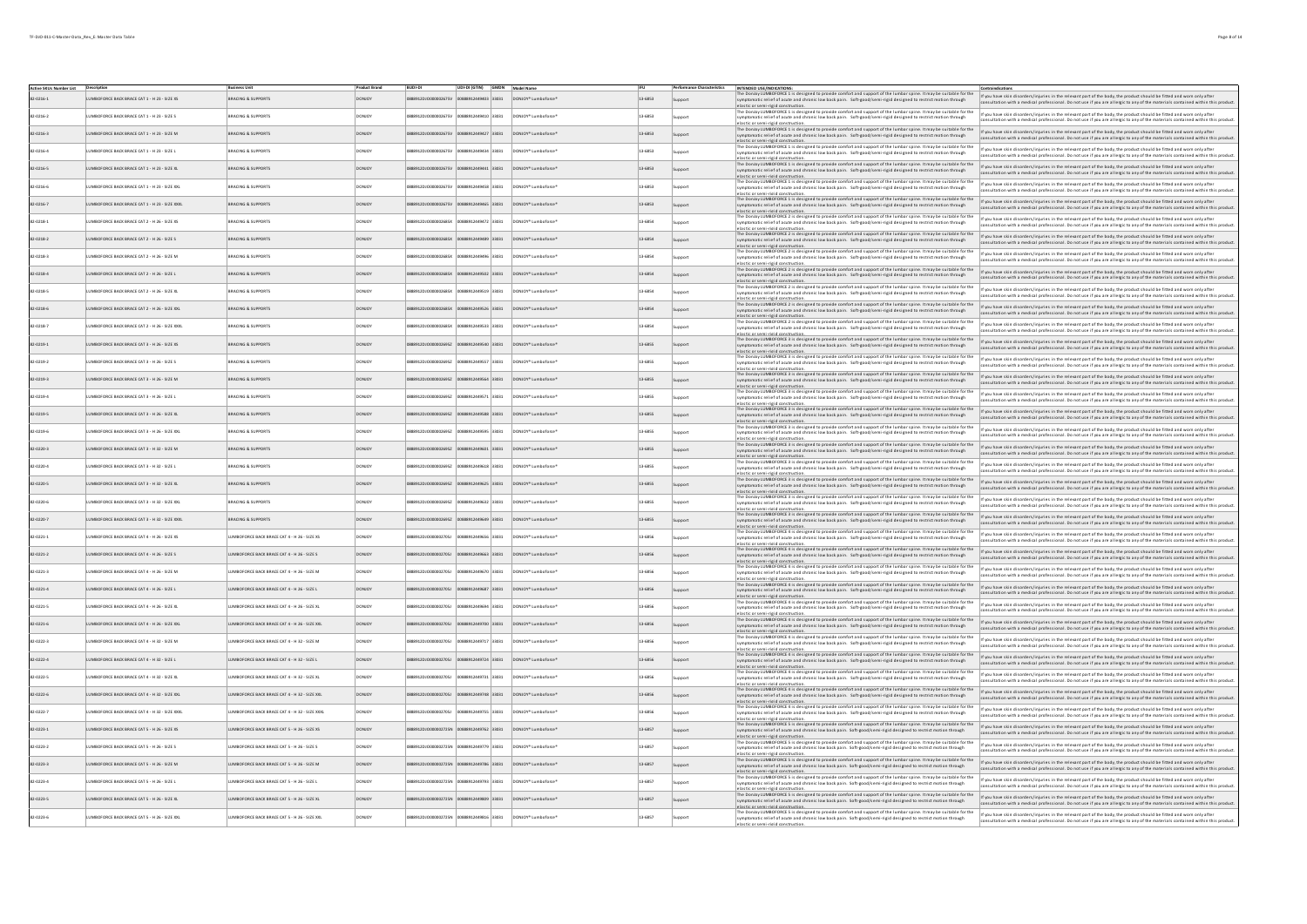| Active SKUs Number List | Description | Business Unit | Product Brand | BUDI-DI | UDI-DI (GTIN) | GMDN | Model Name | IFU | Performance Characteristics | INTENDED USE/INDICATIONS: | Contraindications |
|---|---|---|---|---|---|---|---|---|---|---|---|
| 82-0216-1 | LUMBOFORCE BACK BRACE CAT 1 - H 26 - SIZE XS | BRACING & SUPPORTS | DONJOY | 0888912DJO000000267SV | 00888912449403 | 33831 | DONJOY® Lumboforce® | 13-6853 | Support | The Donjoy LUMBOFORCE 1 is designed to provide comfort and support of the lumbar spine. It may be suitable for the symptomatic relief of acute and chronic low back pain. Soft-good/semi-rigid designed to restrict motion through elastic or semi-rigid construction. | If you have skin disorders/injuries in the relevant part of the body, the product should be fitted and worn only after consultation with a medical professional. Do not use if you are allergic to any of the materials contained within this product. |
| 82-0216-2 | LUMBOFORCE BACK BRACE CAT 1 - H 26 - SIZE S | BRACING & SUPPORTS | DONJOY | 0888912DJO000000267SV | 00888912449410 | 33831 | DONJOY® Lumboforce® | 13-6853 | Support | The Donjoy LUMBOFORCE 1 is designed to provide comfort and support of the lumbar spine. It may be suitable for the symptomatic relief of acute and chronic low back pain. Soft-good/semi-rigid designed to restrict motion through elastic or semi-rigid construction. | If you have skin disorders/injuries in the relevant part of the body, the product should be fitted and worn only after consultation with a medical professional. Do not use if you are allergic to any of the materials contained within this product. |
| 82-0216-3 | LUMBOFORCE BACK BRACE CAT 1 - H 26 - SIZE M | BRACING & SUPPORTS | DONJOY | 0888912DJO000000267SV | 00888912449427 | 33831 | DONJOY® Lumboforce® | 13-6853 | Support | The Donjoy LUMBOFORCE 1 is designed to provide comfort and support of the lumbar spine. It may be suitable for the symptomatic relief of acute and chronic low back pain. Soft-good/semi-rigid designed to restrict motion through elastic or semi-rigid construction. | If you have skin disorders/injuries in the relevant part of the body, the product should be fitted and worn only after consultation with a medical professional. Do not use if you are allergic to any of the materials contained within this product. |
| 82-0216-4 | LUMBOFORCE BACK BRACE CAT 1 - H 26 - SIZE L | BRACING & SUPPORTS | DONJOY | 0888912DJO000000267SV | 00888912449434 | 33831 | DONJOY® Lumboforce® | 13-6853 | Support | The Donjoy LUMBOFORCE 1 is designed to provide comfort and support of the lumbar spine. It may be suitable for the symptomatic relief of acute and chronic low back pain. Soft-good/semi-rigid designed to restrict motion through elastic or semi-rigid construction. | If you have skin disorders/injuries in the relevant part of the body, the product should be fitted and worn only after consultation with a medical professional. Do not use if you are allergic to any of the materials contained within this product. |
| 82-0216-5 | LUMBOFORCE BACK BRACE CAT 1 - H 26 - SIZE XL | BRACING & SUPPORTS | DONJOY | 0888912DJO000000267SV | 00888912449441 | 33831 | DONJOY® Lumboforce® | 13-6853 | Support | The Donjoy LUMBOFORCE 1 is designed to provide comfort and support of the lumbar spine. It may be suitable for the symptomatic relief of acute and chronic low back pain. Soft-good/semi-rigid designed to restrict motion through elastic or semi-rigid construction. | If you have skin disorders/injuries in the relevant part of the body, the product should be fitted and worn only after consultation with a medical professional. Do not use if you are allergic to any of the materials contained within this product. |
| 82-0216-6 | LUMBOFORCE BACK BRACE CAT 1 - H 26 - SIZE XXL | BRACING & SUPPORTS | DONJOY | 0888912DJO000000267SV | 00888912449458 | 33831 | DONJOY® Lumboforce® | 13-6853 | Support | The Donjoy LUMBOFORCE 1 is designed to provide comfort and support of the lumbar spine. It may be suitable for the symptomatic relief of acute and chronic low back pain. Soft-good/semi-rigid designed to restrict motion through elastic or semi-rigid construction. | If you have skin disorders/injuries in the relevant part of the body, the product should be fitted and worn only after consultation with a medical professional. Do not use if you are allergic to any of the materials contained within this product. |
| 82-0216-7 | LUMBOFORCE BACK BRACE CAT 1 - H 26 - SIZE XXXL | BRACING & SUPPORTS | DONJOY | 0888912DJO000000267SV | 00888912449465 | 33831 | DONJOY® Lumboforce® | 13-6853 | Support | The Donjoy LUMBOFORCE 1 is designed to provide comfort and support of the lumbar spine. It may be suitable for the symptomatic relief of acute and chronic low back pain. Soft-good/semi-rigid designed to restrict motion through elastic or semi-rigid construction. | If you have skin disorders/injuries in the relevant part of the body, the product should be fitted and worn only after consultation with a medical professional. Do not use if you are allergic to any of the materials contained within this product. |
| 82-0218-1 | LUMBOFORCE BACK BRACE CAT 2 - H 26 - SIZE XS | BRACING & SUPPORTS | DONJOY | 0888912DJO000000268SX | 00888912449472 | 33831 | DONJOY® Lumboforce® | 13-6854 | Support | The Donjoy LUMBOFORCE 2 is designed to provide comfort and support of the lumbar spine. It may be suitable for the symptomatic relief of acute and chronic low back pain. Soft-good/semi-rigid designed to restrict motion through elastic or semi-rigid construction. | If you have skin disorders/injuries in the relevant part of the body, the product should be fitted and worn only after consultation with a medical professional. Do not use if you are allergic to any of the materials contained within this product. |
| 82-0218-2 | LUMBOFORCE BACK BRACE CAT 2 - H 26 - SIZE S | BRACING & SUPPORTS | DONJOY | 0888912DJO000000268SX | 00888912449489 | 33831 | DONJOY® Lumboforce® | 13-6854 | Support | The Donjoy LUMBOFORCE 2 is designed to provide comfort and support of the lumbar spine. It may be suitable for the symptomatic relief of acute and chronic low back pain. Soft-good/semi-rigid designed to restrict motion through elastic or semi-rigid construction. | If you have skin disorders/injuries in the relevant part of the body, the product should be fitted and worn only after consultation with a medical professional. Do not use if you are allergic to any of the materials contained within this product. |
| 82-0218-3 | LUMBOFORCE BACK BRACE CAT 2 - H 26 - SIZE M | BRACING & SUPPORTS | DONJOY | 0888912DJO000000268SX | 00888912449496 | 33831 | DONJOY® Lumboforce® | 13-6854 | Support | The Donjoy LUMBOFORCE 2 is designed to provide comfort and support of the lumbar spine. It may be suitable for the symptomatic relief of acute and chronic low back pain. Soft-good/semi-rigid designed to restrict motion through elastic or semi-rigid construction. | If you have skin disorders/injuries in the relevant part of the body, the product should be fitted and worn only after consultation with a medical professional. Do not use if you are allergic to any of the materials contained within this product. |
| 82-0218-4 | LUMBOFORCE BACK BRACE CAT 2 - H 26 - SIZE L | BRACING & SUPPORTS | DONJOY | 0888912DJO000000268SX | 00888912449502 | 33831 | DONJOY® Lumboforce® | 13-6854 | Support | The Donjoy LUMBOFORCE 2 is designed to provide comfort and support of the lumbar spine. It may be suitable for the symptomatic relief of acute and chronic low back pain. Soft-good/semi-rigid designed to restrict motion through elastic or semi-rigid construction. | If you have skin disorders/injuries in the relevant part of the body, the product should be fitted and worn only after consultation with a medical professional. Do not use if you are allergic to any of the materials contained within this product. |
| 82-0218-5 | LUMBOFORCE BACK BRACE CAT 2 - H 26 - SIZE XL | BRACING & SUPPORTS | DONJOY | 0888912DJO000000268SX | 00888912449519 | 33831 | DONJOY® Lumboforce® | 13-6854 | Support | The Donjoy LUMBOFORCE 2 is designed to provide comfort and support of the lumbar spine. It may be suitable for the symptomatic relief of acute and chronic low back pain. Soft-good/semi-rigid designed to restrict motion through elastic or semi-rigid construction. | If you have skin disorders/injuries in the relevant part of the body, the product should be fitted and worn only after consultation with a medical professional. Do not use if you are allergic to any of the materials contained within this product. |
| 82-0218-6 | LUMBOFORCE BACK BRACE CAT 2 - H 26 - SIZE XXL | BRACING & SUPPORTS | DONJOY | 0888912DJO000000268SX | 00888912449526 | 33831 | DONJOY® Lumboforce® | 13-6854 | Support | The Donjoy LUMBOFORCE 2 is designed to provide comfort and support of the lumbar spine. It may be suitable for the symptomatic relief of acute and chronic low back pain. Soft-good/semi-rigid designed to restrict motion through elastic or semi-rigid construction. | If you have skin disorders/injuries in the relevant part of the body, the product should be fitted and worn only after consultation with a medical professional. Do not use if you are allergic to any of the materials contained within this product. |
| 82-0218-7 | LUMBOFORCE BACK BRACE CAT 2 - H 26 - SIZE XXXL | BRACING & SUPPORTS | DONJOY | 0888912DJO000000268SX | 00888912449533 | 33831 | DONJOY® Lumboforce® | 13-6854 | Support | The Donjoy LUMBOFORCE 2 is designed to provide comfort and support of the lumbar spine. It may be suitable for the symptomatic relief of acute and chronic low back pain. Soft-good/semi-rigid designed to restrict motion through elastic or semi-rigid construction. | If you have skin disorders/injuries in the relevant part of the body, the product should be fitted and worn only after consultation with a medical professional. Do not use if you are allergic to any of the materials contained within this product. |
| 82-0219-1 | LUMBOFORCE BACK BRACE CAT 3 - H 26 - SIZE XS | BRACING & SUPPORTS | DONJOY | 0888912DJO000000269SZ | 00888912449540 | 33831 | DONJOY® Lumboforce® | 13-6855 | Support | The Donjoy LUMBOFORCE 3 is designed to provide comfort and support of the lumbar spine. It may be suitable for the symptomatic relief of acute and chronic low back pain. Soft-good/semi-rigid designed to restrict motion through elastic or semi-rigid construction. | If you have skin disorders/injuries in the relevant part of the body, the product should be fitted and worn only after consultation with a medical professional. Do not use if you are allergic to any of the materials contained within this product. |
| 82-0219-2 | LUMBOFORCE BACK BRACE CAT 3 - H 26 - SIZE S | BRACING & SUPPORTS | DONJOY | 0888912DJO000000269SZ | 00888912449557 | 33831 | DONJOY® Lumboforce® | 13-6855 | Support | The Donjoy LUMBOFORCE 3 is designed to provide comfort and support of the lumbar spine. It may be suitable for the symptomatic relief of acute and chronic low back pain. Soft-good/semi-rigid designed to restrict motion through elastic or semi-rigid construction. | If you have skin disorders/injuries in the relevant part of the body, the product should be fitted and worn only after consultation with a medical professional. Do not use if you are allergic to any of the materials contained within this product. |
| 82-0219-3 | LUMBOFORCE BACK BRACE CAT 3 - H 26 - SIZE M | BRACING & SUPPORTS | DONJOY | 0888912DJO000000269SZ | 00888912449564 | 33831 | DONJOY® Lumboforce® | 13-6855 | Support | The Donjoy LUMBOFORCE 3 is designed to provide comfort and support of the lumbar spine. It may be suitable for the symptomatic relief of acute and chronic low back pain. Soft-good/semi-rigid designed to restrict motion through elastic or semi-rigid construction. | If you have skin disorders/injuries in the relevant part of the body, the product should be fitted and worn only after consultation with a medical professional. Do not use if you are allergic to any of the materials contained within this product. |
| 82-0219-4 | LUMBOFORCE BACK BRACE CAT 3 - H 26 - SIZE L | BRACING & SUPPORTS | DONJOY | 0888912DJO000000269SZ | 00888912449571 | 33831 | DONJOY® Lumboforce® | 13-6855 | Support | The Donjoy LUMBOFORCE 3 is designed to provide comfort and support of the lumbar spine. It may be suitable for the symptomatic relief of acute and chronic low back pain. Soft-good/semi-rigid designed to restrict motion through elastic or semi-rigid construction. | If you have skin disorders/injuries in the relevant part of the body, the product should be fitted and worn only after consultation with a medical professional. Do not use if you are allergic to any of the materials contained within this product. |
| 82-0219-5 | LUMBOFORCE BACK BRACE CAT 3 - H 26 - SIZE XL | BRACING & SUPPORTS | DONJOY | 0888912DJO000000269SZ | 00888912449588 | 33831 | DONJOY® Lumboforce® | 13-6855 | Support | The Donjoy LUMBOFORCE 3 is designed to provide comfort and support of the lumbar spine. It may be suitable for the symptomatic relief of acute and chronic low back pain. Soft-good/semi-rigid designed to restrict motion through elastic or semi-rigid construction. | If you have skin disorders/injuries in the relevant part of the body, the product should be fitted and worn only after consultation with a medical professional. Do not use if you are allergic to any of the materials contained within this product. |
| 82-0219-6 | LUMBOFORCE BACK BRACE CAT 3 - H 26 - SIZE XXL | BRACING & SUPPORTS | DONJOY | 0888912DJO000000269SZ | 00888912449595 | 33831 | DONJOY® Lumboforce® | 13-6855 | Support | The Donjoy LUMBOFORCE 3 is designed to provide comfort and support of the lumbar spine. It may be suitable for the symptomatic relief of acute and chronic low back pain. Soft-good/semi-rigid designed to restrict motion through elastic or semi-rigid construction. | If you have skin disorders/injuries in the relevant part of the body, the product should be fitted and worn only after consultation with a medical professional. Do not use if you are allergic to any of the materials contained within this product. |
| 82-0220-3 | LUMBOFORCE BACK BRACE CAT 3 - H 32 - SIZE M | BRACING & SUPPORTS | DONJOY | 0888912DJO000000269SZ | 00888912449601 | 33831 | DONJOY® Lumboforce® | 13-6855 | Support | The Donjoy LUMBOFORCE 3 is designed to provide comfort and support of the lumbar spine. It may be suitable for the symptomatic relief of acute and chronic low back pain. Soft-good/semi-rigid designed to restrict motion through elastic or semi-rigid construction. | If you have skin disorders/injuries in the relevant part of the body, the product should be fitted and worn only after consultation with a medical professional. Do not use if you are allergic to any of the materials contained within this product. |
| 82-0220-4 | LUMBOFORCE BACK BRACE CAT 3 - H 32 - SIZE L | BRACING & SUPPORTS | DONJOY | 0888912DJO000000269SZ | 00888912449618 | 33831 | DONJOY® Lumboforce® | 13-6855 | Support | The Donjoy LUMBOFORCE 3 is designed to provide comfort and support of the lumbar spine. It may be suitable for the symptomatic relief of acute and chronic low back pain. Soft-good/semi-rigid designed to restrict motion through elastic or semi-rigid construction. | If you have skin disorders/injuries in the relevant part of the body, the product should be fitted and worn only after consultation with a medical professional. Do not use if you are allergic to any of the materials contained within this product. |
| 82-0220-5 | LUMBOFORCE BACK BRACE CAT 3 - H 32 - SIZE XL | BRACING & SUPPORTS | DONJOY | 0888912DJO000000269SZ | 00888912449625 | 33831 | DONJOY® Lumboforce® | 13-6855 | Support | The Donjoy LUMBOFORCE 3 is designed to provide comfort and support of the lumbar spine. It may be suitable for the symptomatic relief of acute and chronic low back pain. Soft-good/semi-rigid designed to restrict motion through elastic or semi-rigid construction. | If you have skin disorders/injuries in the relevant part of the body, the product should be fitted and worn only after consultation with a medical professional. Do not use if you are allergic to any of the materials contained within this product. |
| 82-0220-6 | LUMBOFORCE BACK BRACE CAT 3 - H 32 - SIZE XXL | BRACING & SUPPORTS | DONJOY | 0888912DJO000000269SZ | 00888912449632 | 33831 | DONJOY® Lumboforce® | 13-6855 | Support | The Donjoy LUMBOFORCE 3 is designed to provide comfort and support of the lumbar spine. It may be suitable for the symptomatic relief of acute and chronic low back pain. Soft-good/semi-rigid designed to restrict motion through elastic or semi-rigid construction. | If you have skin disorders/injuries in the relevant part of the body, the product should be fitted and worn only after consultation with a medical professional. Do not use if you are allergic to any of the materials contained within this product. |
| 82-0220-7 | LUMBOFORCE BACK BRACE CAT 3 - H 32 - SIZE XXXL | BRACING & SUPPORTS | DONJOY | 0888912DJO000000269SZ | 00888912449649 | 33831 | DONJOY® Lumboforce® | 13-6855 | Support | The Donjoy LUMBOFORCE 3 is designed to provide comfort and support of the lumbar spine. It may be suitable for the symptomatic relief of acute and chronic low back pain. Soft-good/semi-rigid designed to restrict motion through elastic or semi-rigid construction. | If you have skin disorders/injuries in the relevant part of the body, the product should be fitted and worn only after consultation with a medical professional. Do not use if you are allergic to any of the materials contained within this product. |
| 82-0221-1 | LUMBOFORCE BACK BRACE CAT 4 - H 26 - SIZE XS | LUMBOFORCE BACK BRACE CAT 4 - H 26 - SIZE XS | DONJOY | 0888912DJO000000270SJ | 00888912449656 | 33831 | DONJOY® Lumboforce® | 13-6856 | Support | The Donjoy LUMBOFORCE 4 is designed to provide comfort and support of the lumbar spine. It may be suitable for the symptomatic relief of acute and chronic low back pain. Soft-good/semi-rigid designed to restrict motion through elastic or semi-rigid construction. | If you have skin disorders/injuries in the relevant part of the body, the product should be fitted and worn only after consultation with a medical professional. Do not use if you are allergic to any of the materials contained within this product. |
| 82-0221-2 | LUMBOFORCE BACK BRACE CAT 4 - H 26 - SIZE S | LUMBOFORCE BACK BRACE CAT 4 - H 26 - SIZE S | DONJOY | 0888912DJO000000270SJ | 00888912449663 | 33831 | DONJOY® Lumboforce® | 13-6856 | Support | The Donjoy LUMBOFORCE 4 is designed to provide comfort and support of the lumbar spine. It may be suitable for the symptomatic relief of acute and chronic low back pain. Soft-good/semi-rigid designed to restrict motion through elastic or semi-rigid construction. | If you have skin disorders/injuries in the relevant part of the body, the product should be fitted and worn only after consultation with a medical professional. Do not use if you are allergic to any of the materials contained within this product. |
| 82-0221-3 | LUMBOFORCE BACK BRACE CAT 4 - H 26 - SIZE M | LUMBOFORCE BACK BRACE CAT 4 - H 26 - SIZE M | DONJOY | 0888912DJO000000270SJ | 00888912449670 | 33831 | DONJOY® Lumboforce® | 13-6856 | Support | The Donjoy LUMBOFORCE 4 is designed to provide comfort and support of the lumbar spine. It may be suitable for the symptomatic relief of acute and chronic low back pain. Soft-good/semi-rigid designed to restrict motion through elastic or semi-rigid construction. | If you have skin disorders/injuries in the relevant part of the body, the product should be fitted and worn only after consultation with a medical professional. Do not use if you are allergic to any of the materials contained within this product. |
| 82-0221-4 | LUMBOFORCE BACK BRACE CAT 4 - H 26 - SIZE L | LUMBOFORCE BACK BRACE CAT 4 - H 26 - SIZE L | DONJOY | 0888912DJO000000270SJ | 00888912449687 | 33831 | DONJOY® Lumboforce® | 13-6856 | Support | The Donjoy LUMBOFORCE 4 is designed to provide comfort and support of the lumbar spine. It may be suitable for the symptomatic relief of acute and chronic low back pain. Soft-good/semi-rigid designed to restrict motion through elastic or semi-rigid construction. | If you have skin disorders/injuries in the relevant part of the body, the product should be fitted and worn only after consultation with a medical professional. Do not use if you are allergic to any of the materials contained within this product. |
| 82-0221-5 | LUMBOFORCE BACK BRACE CAT 4 - H 26 - SIZE XL | LUMBOFORCE BACK BRACE CAT 4 - H 26 - SIZE XL | DONJOY | 0888912DJO000000270SJ | 00888912449694 | 33831 | DONJOY® Lumboforce® | 13-6856 | Support | The Donjoy LUMBOFORCE 4 is designed to provide comfort and support of the lumbar spine. It may be suitable for the symptomatic relief of acute and chronic low back pain. Soft-good/semi-rigid designed to restrict motion through elastic or semi-rigid construction. | If you have skin disorders/injuries in the relevant part of the body, the product should be fitted and worn only after consultation with a medical professional. Do not use if you are allergic to any of the materials contained within this product. |
| 82-0221-6 | LUMBOFORCE BACK BRACE CAT 4 - H 26 - SIZE XXL | LUMBOFORCE BACK BRACE CAT 4 - H 26 - SIZE XXL | DONJOY | 0888912DJO000000270SJ | 00888912449700 | 33831 | DONJOY® Lumboforce® | 13-6856 | Support | The Donjoy LUMBOFORCE 4 is designed to provide comfort and support of the lumbar spine. It may be suitable for the symptomatic relief of acute and chronic low back pain. Soft-good/semi-rigid designed to restrict motion through elastic or semi-rigid construction. | If you have skin disorders/injuries in the relevant part of the body, the product should be fitted and worn only after consultation with a medical professional. Do not use if you are allergic to any of the materials contained within this product. |
| 82-0222-3 | LUMBOFORCE BACK BRACE CAT 4 - H 32 - SIZE M | LUMBOFORCE BACK BRACE CAT 4 - H 32 - SIZE M | DONJOY | 0888912DJO000000270SJ | 00888912449717 | 33831 | DONJOY® Lumboforce® | 13-6856 | Support | The Donjoy LUMBOFORCE 4 is designed to provide comfort and support of the lumbar spine. It may be suitable for the symptomatic relief of acute and chronic low back pain. Soft-good/semi-rigid designed to restrict motion through elastic or semi-rigid construction. | If you have skin disorders/injuries in the relevant part of the body, the product should be fitted and worn only after consultation with a medical professional. Do not use if you are allergic to any of the materials contained within this product. |
| 82-0222-4 | LUMBOFORCE BACK BRACE CAT 4 - H 32 - SIZE L | LUMBOFORCE BACK BRACE CAT 4 - H 32 - SIZE L | DONJOY | 0888912DJO000000270SJ | 00888912449724 | 33831 | DONJOY® Lumboforce® | 13-6856 | Support | The Donjoy LUMBOFORCE 4 is designed to provide comfort and support of the lumbar spine. It may be suitable for the symptomatic relief of acute and chronic low back pain. Soft-good/semi-rigid designed to restrict motion through elastic or semi-rigid construction. | If you have skin disorders/injuries in the relevant part of the body, the product should be fitted and worn only after consultation with a medical professional. Do not use if you are allergic to any of the materials contained within this product. |
| 82-0222-5 | LUMBOFORCE BACK BRACE CAT 4 - H 32 - SIZE XL | LUMBOFORCE BACK BRACE CAT 4 - H 32 - SIZE XL | DONJOY | 0888912DJO000000270SJ | 00888912449731 | 33831 | DONJOY® Lumboforce® | 13-6856 | Support | The Donjoy LUMBOFORCE 4 is designed to provide comfort and support of the lumbar spine. It may be suitable for the symptomatic relief of acute and chronic low back pain. Soft-good/semi-rigid designed to restrict motion through elastic or semi-rigid construction. | If you have skin disorders/injuries in the relevant part of the body, the product should be fitted and worn only after consultation with a medical professional. Do not use if you are allergic to any of the materials contained within this product. |
| 82-0222-6 | LUMBOFORCE BACK BRACE CAT 4 - H 32 - SIZE XXL | LUMBOFORCE BACK BRACE CAT 4 - H 32 - SIZE XXL | DONJOY | 0888912DJO000000270SJ | 00888912449748 | 33831 | DONJOY® Lumboforce® | 13-6856 | Support | The Donjoy LUMBOFORCE 4 is designed to provide comfort and support of the lumbar spine. It may be suitable for the symptomatic relief of acute and chronic low back pain. Soft-good/semi-rigid designed to restrict motion through elastic or semi-rigid construction. | If you have skin disorders/injuries in the relevant part of the body, the product should be fitted and worn only after consultation with a medical professional. Do not use if you are allergic to any of the materials contained within this product. |
| 82-0222-7 | LUMBOFORCE BACK BRACE CAT 4 - H 32 - SIZE XXXL | LUMBOFORCE BACK BRACE CAT 4 - H 32 - SIZE XXXL | DONJOY | 0888912DJO000000270SJ | 00888912449755 | 33831 | DONJOY® Lumboforce® | 13-6856 | Support | The Donjoy LUMBOFORCE 4 is designed to provide comfort and support of the lumbar spine. It may be suitable for the symptomatic relief of acute and chronic low back pain. Soft-good/semi-rigid designed to restrict motion through elastic or semi-rigid construction. | If you have skin disorders/injuries in the relevant part of the body, the product should be fitted and worn only after consultation with a medical professional. Do not use if you are allergic to any of the materials contained within this product. |
| 82-0223-1 | LUMBOFORCE BACK BRACE CAT 5 - H 26 - SIZE XS | LUMBOFORCE BACK BRACE CAT 5 - H 26 - SIZE XS | DONJOY | 0888912DJO000000271SN | 00888912449762 | 33831 | DONJOY® Lumboforce® | 13-6857 | Support | The Donjoy LUMBOFORCE 5 is designed to provide comfort and support of the lumbar spine. It may be suitable for the symptomatic relief of acute and chronic low back pain. Soft-good/semi-rigid designed to restrict motion through elastic or semi-rigid construction. | If you have skin disorders/injuries in the relevant part of the body, the product should be fitted and worn only after consultation with a medical professional. Do not use if you are allergic to any of the materials contained within this product. |
| 82-0223-2 | LUMBOFORCE BACK BRACE CAT 5 - H 26 - SIZE S | LUMBOFORCE BACK BRACE CAT 5 - H 26 - SIZE S | DONJOY | 0888912DJO000000271SN | 00888912449779 | 33831 | DONJOY® Lumboforce® | 13-6857 | Support | The Donjoy LUMBOFORCE 5 is designed to provide comfort and support of the lumbar spine. It may be suitable for the symptomatic relief of acute and chronic low back pain. Soft-good/semi-rigid designed to restrict motion through elastic or semi-rigid construction. | If you have skin disorders/injuries in the relevant part of the body, the product should be fitted and worn only after consultation with a medical professional. Do not use if you are allergic to any of the materials contained within this product. |
| 82-0223-3 | LUMBOFORCE BACK BRACE CAT 5 - H 26 - SIZE M | LUMBOFORCE BACK BRACE CAT 5 - H 26 - SIZE M | DONJOY | 0888912DJO000000271SN | 00888912449786 | 33831 | DONJOY® Lumboforce® | 13-6857 | Support | The Donjoy LUMBOFORCE 5 is designed to provide comfort and support of the lumbar spine. It may be suitable for the symptomatic relief of acute and chronic low back pain. Soft-good/semi-rigid designed to restrict motion through elastic or semi-rigid construction. | If you have skin disorders/injuries in the relevant part of the body, the product should be fitted and worn only after consultation with a medical professional. Do not use if you are allergic to any of the materials contained within this product. |
| 82-0223-4 | LUMBOFORCE BACK BRACE CAT 5 - H 26 - SIZE L | LUMBOFORCE BACK BRACE CAT 5 - H 26 - SIZE L | DONJOY | 0888912DJO000000271SN | 00888912449793 | 33831 | DONJOY® Lumboforce® | 13-6857 | Support | The Donjoy LUMBOFORCE 5 is designed to provide comfort and support of the lumbar spine. It may be suitable for the symptomatic relief of acute and chronic low back pain. Soft-good/semi-rigid designed to restrict motion through elastic or semi-rigid construction. | If you have skin disorders/injuries in the relevant part of the body, the product should be fitted and worn only after consultation with a medical professional. Do not use if you are allergic to any of the materials contained within this product. |
| 82-0223-5 | LUMBOFORCE BACK BRACE CAT 5 - H 26 - SIZE XL | LUMBOFORCE BACK BRACE CAT 5 - H 26 - SIZE XL | DONJOY | 0888912DJO000000271SN | 00888912449809 | 33831 | DONJOY® Lumboforce® | 13-6857 | Support | The Donjoy LUMBOFORCE 5 is designed to provide comfort and support of the lumbar spine. It may be suitable for the symptomatic relief of acute and chronic low back pain. Soft-good/semi-rigid designed to restrict motion through elastic or semi-rigid construction. | If you have skin disorders/injuries in the relevant part of the body, the product should be fitted and worn only after consultation with a medical professional. Do not use if you are allergic to any of the materials contained within this product. |
| 82-0223-6 | LUMBOFORCE BACK BRACE CAT 5 - H 26 - SIZE XXL | LUMBOFORCE BACK BRACE CAT 5 - H 26 - SIZE XXL | DONJOY | 0888912DJO000000271SN | 00888912449816 | 33831 | DONJOY® Lumboforce® | 13-6857 | Support | The Donjoy LUMBOFORCE 5 is designed to provide comfort and support of the lumbar spine. It may be suitable for the symptomatic relief of acute and chronic low back pain. Soft-good/semi-rigid designed to restrict motion through elastic or semi-rigid construction. | If you have skin disorders/injuries in the relevant part of the body, the product should be fitted and worn only after consultation with a medical professional. Do not use if you are allergic to any of the materials contained within this product. |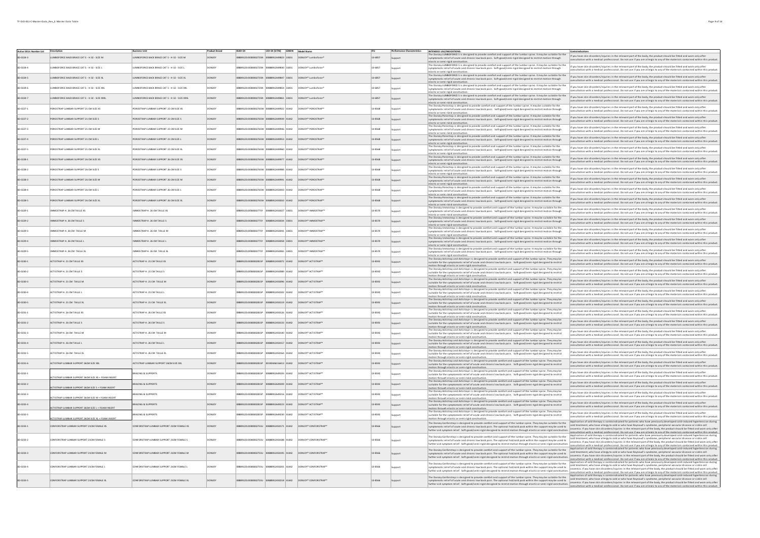| Active SKUs Number List | Description | Business Unit | Product Brand | BUDI-DI | UDI-DI (GTIN) | GMDN | Model Name | IFU | Performance Characteristics | INTENDED USE/INDICATIONS: | Contraindications |
|---|---|---|---|---|---|---|---|---|---|---|---|
| 82-0224-3 | LUMBOFORCE BACK BRACE CAT 5 - H 32 - SIZE M | LUMBOFORCE BACK BRACE CAT 5 - H 32 - SIZE M | DONJOY | 0888912DJO00000272SN | 00888912449823 | 33031 | DONJOY® Lumboforce® | 13-6857 | Support | The DonJoy LUMBOFORCE is is designed to provide comfort and support of the lumbar spine. It may be suitable for the symptomatic relief of acute and chronic low back pain. Soft-good/semi-rigid designed to restrict motion through elastic or semi-rigid construction. | If you have skin disorders/injuries in the relevant part of the body, the product should be fitted and worn only after consultation with a medical professional. Do not use if you are allergic to any of the materials contained within this product. |
| 82-0224-4 | LUMBOFORCE BACK BRACE CAT 5 - H 32 - SIZE L | LUMBOFORCE BACK BRACE CAT 5 - H 32 - SIZE L | DONJOY | 0888912DJO00000272SN | 00888912449830 | 33031 | DONJOY® Lumboforce® | 13-6857 | Support | The DonJoy LUMBOFORCE is is designed to provide comfort and support of the lumbar spine. It may be suitable for the symptomatic relief of acute and chronic low back pain. Soft-good/semi-rigid designed to restrict motion through elastic or semi-rigid construction. | If you have skin disorders/injuries in the relevant part of the body, the product should be fitted and worn only after consultation with a medical professional. Do not use if you are allergic to any of the materials contained within this product. |
| 82-0224-5 | LUMBOFORCE BACK BRACE CAT 5 - H 32 - SIZE XL | LUMBOFORCE BACK BRACE CAT 5 - H 32 - SIZE XL | DONJOY | 0888912DJO00000272SN | 00888912449847 | 33031 | DONJOY® Lumboforce® | 13-6857 | Support | The DonJoy LUMBOFORCE is is designed to provide comfort and support of the lumbar spine. It may be suitable for the symptomatic relief of acute and chronic low back pain. Soft-good/semi-rigid designed to restrict motion through elastic or semi-rigid construction. | If you have skin disorders/injuries in the relevant part of the body, the product should be fitted and worn only after consultation with a medical professional. Do not use if you are allergic to any of the materials contained within this product. |
| 82-0224-6 | LUMBOFORCE BACK BRACE CAT 5 - H 32 - SIZE XXL | LUMBOFORCE BACK BRACE CAT 5 - H 32 - SIZE XXL | DONJOY | 0888912DJO00000272SN | 00888912449854 | 33031 | DONJOY® Lumboforce® | 13-6857 | Support | The DonJoy LUMBOFORCE is is designed to provide comfort and support of the lumbar spine. It may be suitable for the symptomatic relief of acute and chronic low back pain. Soft-good/semi-rigid designed to restrict motion through elastic or semi-rigid construction. | If you have skin disorders/injuries in the relevant part of the body, the product should be fitted and worn only after consultation with a medical professional. Do not use if you are allergic to any of the materials contained within this product. |
| 82-0224-7 | LUMBOFORCE BACK BRACE CAT 5 - H 32 - SIZE XXXL | LUMBOFORCE BACK BRACE CAT 5 - H 32 - SIZE XXXL | DONJOY | 0888912DJO00000272SN | 00888912449861 | 33031 | DONJOY® Lumboforce® | 13-6857 | Support | The DonJoy LUMBOFORCE is is designed to provide comfort and support of the lumbar spine. It may be suitable for the symptomatic relief of acute and chronic low back pain. Soft-good/semi-rigid designed to restrict motion through elastic or semi-rigid construction. | If you have skin disorders/injuries in the relevant part of the body, the product should be fitted and worn only after consultation with a medical professional. Do not use if you are allergic to any of the materials contained within this product. |
| 82-0227-1 | POROSTRAP LUMBAR SUPPORT 21 CM SIZE XS | POROSTRAP LUMBAR SUPPORT 21 CM SIZE XS | DONJOY | 0888912DJO00000276SW | 00888912449922 | 01442 | DONJOY® POROSTRAP™ | 13-8568 | Support | The Donjoy Porostrap is designed to provide comfort and support of the lumbar spine. It may be suitable for the symptomatic relief of acute and chronic low back pain. Soft-good/semi-rigid designed to restrict motion through elastic or semi-rigid construction. | If you have skin disorders/injuries in the relevant part of the body, the product should be fitted and worn only after consultation with a medical professional. Do not use if you are allergic to any of the materials contained within this product. |
| 82-0227-2 | POROSTRAP LUMBAR SUPPORT 21 CM SIZE S | POROSTRAP LUMBAR SUPPORT 21 CM SIZE S | DONJOY | 0888912DJO00000276SW | 00888912449939 | 01442 | DONJOY® POROSTRAP™ | 13-8568 | Support | The Donjoy Porostrap is designed to provide comfort and support of the lumbar spine. It may be suitable for the symptomatic relief of acute and chronic low back pain. Soft-good/semi-rigid designed to restrict motion through elastic or semi-rigid construction. | If you have skin disorders/injuries in the relevant part of the body, the product should be fitted and worn only after consultation with a medical professional. Do not use if you are allergic to any of the materials contained within this product. |
| 82-0227-3 | POROSTRAP LUMBAR SUPPORT 21 CM SIZE M | POROSTRAP LUMBAR SUPPORT 21 CM SIZE M | DONJOY | 0888912DJO00000276SW | 00888912449946 | 01442 | DONJOY® POROSTRAP™ | 13-8568 | Support | The Donjoy Porostrap is designed to provide comfort and support of the lumbar spine. It may be suitable for the symptomatic relief of acute and chronic low back pain. Soft-good/semi-rigid designed to restrict motion through elastic or semi-rigid construction. | If you have skin disorders/injuries in the relevant part of the body, the product should be fitted and worn only after consultation with a medical professional. Do not use if you are allergic to any of the materials contained within this product. |
| 82-0227-4 | POROSTRAP LUMBAR SUPPORT 21 CM SIZE L | POROSTRAP LUMBAR SUPPORT 21 CM SIZE L | DONJOY | 0888912DJO00000276SW | 00888912449953 | 01442 | DONJOY® POROSTRAP™ | 13-8568 | Support | The Donjoy Porostrap is designed to provide comfort and support of the lumbar spine. It may be suitable for the symptomatic relief of acute and chronic low back pain. Soft-good/semi-rigid designed to restrict motion through elastic or semi-rigid construction. | If you have skin disorders/injuries in the relevant part of the body, the product should be fitted and worn only after consultation with a medical professional. Do not use if you are allergic to any of the materials contained within this product. |
| 82-0227-5 | POROSTRAP LUMBAR SUPPORT 21 CM SIZE XL | POROSTRAP LUMBAR SUPPORT 21 CM SIZE XL | DONJOY | 0888912DJO00000276SW | 00888912449960 | 01442 | DONJOY® POROSTRAP™ | 13-8568 | Support | The Donjoy Porostrap is designed to provide comfort and support of the lumbar spine. It may be suitable for the symptomatic relief of acute and chronic low back pain. Soft-good/semi-rigid designed to restrict motion through elastic or semi-rigid construction. | If you have skin disorders/injuries in the relevant part of the body, the product should be fitted and worn only after consultation with a medical professional. Do not use if you are allergic to any of the materials contained within this product. |
| 82-0228-1 | POROSTRAP LUMBAR SUPPORT 26 CM SIZE XS | POROSTRAP LUMBAR SUPPORT 26 CM SIZE XS | DONJOY | 0888912DJO00000276SW | 00888912449977 | 01442 | DONJOY® POROSTRAP™ | 13-8568 | Support | The Donjoy Porostrap is designed to provide comfort and support of the lumbar spine. It may be suitable for the symptomatic relief of acute and chronic low back pain. Soft-good/semi-rigid designed to restrict motion through elastic or semi-rigid construction. | If you have skin disorders/injuries in the relevant part of the body, the product should be fitted and worn only after consultation with a medical professional. Do not use if you are allergic to any of the materials contained within this product. |
| 82-0228-2 | POROSTRAP LUMBAR SUPPORT 26 CM SIZE S | POROSTRAP LUMBAR SUPPORT 26 CM SIZE S | DONJOY | 0888912DJO00000276SW | 00888912449984 | 01442 | DONJOY® POROSTRAP™ | 13-8568 | Support | The Donjoy Porostrap is designed to provide comfort and support of the lumbar spine. It may be suitable for the symptomatic relief of acute and chronic low back pain. Soft-good/semi-rigid designed to restrict motion through elastic or semi-rigid construction. | If you have skin disorders/injuries in the relevant part of the body, the product should be fitted and worn only after consultation with a medical professional. Do not use if you are allergic to any of the materials contained within this product. |
| 82-0228-3 | POROSTRAP LUMBAR SUPPORT 26 CM SIZE M | POROSTRAP LUMBAR SUPPORT 26 CM SIZE M | DONJOY | 0888912DJO00000276SW | 00888912449991 | 01442 | DONJOY® POROSTRAP™ | 13-8568 | Support | The Donjoy Porostrap is designed to provide comfort and support of the lumbar spine. It may be suitable for the symptomatic relief of acute and chronic low back pain. Soft-good/semi-rigid designed to restrict motion through elastic or semi-rigid construction. | If you have skin disorders/injuries in the relevant part of the body, the product should be fitted and worn only after consultation with a medical professional. Do not use if you are allergic to any of the materials contained within this product. |
| 82-0228-4 | POROSTRAP LUMBAR SUPPORT 26 CM SIZE L | POROSTRAP LUMBAR SUPPORT 26 CM SIZE L | DONJOY | 0888912DJO00000276SW | 00888912450003 | 01442 | DONJOY® POROSTRAP™ | 13-8568 | Support | The Donjoy Porostrap is designed to provide comfort and support of the lumbar spine. It may be suitable for the symptomatic relief of acute and chronic low back pain. Soft-good/semi-rigid designed to restrict motion through elastic or semi-rigid construction. | If you have skin disorders/injuries in the relevant part of the body, the product should be fitted and worn only after consultation with a medical professional. Do not use if you are allergic to any of the materials contained within this product. |
| 82-0228-5 | POROSTRAP LUMBAR SUPPORT 26 CM SIZE XL | POROSTRAP LUMBAR SUPPORT 26 CM SIZE XL | DONJOY | 0888912DJO00000276SW | 00888912450010 | 01442 | DONJOY® POROSTRAP™ | 13-8568 | Support | The Donjoy Porostrap is designed to provide comfort and support of the lumbar spine. It may be suitable for the symptomatic relief of acute and chronic low back pain. Soft-good/semi-rigid designed to restrict motion through elastic or semi-rigid construction. | If you have skin disorders/injuries in the relevant part of the body, the product should be fitted and worn only after consultation with a medical professional. Do not use if you are allergic to any of the materials contained within this product. |
| 82-0229-1 | IMMOSTRAP H. 26 CM TAILLE XS | IMMOSTRAP H. 26 CM TAILLE XS | DONJOY | 0888912DJO00000277SY | 00888912450027 | 33031 | DONJOY® IMMOSTRAP™ | 13-8570 | Support | The Donjoy Immostrap is designed to provide comfort and support of the lumbar spine. It may be suitable for the symptomatic relief of acute and chronic low back pain. Soft-good/semi-rigid designed to restrict motion through elastic or semi-rigid construction. | If you have skin disorders/injuries in the relevant part of the body, the product should be fitted and worn only after consultation with a medical professional. Do not use if you are allergic to any of the materials contained within this product. |
| 82-0229-2 | IMMOSTRAP H. 26 CM TAILLE S | IMMOSTRAP H. 26 CM TAILLE S | DONJOY | 0888912DJO00000277SY | 00888912450034 | 33031 | DONJOY® IMMOSTRAP™ | 13-8570 | Support | The Donjoy Immostrap is designed to provide comfort and support of the lumbar spine. It may be suitable for the symptomatic relief of acute and chronic low back pain. Soft-good/semi-rigid designed to restrict motion through elastic or semi-rigid construction. | If you have skin disorders/injuries in the relevant part of the body, the product should be fitted and worn only after consultation with a medical professional. Do not use if you are allergic to any of the materials contained within this product. |
| 82-0229-3 | IMMOSTRAP H. 26 CM TAILLE M | IMMOSTRAP H. 26 CM TAILLE M | DONJOY | 0888912DJO00000277SY | 00888912450041 | 33031 | DONJOY® IMMOSTRAP™ | 13-8570 | Support | The Donjoy Immostrap is designed to provide comfort and support of the lumbar spine. It may be suitable for the symptomatic relief of acute and chronic low back pain. Soft-good/semi-rigid designed to restrict motion through elastic or semi-rigid construction. | If you have skin disorders/injuries in the relevant part of the body, the product should be fitted and worn only after consultation with a medical professional. Do not use if you are allergic to any of the materials contained within this product. |
| 82-0229-4 | IMMOSTRAP H. 26 CM TAILLE L | IMMOSTRAP H. 26 CM TAILLE L | DONJOY | 0888912DJO00000277SY | 00888912450058 | 33031 | DONJOY® IMMOSTRAP™ | 13-8570 | Support | The Donjoy Immostrap is designed to provide comfort and support of the lumbar spine. It may be suitable for the symptomatic relief of acute and chronic low back pain. Soft-good/semi-rigid designed to restrict motion through elastic or semi-rigid construction. | If you have skin disorders/injuries in the relevant part of the body, the product should be fitted and worn only after consultation with a medical professional. Do not use if you are allergic to any of the materials contained within this product. |
| 82-0229-5 | IMMOSTRAP H. 26 CM TAILLE XL | IMMOSTRAP H. 26 CM TAILLE XL | DONJOY | 0888912DJO00000277SY | 00888912450065 | 33031 | DONJOY® IMMOSTRAP™ | 13-8570 | Support | The Donjoy Immostrap is designed to provide comfort and support of the lumbar spine. It may be suitable for the symptomatic relief of acute and chronic low back pain. Soft-good/semi-rigid designed to restrict motion through elastic or semi-rigid construction. | If you have skin disorders/injuries in the relevant part of the body, the product should be fitted and worn only after consultation with a medical professional. Do not use if you are allergic to any of the materials contained within this product. |
| 82-0230-1 | ACTISTRAP H. 21 CM TAILLE XS | ACTISTRAP H. 21 CM TAILLE XS | DONJOY | 0888912DJO00000281SP | 00888912450072 | 01442 | DONJOY® ACTISTRAP™ | 13-8592 | Support | The Donjoy Actistrap and Actistrap+ is designed to provide comfort and support of the lumbar spine. They may be suitable for the symptomatic relief of acute and chronic low back pain. Soft-good/semi-rigid designed to restrict motion through elastic or semi-rigid construction. | If you have skin disorders/injuries in the relevant part of the body, the product should be fitted and worn only after consultation with a medical professional. Do not use if you are allergic to any of the materials contained within this product. |
| 82-0230-2 | ACTISTRAP H. 21 CM TAILLE S | ACTISTRAP H. 21 CM TAILLE S | DONJOY | 0888912DJO00000281SP | 00888912450089 | 01442 | DONJOY® ACTISTRAP™ | 13-8592 | Support | The Donjoy Actistrap and Actistrap+ is designed to provide comfort and support of the lumbar spine. They may be suitable for the symptomatic relief of acute and chronic low back pain. Soft-good/semi-rigid designed to restrict motion through elastic or semi-rigid construction. | If you have skin disorders/injuries in the relevant part of the body, the product should be fitted and worn only after consultation with a medical professional. Do not use if you are allergic to any of the materials contained within this product. |
| 82-0230-3 | ACTISTRAP H. 21 CM TAILLE M | ACTISTRAP H. 21 CM TAILLE M | DONJOY | 0888912DJO00000281SP | 00888912450096 | 01442 | DONJOY® ACTISTRAP™ | 13-8592 | Support | The Donjoy Actistrap and Actistrap+ is designed to provide comfort and support of the lumbar spine. They may be suitable for the symptomatic relief of acute and chronic low back pain. Soft-good/semi-rigid designed to restrict motion through elastic or semi-rigid construction. | If you have skin disorders/injuries in the relevant part of the body, the product should be fitted and worn only after consultation with a medical professional. Do not use if you are allergic to any of the materials contained within this product. |
| 82-0230-4 | ACTISTRAP H. 21 CM TAILLE L | ACTISTRAP H. 21 CM TAILLE L | DONJOY | 0888912DJO00000281SP | 00888912450102 | 01442 | DONJOY® ACTISTRAP™ | 13-8592 | Support | The Donjoy Actistrap and Actistrap+ is designed to provide comfort and support of the lumbar spine. They may be suitable for the symptomatic relief of acute and chronic low back pain. Soft-good/semi-rigid designed to restrict motion through elastic or semi-rigid construction. | If you have skin disorders/injuries in the relevant part of the body, the product should be fitted and worn only after consultation with a medical professional. Do not use if you are allergic to any of the materials contained within this product. |
| 82-0230-5 | ACTISTRAP H. 21 CM TAILLE XL | ACTISTRAP H. 21 CM TAILLE XL | DONJOY | 0888912DJO00000281SP | 00888912450119 | 01442 | DONJOY® ACTISTRAP™ | 13-8592 | Support | The Donjoy Actistrap and Actistrap+ is designed to provide comfort and support of the lumbar spine. They may be suitable for the symptomatic relief of acute and chronic low back pain. Soft-good/semi-rigid designed to restrict motion through elastic or semi-rigid construction. | If you have skin disorders/injuries in the relevant part of the body, the product should be fitted and worn only after consultation with a medical professional. Do not use if you are allergic to any of the materials contained within this product. |
| 82-0231-1 | ACTISTRAP H. 26 CM TAILLE XS | ACTISTRAP H. 26 CM TAILLE XS | DONJOY | 0888912DJO00000281SP | 00888912450126 | 01442 | DONJOY® ACTISTRAP™ | 13-8592 | Support | The Donjoy Actistrap and Actistrap+ is designed to provide comfort and support of the lumbar spine. They may be suitable for the symptomatic relief of acute and chronic low back pain. Soft-good/semi-rigid designed to restrict motion through elastic or semi-rigid construction. | If you have skin disorders/injuries in the relevant part of the body, the product should be fitted and worn only after consultation with a medical professional. Do not use if you are allergic to any of the materials contained within this product. |
| 82-0231-2 | ACTISTRAP H. 26 CM TAILLE S | ACTISTRAP H. 26 CM TAILLE S | DONJOY | 0888912DJO00000281SP | 00888912450133 | 01442 | DONJOY® ACTISTRAP™ | 13-8592 | Support | The Donjoy Actistrap and Actistrap+ is designed to provide comfort and support of the lumbar spine. They may be suitable for the symptomatic relief of acute and chronic low back pain. Soft-good/semi-rigid designed to restrict motion through elastic or semi-rigid construction. | If you have skin disorders/injuries in the relevant part of the body, the product should be fitted and worn only after consultation with a medical professional. Do not use if you are allergic to any of the materials contained within this product. |
| 82-0231-3 | ACTISTRAP H. 26 CM TAILLE M | ACTISTRAP H. 26 CM TAILLE M | DONJOY | 0888912DJO00000281SP | 00888912450140 | 01442 | DONJOY® ACTISTRAP™ | 13-8592 | Support | The Donjoy Actistrap and Actistrap+ is designed to provide comfort and support of the lumbar spine. They may be suitable for the symptomatic relief of acute and chronic low back pain. Soft-good/semi-rigid designed to restrict motion through elastic or semi-rigid construction. | If you have skin disorders/injuries in the relevant part of the body, the product should be fitted and worn only after consultation with a medical professional. Do not use if you are allergic to any of the materials contained within this product. |
| 82-0231-4 | ACTISTRAP H. 26 CM TAILLE L | ACTISTRAP H. 26 CM TAILLE L | DONJOY | 0888912DJO00000281SP | 00888912450157 | 01442 | DONJOY® ACTISTRAP™ | 13-8592 | Support | The Donjoy Actistrap and Actistrap+ is designed to provide comfort and support of the lumbar spine. They may be suitable for the symptomatic relief of acute and chronic low back pain. Soft-good/semi-rigid designed to restrict motion through elastic or semi-rigid construction. | If you have skin disorders/injuries in the relevant part of the body, the product should be fitted and worn only after consultation with a medical professional. Do not use if you are allergic to any of the materials contained within this product. |
| 82-0231-5 | ACTISTRAP H. 26 CM TAILLE XL | ACTISTRAP H. 26 CM TAILLE XL | DONJOY | 0888912DJO00000281SP | 00888912450164 | 01442 | DONJOY® ACTISTRAP™ | 13-8592 | Support | The Donjoy Actistrap and Actistrap+ is designed to provide comfort and support of the lumbar spine. They may be suitable for the symptomatic relief of acute and chronic low back pain. Soft-good/semi-rigid designed to restrict motion through elastic or semi-rigid construction. | If you have skin disorders/injuries in the relevant part of the body, the product should be fitted and worn only after consultation with a medical professional. Do not use if you are allergic to any of the materials contained within this product. |
| 82-0231-6 | ACTISTRAP LUMBAR SUPPORT 26CM SIZE XXL | ACTISTRAP LUMBAR SUPPORT 26CM SIZE XXL | DONJOY | 0888912DJO00000281SP | 00190446156413 | 01442 | DONJOY® ACTISTRAP™ | 13-8592 | Support | The Donjoy Actistrap and Actistrap+ is designed to provide comfort and support of the lumbar spine. They may be suitable for the symptomatic relief of acute and chronic low back pain. Soft-good/semi-rigid designed to restrict motion through elastic or semi-rigid construction. | If you have skin disorders/injuries in the relevant part of the body, the product should be fitted and worn only after consultation with a medical professional. Do not use if you are allergic to any of the materials contained within this product. |
| 82-0232-1 | ACTISTRAP LUMBAR SUPPORT 26CM SIZE XS + FOAM INSERT | BRACING & SUPPORTS | DONJOY | 0888912DJO00000281SP | 00888912649193 | 01442 | DONJOY® ACTISTRAP™ | 13-8592 | Support | The Donjoy Actistrap and Actistrap+ is designed to provide comfort and support of the lumbar spine. They may be suitable for the symptomatic relief of acute and chronic low back pain. Soft-good/semi-rigid designed to restrict motion through elastic or semi-rigid construction. | If you have skin disorders/injuries in the relevant part of the body, the product should be fitted and worn only after consultation with a medical professional. Do not use if you are allergic to any of the materials contained within this product. |
| 82-0232-2 | ACTISTRAP LUMBAR SUPPORT 26CM SIZE S + FOAM INSERT | BRACING & SUPPORTS | DONJOY | 0888912DJO00000281SP | 00888912649209 | 01442 | DONJOY® ACTISTRAP™ | 13-8592 | Support | The Donjoy Actistrap and Actistrap+ is designed to provide comfort and support of the lumbar spine. They may be suitable for the symptomatic relief of acute and chronic low back pain. Soft-good/semi-rigid designed to restrict motion through elastic or semi-rigid construction. | If you have skin disorders/injuries in the relevant part of the body, the product should be fitted and worn only after consultation with a medical professional. Do not use if you are allergic to any of the materials contained within this product. |
| 82-0232-3 | ACTISTRAP LUMBAR SUPPORT 26CM SIZE M + FOAM INSERT | BRACING & SUPPORTS | DONJOY | 0888912DJO00000281SP | 00888912649216 | 01442 | DONJOY® ACTISTRAP™ | 13-8592 | Support | The Donjoy Actistrap and Actistrap+ is designed to provide comfort and support of the lumbar spine. They may be suitable for the symptomatic relief of acute and chronic low back pain. Soft-good/semi-rigid designed to restrict motion through elastic or semi-rigid construction. | If you have skin disorders/injuries in the relevant part of the body, the product should be fitted and worn only after consultation with a medical professional. Do not use if you are allergic to any of the materials contained within this product. |
| 82-0232-4 | ACTISTRAP LUMBAR SUPPORT 26CM SIZE L + FOAM INSERT | BRACING & SUPPORTS | DONJOY | 0888912DJO00000281SP | 00888912649223 | 01442 | DONJOY® ACTISTRAP™ | 13-8592 | Support | The Donjoy Actistrap and Actistrap+ is designed to provide comfort and support of the lumbar spine. They may be suitable for the symptomatic relief of acute and chronic low back pain. Soft-good/semi-rigid designed to restrict motion through elastic or semi-rigid construction. | If you have skin disorders/injuries in the relevant part of the body, the product should be fitted and worn only after consultation with a medical professional. Do not use if you are allergic to any of the materials contained within this product. |
| 82-0232-5 | ACTISTRAP LUMBAR SUPPORT 26CM SIZE XL + FOAM INSERT | BRACING & SUPPORTS | DONJOY | 0888912DJO00000281SP | 00888912649230 | 01442 | DONJOY® ACTISTRAP™ | 13-8592 | Support | The Donjoy Actistrap and Actistrap+ is designed to provide comfort and support of the lumbar spine. They may be suitable for the symptomatic relief of acute and chronic low back pain. Soft-good/semi-rigid designed to restrict motion through elastic or semi-rigid construction. | If you have skin disorders/injuries in the relevant part of the body, the product should be fitted and worn only after consultation with a medical professional. Do not use if you are allergic to any of the materials contained within this product. |
| 82-0233-1 | CONFORSTRAP LUMBAR SUPPORT 21CM FEMALE XS | CONFORSTRAP LUMBAR SUPPORT 21CM FEMALE XS | DONJOY | 0888912DJO00000275SU | 00888912450171 | 01442 | DONJOY® CONFORSTRAP™ | 13-8566 | Support | The Donjoy Conforstrap is designed to provide comfort and support of the lumbar spine. They may be suitable for the symptomatic relief of acute and chronic low back pain. The optional hot/cold pack within the support may be used to further aid symptom relief. Soft-good/semi-rigid designed to restrict motion through elastic or semi-rigid construction. | Application of cold therapy is contraindicated for patients who have previously developed cold-induced hypertension during cold treatment, who have allergy to cold or who have Raynaud's syndrome, peripheral vascular disease or sickle cell anaemia. If you have skin disorders/injuries in the relevant part of the body, the product should be fitted and worn only after consultation with a medical professional. Do not use if you are allergic to any of the materials contained within this product. |
| 82-0233-2 | CONFORSTRAP LUMBAR SUPPORT 21CM FEMALE S | CONFORSTRAP LUMBAR SUPPORT 21CM FEMALE S | DONJOY | 0888912DJO00000275SU | 00888912450188 | 01442 | DONJOY® CONFORSTRAP™ | 13-8566 | Support | The Donjoy Conforstrap is designed to provide comfort and support of the lumbar spine. They may be suitable for the symptomatic relief of acute and chronic low back pain. The optional hot/cold pack within the support may be used to further aid symptom relief. Soft-good/semi-rigid designed to restrict motion through elastic or semi-rigid construction. | Application of cold therapy is contraindicated for patients who have previously developed cold-induced hypertension during cold treatment, who have allergy to cold or who have Raynaud's syndrome, peripheral vascular disease or sickle cell anaemia. If you have skin disorders/injuries in the relevant part of the body, the product should be fitted and worn only after consultation with a medical professional. Do not use if you are allergic to any of the materials contained within this product. |
| 82-0233-3 | CONFORSTRAP LUMBAR SUPPORT 21CM FEMALE M | CONFORSTRAP LUMBAR SUPPORT 21CM FEMALE M | DONJOY | 0888912DJO00000275SU | 00888912450195 | 01442 | DONJOY® CONFORSTRAP™ | 13-8566 | Support | The Donjoy Conforstrap is designed to provide comfort and support of the lumbar spine. They may be suitable for the symptomatic relief of acute and chronic low back pain. The optional hot/cold pack within the support may be used to further aid symptom relief. Soft-good/semi-rigid designed to restrict motion through elastic or semi-rigid construction. | Application of cold therapy is contraindicated for patients who have previously developed cold-induced hypertension during cold treatment, who have allergy to cold or who have Raynaud's syndrome, peripheral vascular disease or sickle cell anaemia. If you have skin disorders/injuries in the relevant part of the body, the product should be fitted and worn only after consultation with a medical professional. Do not use if you are allergic to any of the materials contained within this product. |
| 82-0233-4 | CONFORSTRAP LUMBAR SUPPORT 21CM FEMALE L | CONFORSTRAP LUMBAR SUPPORT 21CM FEMALE L | DONJOY | 0888912DJO00000275SU | 00888912450201 | 01442 | DONJOY® CONFORSTRAP™ | 13-8566 | Support | The Donjoy Conforstrap is designed to provide comfort and support of the lumbar spine. They may be suitable for the symptomatic relief of acute and chronic low back pain. The optional hot/cold pack within the support may be used to further aid symptom relief. Soft-good/semi-rigid designed to restrict motion through elastic or semi-rigid construction. | Application of cold therapy is contraindicated for patients who have previously developed cold-induced hypertension during cold treatment, who have allergy to cold or who have Raynaud's syndrome, peripheral vascular disease or sickle cell anaemia. If you have skin disorders/injuries in the relevant part of the body, the product should be fitted and worn only after consultation with a medical professional. Do not use if you are allergic to any of the materials contained within this product. |
| 82-0233-5 | CONFORSTRAP LUMBAR SUPPORT 21CM FEMALE XL | CONFORSTRAP LUMBAR SUPPORT 21CM FEMALE XL | DONJOY | 0888912DJO00000275SU | 00888912450218 | 01442 | DONJOY® CONFORSTRAP™ | 13-8566 | Support | The Donjoy Conforstrap is designed to provide comfort and support of the lumbar spine. They may be suitable for the symptomatic relief of acute and chronic low back pain. The optional hot/cold pack within the support may be used to further aid symptom relief. Soft-good/semi-rigid designed to restrict motion through elastic or semi-rigid construction. | Application of cold therapy is contraindicated for patients who have previously developed cold-induced hypertension during cold treatment, who have allergy to cold or who have Raynaud's syndrome, peripheral vascular disease or sickle cell anaemia. If you have skin disorders/injuries in the relevant part of the body, the product should be fitted and worn only after consultation with a medical professional. Do not use if you are allergic to any of the materials contained within this product. |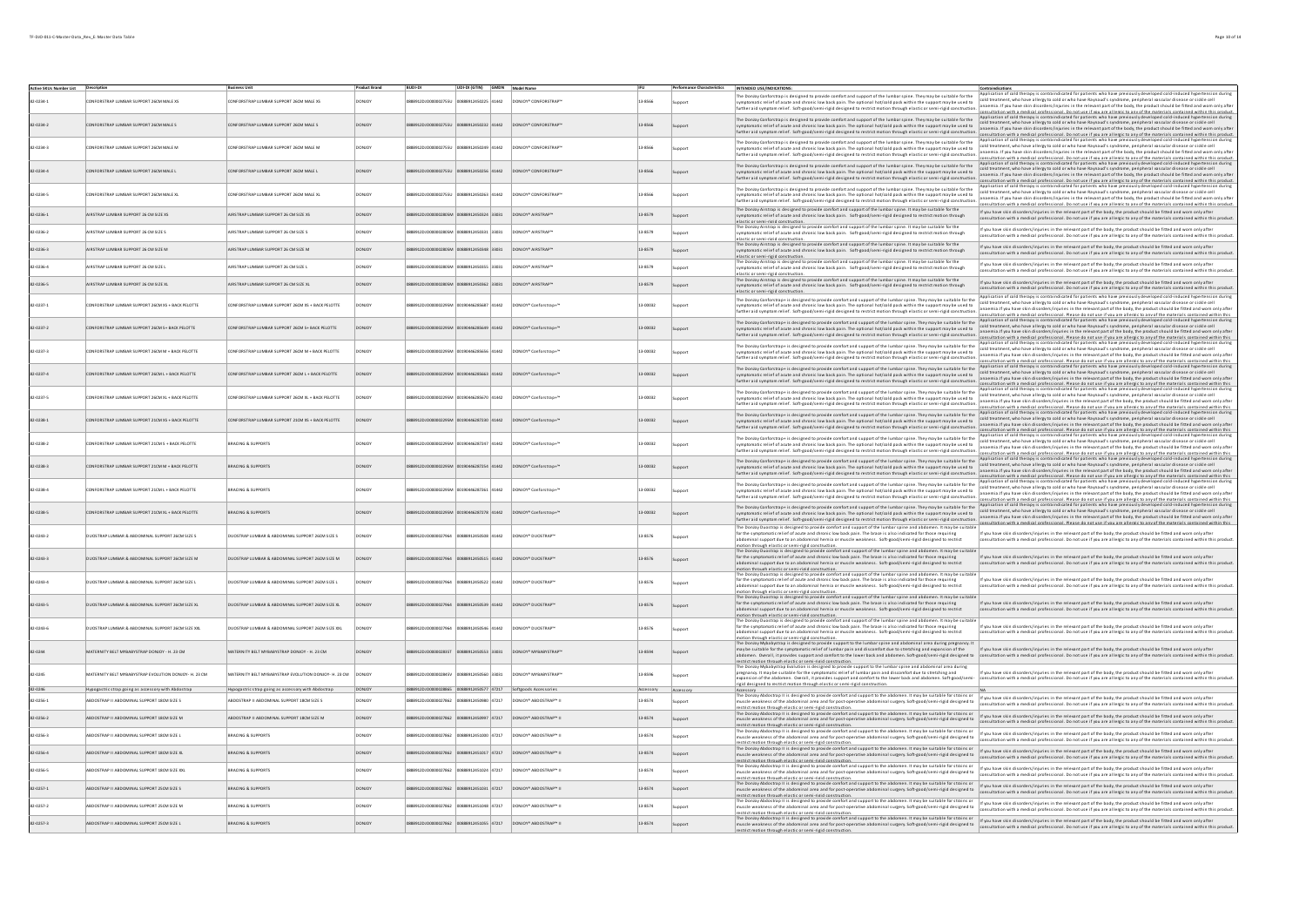| Action SKUs Number List | Description | Business Unit | Product Brand | BUDI-DI | UDI-DI (GTIN) | GMDN | Model Name | IFU | Performance Characteristics | INTENDED USE/INDICATIONS: | Contraindications |
|---|---|---|---|---|---|---|---|---|---|---|---|
| 82-0234-1 | CONFORSTRAP LUMBAR SUPPORT 26CM MALE XS | CONFORSTRAP LUMBAR SUPPORT 26CM MALE XS | DONJOY | 0888912DJO0000002755U | 00888912450225 | 61442 | DONJOY® CONFORSTRAP™ | 13-8566 | Support | The Donjoy Conforstrap is designed to provide comfort and support of the lumbar spine. They may be suitable for the symptomatic relief of acute and chronic low back pain. The optional hot/cold pack within the support maybe used to further aid symptom relief. Soft-good/semi-rigid designed to restrict motion through elastic or semi-rigid construction. | Application of cold therapy is contraindicated for patients who have previously developed cold-induced hypertension during cold treatment, who have allergy to cold or who have Raynaud's syndrome, peripheral vascular disease or sickle cell anaemia. If you have skin disorders/injuries in the relevant part of the body, the product should be fitted and worn only after consultation with a medical professional. Do not use if you are allergic to any of the materials contained within this product. |
| 82-0234-2 | CONFORSTRAP LUMBAR SUPPORT 26CM MALE S | CONFORSTRAP LUMBAR SUPPORT 26CM MALE S | DONJOY | 0888912DJO0000002755U | 00888912450232 | 61442 | DONJOY® CONFORSTRAP™ | 13-8566 | Support | The Donjoy Conforstrap is designed to provide comfort and support of the lumbar spine. They may be suitable for the symptomatic relief of acute and chronic low back pain. The optional hot/cold pack within the support maybe used to further aid symptom relief. Soft-good/semi-rigid designed to restrict motion through elastic or semi-rigid construction. | Application of cold therapy is contraindicated for patients who have previously developed cold-induced hypertension during cold treatment, who have allergy to cold or who have Raynaud's syndrome, peripheral vascular disease or sickle cell anaemia. If you have skin disorders/injuries in the relevant part of the body, the product should be fitted and worn only after consultation with a medical professional. Do not use if you are allergic to any of the materials contained within this product. |
| 82-0234-3 | CONFORSTRAP LUMBAR SUPPORT 26CM MALE M | CONFORSTRAP LUMBAR SUPPORT 26CM MALE M | DONJOY | 0888912DJO0000002755U | 00888912450249 | 61442 | DONJOY® CONFORSTRAP™ | 13-8566 | Support | The Donjoy Conforstrap is designed to provide comfort and support of the lumbar spine. They may be suitable for the symptomatic relief of acute and chronic low back pain. The optional hot/cold pack within the support maybe used to further aid symptom relief. Soft-good/semi-rigid designed to restrict motion through elastic or semi-rigid construction. | Application of cold therapy is contraindicated for patients who have previously developed cold-induced hypertension during cold treatment, who have allergy to cold or who have Raynaud's syndrome, peripheral vascular disease or sickle cell anaemia. If you have skin disorders/injuries in the relevant part of the body, the product should be fitted and worn only after consultation with a medical professional. Do not use if you are allergic to any of the materials contained within this product. |
| 82-0234-4 | CONFORSTRAP LUMBAR SUPPORT 26CM MALE L | CONFORSTRAP LUMBAR SUPPORT 26CM MALE L | DONJOY | 0888912DJO0000002755U | 00888912450256 | 61442 | DONJOY® CONFORSTRAP™ | 13-8566 | Support | The Donjoy Conforstrap is designed to provide comfort and support of the lumbar spine. They may be suitable for the symptomatic relief of acute and chronic low back pain. The optional hot/cold pack within the support maybe used to further aid symptom relief. Soft-good/semi-rigid designed to restrict motion through elastic or semi-rigid construction. | Application of cold therapy is contraindicated for patients who have previously developed cold-induced hypertension during cold treatment, who have allergy to cold or who have Raynaud's syndrome, peripheral vascular disease or sickle cell anaemia. If you have skin disorders/injuries in the relevant part of the body, the product should be fitted and worn only after consultation with a medical professional. Do not use if you are allergic to any of the materials contained within this product. |
| 82-0234-5 | CONFORSTRAP LUMBAR SUPPORT 26CM MALE XL | CONFORSTRAP LUMBAR SUPPORT 26CM MALE XL | DONJOY | 0888912DJO0000002755U | 00888912450263 | 61442 | DONJOY® CONFORSTRAP™ | 13-8566 | Support | The Donjoy Conforstrap is designed to provide comfort and support of the lumbar spine. They may be suitable for the symptomatic relief of acute and chronic low back pain. The optional hot/cold pack within the support maybe used to further aid symptom relief. Soft-good/semi-rigid designed to restrict motion through elastic or semi-rigid construction. | Application of cold therapy is contraindicated for patients who have previously developed cold-induced hypertension during cold treatment, who have allergy to cold or who have Raynaud's syndrome, peripheral vascular disease or sickle cell anaemia. If you have skin disorders/injuries in the relevant part of the body, the product should be fitted and worn only after consultation with a medical professional. Do not use if you are allergic to any of the materials contained within this product. |
| 82-0236-1 | AIRSTRAP LUMBAR SUPPORT 26 CM SIZE XS | AIRSTRAP LUMBAR SUPPORT 26 CM SIZE XS | DONJOY | 0888912DJO0000002865M | 00888912450324 | 33031 | DONJOY® AIRSTRAP™ | 13-8579 | Support | The Donjoy Airstrap is designed to provide comfort and support of the lumbar spine. It may be suitable for the symptomatic relief of acute and chronic low back pain. Soft-good/semi-rigid designed to restrict motion through elastic or semi-rigid construction. | If you have skin disorders/injuries in the relevant part of the body, the product should be fitted and worn only after consultation with a medical professional. Do not use if you are allergic to any of the materials contained within this product. |
| 82-0236-2 | AIRSTRAP LUMBAR SUPPORT 26 CM SIZE S | AIRSTRAP LUMBAR SUPPORT 26 CM SIZE S | DONJOY | 0888912DJO0000002865M | 00888912450331 | 33031 | DONJOY® AIRSTRAP™ | 13-8579 | Support | The Donjoy Airstrap is designed to provide comfort and support of the lumbar spine. It may be suitable for the symptomatic relief of acute and chronic low back pain. Soft-good/semi-rigid designed to restrict motion through elastic or semi-rigid construction. | If you have skin disorders/injuries in the relevant part of the body, the product should be fitted and worn only after consultation with a medical professional. Do not use if you are allergic to any of the materials contained within this product. |
| 82-0236-3 | AIRSTRAP LUMBAR SUPPORT 26 CM SIZE M | AIRSTRAP LUMBAR SUPPORT 26 CM SIZE M | DONJOY | 0888912DJO0000002865M | 00888912450348 | 33031 | DONJOY® AIRSTRAP™ | 13-8579 | Support | The Donjoy Airstrap is designed to provide comfort and support of the lumbar spine. It may be suitable for the symptomatic relief of acute and chronic low back pain. Soft-good/semi-rigid designed to restrict motion through elastic or semi-rigid construction. | If you have skin disorders/injuries in the relevant part of the body, the product should be fitted and worn only after consultation with a medical professional. Do not use if you are allergic to any of the materials contained within this product. |
| 82-0236-4 | AIRSTRAP LUMBAR SUPPORT 26 CM SIZE L | AIRSTRAP LUMBAR SUPPORT 26 CM SIZE L | DONJOY | 0888912DJO0000002865M | 00888912450355 | 33031 | DONJOY® AIRSTRAP™ | 13-8579 | Support | The Donjoy Airstrap is designed to provide comfort and support of the lumbar spine. It may be suitable for the symptomatic relief of acute and chronic low back pain. Soft-good/semi-rigid designed to restrict motion through elastic or semi-rigid construction. | If you have skin disorders/injuries in the relevant part of the body, the product should be fitted and worn only after consultation with a medical professional. Do not use if you are allergic to any of the materials contained within this product. |
| 82-0236-5 | AIRSTRAP LUMBAR SUPPORT 26 CM SIZE XL | AIRSTRAP LUMBAR SUPPORT 26 CM SIZE XL | DONJOY | 0888912DJO0000002865M | 00888912450362 | 33031 | DONJOY® AIRSTRAP™ | 13-8579 | Support | The Donjoy Airstrap is designed to provide comfort and support of the lumbar spine. It may be suitable for the symptomatic relief of acute and chronic low back pain. Soft-good/semi-rigid designed to restrict motion through elastic or semi-rigid construction. | If you have skin disorders/injuries in the relevant part of the body, the product should be fitted and worn only after consultation with a medical professional. Do not use if you are allergic to any of the materials contained within this product. |
| 82-0237-1 | CONFORSTRAP LUMBAR SUPPORT 26CM XS + BACK PELOTTE | CONFORSTRAP LUMBAR SUPPORT 26CM XS + BACK PELOTTE | DONJOY | 0888912DJO00000229SW | 03190466285647 | 61442 | DONJOY® Conforstrap+™ | 13-00032 | Support | The Donjoy Conforstrap+ is designed to provide comfort and support of the lumbar spine. They may be suitable for the symptomatic relief of acute and chronic low back pain. The optional hot/cold pack within the support maybe used to further aid symptom relief. Soft-good/semi-rigid designed to restrict motion through elastic or semi-rigid construction. | Application of cold therapy is contraindicated for patients who have previously developed cold-induced hypertension during cold treatment, who have allergy to cold or who have Raynaud's syndrome, peripheral vascular disease or sickle cell anaemia. If you have skin disorders/injuries in the relevant part of the body, the product should be fitted and worn only after consultation with a medical professional. Please do not use if you are allergic to any of the materials contained within this product. |
| 82-0237-2 | CONFORSTRAP LUMBAR SUPPORT 26CM S + BACK PELOTTE | CONFORSTRAP LUMBAR SUPPORT 26CM S + BACK PELOTTE | DONJOY | 0888912DJO00000229SW | 03190466285654 | 61442 | DONJOY® Conforstrap+™ | 13-00032 | Support | The Donjoy Conforstrap+ is designed to provide comfort and support of the lumbar spine. They may be suitable for the symptomatic relief of acute and chronic low back pain. The optional hot/cold pack within the support maybe used to further aid symptom relief. Soft-good/semi-rigid designed to restrict motion through elastic or semi-rigid construction. | Application of cold therapy is contraindicated for patients who have previously developed cold-induced hypertension during cold treatment, who have allergy to cold or who have Raynaud's syndrome, peripheral vascular disease or sickle cell anaemia. If you have skin disorders/injuries in the relevant part of the body, the product should be fitted and worn only after consultation with a medical professional. Please do not use if you are allergic to any of the materials contained within this product. |
| 82-0237-3 | CONFORSTRAP LUMBAR SUPPORT 26CM M + BACK PELOTTE | CONFORSTRAP LUMBAR SUPPORT 26CM M + BACK PELOTTE | DONJOY | 0888912DJO00000229SW | 03190466285661 | 61442 | DONJOY® Conforstrap+™ | 13-00032 | Support | The Donjoy Conforstrap+ is designed to provide comfort and support of the lumbar spine. They may be suitable for the symptomatic relief of acute and chronic low back pain. The optional hot/cold pack within the support maybe used to further aid symptom relief. Soft-good/semi-rigid designed to restrict motion through elastic or semi-rigid construction. | Application of cold therapy is contraindicated for patients who have previously developed cold-induced hypertension during cold treatment, who have allergy to cold or who have Raynaud's syndrome, peripheral vascular disease or sickle cell anaemia. If you have skin disorders/injuries in the relevant part of the body, the product should be fitted and worn only after consultation with a medical professional. Please do not use if you are allergic to any of the materials contained within this product. |
| 82-0237-4 | CONFORSTRAP LUMBAR SUPPORT 26CM L + BACK PELOTTE | CONFORSTRAP LUMBAR SUPPORT 26CM L + BACK PELOTTE | DONJOY | 0888912DJO00000229SW | 03190466285663 | 61442 | DONJOY® Conforstrap+™ | 13-00032 | Support | The Donjoy Conforstrap+ is designed to provide comfort and support of the lumbar spine. They may be suitable for the symptomatic relief of acute and chronic low back pain. The optional hot/cold pack within the support maybe used to further aid symptom relief. Soft-good/semi-rigid designed to restrict motion through elastic or semi-rigid construction. | Application of cold therapy is contraindicated for patients who have previously developed cold-induced hypertension during cold treatment, who have allergy to cold or who have Raynaud's syndrome, peripheral vascular disease or sickle cell anaemia. If you have skin disorders/injuries in the relevant part of the body, the product should be fitted and worn only after consultation with a medical professional. Please do not use if you are allergic to any of the materials contained within this product. |
| 82-0237-5 | CONFORSTRAP LUMBAR SUPPORT 26CM XL + BACK PELOTTE | CONFORSTRAP LUMBAR SUPPORT 26CM XL + BACK PELOTTE | DONJOY | 0888912DJO00000229SW | 03190466285670 | 61442 | DONJOY® Conforstrap+™ | 13-00032 | Support | The Donjoy Conforstrap+ is designed to provide comfort and support of the lumbar spine. They may be suitable for the symptomatic relief of acute and chronic low back pain. The optional hot/cold pack within the support maybe used to further aid symptom relief. Soft-good/semi-rigid designed to restrict motion through elastic or semi-rigid construction. | Application of cold therapy is contraindicated for patients who have previously developed cold-induced hypertension during cold treatment, who have allergy to cold or who have Raynaud's syndrome, peripheral vascular disease or sickle cell anaemia. If you have skin disorders/injuries in the relevant part of the body, the product should be fitted and worn only after consultation with a medical professional. Please do not use if you are allergic to any of the materials contained within this product. |
| 82-0238-1 | CONFORSTRAP LUMBAR SUPPORT 21CM XS + BACK PELOTTE | CONFORSTRAP LUMBAR SUPPORT 21CM XS + BACK PELOTTE | DONJOY | 0888912DJO00000229SW | 03190466287230 | 61442 | DONJOY® Conforstrap+™ | 13-00032 | Support | The Donjoy Conforstrap+ is designed to provide comfort and support of the lumbar spine. They may be suitable for the symptomatic relief of acute and chronic low back pain. The optional hot/cold pack within the support maybe used to further aid symptom relief. Soft-good/semi-rigid designed to restrict motion through elastic or semi-rigid construction. | Application of cold therapy is contraindicated for patients who have previously developed cold-induced hypertension during cold treatment, who have allergy to cold or who have Raynaud's syndrome, peripheral vascular disease or sickle cell anaemia. If you have skin disorders/injuries in the relevant part of the body, the product should be fitted and worn only after consultation with a medical professional. Please do not use if you are allergic to any of the materials contained within this product. |
| 82-0238-2 | CONFORSTRAP LUMBAR SUPPORT 21CM S + BACK PELOTTE | BRACING & SUPPORTS | DONJOY | 0888912DJO00000229SW | 03190466287247 | 61442 | DONJOY® Conforstrap+™ | 13-00032 | Support | The Donjoy Conforstrap+ is designed to provide comfort and support of the lumbar spine. They may be suitable for the symptomatic relief of acute and chronic low back pain. The optional hot/cold pack within the support maybe used to further aid symptom relief. Soft-good/semi-rigid designed to restrict motion through elastic or semi-rigid construction. | Application of cold therapy is contraindicated for patients who have previously developed cold-induced hypertension during cold treatment, who have allergy to cold or who have Raynaud's syndrome, peripheral vascular disease or sickle cell anaemia. If you have skin disorders/injuries in the relevant part of the body, the product should be fitted and worn only after consultation with a medical professional. Please do not use if you are allergic to any of the materials contained within this product. |
| 82-0238-3 | CONFORSTRAP LUMBAR SUPPORT 21CM M + BACK PELOTTE | BRACING & SUPPORTS | DONJOY | 0888912DJO00000229SW | 03190466287254 | 61442 | DONJOY® Conforstrap+™ | 13-00032 | Support | The Donjoy Conforstrap+ is designed to provide comfort and support of the lumbar spine. They may be suitable for the symptomatic relief of acute and chronic low back pain. The optional hot/cold pack within the support maybe used to further aid symptom relief. Soft-good/semi-rigid designed to restrict motion through elastic or semi-rigid construction. | Application of cold therapy is contraindicated for patients who have previously developed cold-induced hypertension during cold treatment, who have allergy to cold or who have Raynaud's syndrome, peripheral vascular disease or sickle cell anaemia. If you have skin disorders/injuries in the relevant part of the body, the product should be fitted and worn only after consultation with a medical professional. Please do not use if you are allergic to any of the materials contained within this product. |
| 82-0238-4 | CONFORSTRAP LUMBAR SUPPORT 21CM L + BACK PELOTTE | BRACING & SUPPORTS | DONJOY | 0888912DJO00000229SW | 03190466287261 | 61442 | DONJOY® Conforstrap+™ | 13-00032 | Support | The Donjoy Conforstrap+ is designed to provide comfort and support of the lumbar spine. They may be suitable for the symptomatic relief of acute and chronic low back pain. The optional hot/cold pack within the support maybe used to further aid symptom relief. Soft-good/semi-rigid designed to restrict motion through elastic or semi-rigid construction. | Application of cold therapy is contraindicated for patients who have previously developed cold-induced hypertension during cold treatment, who have allergy to cold or who have Raynaud's syndrome, peripheral vascular disease or sickle cell anaemia. If you have skin disorders/injuries in the relevant part of the body, the product should be fitted and worn only after consultation with a medical professional. Please do not use if you are allergic to any of the materials contained within this product. |
| 82-0238-5 | CONFORSTRAP LUMBAR SUPPORT 21CM XL + BACK PELOTTE | BRACING & SUPPORTS | DONJOY | 0888912DJO00000229SW | 03190466287278 | 61442 | DONJOY® Conforstrap+™ | 13-00032 | Support | The Donjoy Conforstrap+ is designed to provide comfort and support of the lumbar spine. They may be suitable for the symptomatic relief of acute and chronic low back pain. The optional hot/cold pack within the support maybe used to further aid symptom relief. Soft-good/semi-rigid designed to restrict motion through elastic or semi-rigid construction. | Application of cold therapy is contraindicated for patients who have previously developed cold-induced hypertension during cold treatment, who have allergy to cold or who have Raynaud's syndrome, peripheral vascular disease or sickle cell anaemia. If you have skin disorders/injuries in the relevant part of the body, the product should be fitted and worn only after consultation with a medical professional. Please do not use if you are allergic to any of the materials contained within this product. |
| 82-0243-2 | DUOSTRAP LUMBAR & ABDOMINAL SUPPORT 26CM SIZE S | DUOSTRAP LUMBAR & ABDOMINAL SUPPORT 26CM SIZE S | DONJOY | 0888912DJO0000002796A | 00888912450508 | 61442 | DONJOY® DUOSTRAP™ | 13-8576 | Support | The Donjoy Duostrap is designed to provide comfort and support of the lumbar spine and abdomen. It maybe suitable for the symptomatic relief of acute and chronic low back pain. The brace is also indicated for those requiring abdominal support due to an abdominal hernia or muscle weakness. Soft-good/semi-rigid designed to restrict motion through elastic or semi-rigid construction. | If you have skin disorders/injuries in the relevant part of the body, the product should be fitted and worn only after consultation with a medical professional. Do not use if you are allergic to any of the materials contained within this product. |
| 82-0243-3 | DUOSTRAP LUMBAR & ABDOMINAL SUPPORT 26CM SIZE M | DUOSTRAP LUMBAR & ABDOMINAL SUPPORT 26CM SIZE M | DONJOY | 0888912DJO0000002796A | 00888912450515 | 61442 | DONJOY® DUOSTRAP™ | 13-8576 | Support | The Donjoy Duostrap is designed to provide comfort and support of the lumbar spine and abdomen. It maybe suitable for the symptomatic relief of acute and chronic low back pain. The brace is also indicated for those requiring abdominal support due to an abdominal hernia or muscle weakness. Soft-good/semi-rigid designed to restrict motion through elastic or semi-rigid construction. | If you have skin disorders/injuries in the relevant part of the body, the product should be fitted and worn only after consultation with a medical professional. Do not use if you are allergic to any of the materials contained within this product. |
| 82-0243-4 | DUOSTRAP LUMBAR & ABDOMINAL SUPPORT 26CM SIZE L | DUOSTRAP LUMBAR & ABDOMINAL SUPPORT 26CM SIZE L | DONJOY | 0888912DJO0000002796A | 00888912450522 | 61442 | DONJOY® DUOSTRAP™ | 13-8576 | Support | The Donjoy Duostrap is designed to provide comfort and support of the lumbar spine and abdomen. It maybe suitable for the symptomatic relief of acute and chronic low back pain. The brace is also indicated for those requiring abdominal support due to an abdominal hernia or muscle weakness. Soft-good/semi-rigid designed to restrict motion through elastic or semi-rigid construction. | If you have skin disorders/injuries in the relevant part of the body, the product should be fitted and worn only after consultation with a medical professional. Do not use if you are allergic to any of the materials contained within this product. |
| 82-0243-5 | DUOSTRAP LUMBAR & ABDOMINAL SUPPORT 26CM SIZE XL | DUOSTRAP LUMBAR & ABDOMINAL SUPPORT 26CM SIZE XL | DONJOY | 0888912DJO0000002796A | 00888912450539 | 61442 | DONJOY® DUOSTRAP™ | 13-8576 | Support | The Donjoy Duostrap is designed to provide comfort and support of the lumbar spine and abdomen. It maybe suitable for the symptomatic relief of acute and chronic low back pain. The brace is also indicated for those requiring abdominal support due to an abdominal hernia or muscle weakness. Soft-good/semi-rigid designed to restrict motion through elastic or semi-rigid construction. | If you have skin disorders/injuries in the relevant part of the body, the product should be fitted and worn only after consultation with a medical professional. Do not use if you are allergic to any of the materials contained within this product. |
| 82-0243-6 | DUOSTRAP LUMBAR & ABDOMINAL SUPPORT 26CM SIZE XXL | DUOSTRAP LUMBAR & ABDOMINAL SUPPORT 26CM SIZE XXL | DONJOY | 0888912DJO0000002796A | 00888912450546 | 61442 | DONJOY® DUOSTRAP™ | 13-8576 | Support | The Donjoy Duostrap is designed to provide comfort and support of the lumbar spine and abdomen. It maybe suitable for the symptomatic relief of acute and chronic low back pain. The brace is also indicated for those requiring abdominal support due to an abdominal hernia or muscle weakness. Soft-good/semi-rigid designed to restrict motion through elastic or semi-rigid construction. | If you have skin disorders/injuries in the relevant part of the body, the product should be fitted and worn only after consultation with a medical professional. Do not use if you are allergic to any of the materials contained within this product. |
| 82-0244 | MATERNITY BELT MYBABYSTRAP DONJOY - H. 23 CM | MATERNITY BELT MYBABYSTRAP DONJOY - H. 23 CM | DONJOY | 0888912DJO0000002835T | 00888912450553 | 33031 | DONJOY® MYBABYSTRAP™ | 13-8594 | Support | The Donjoy Mybabystrap is designed to provide support to the lumbar spine and abdominal area during pregnancy. It maybe suitable for the symptomatic relief of lumbar pain and discomfort due to stretching and expansion of the abdomen. Overall, it provides support and comfort to the lower back and abdomen. Soft-good/semi-rigid designed to restrict motion through elastic or semi-rigid construction. | If you have skin disorders/injuries in the relevant part of the body, the product should be fitted and worn only after consultation with a medical professional. Do not use if you are allergic to any of the materials contained within this product. |
| 82-0245 | MATERNITY BELT MYBABYSTRAP EVOLUTION DONJOY - H. 23 CM | MATERNITY BELT MYBABYSTRAP EVOLUTION DONJOY - H. 23 CM | DONJOY | 0888912DJO0000002845V | 00888912450560 | 33031 | DONJOY® MYBABYSTRAP™ | 13-8596 | Support | The Donjoy Mybabystrap Evolution is designed to provide support to the lumbar spine and abdominal area during pregnancy. It maybe suitable for the symptomatic relief of lumbar pain and discomfort due to stretching and expansion of the abdomen. Overall, it provides support and comfort to the lower back and abdomen. Soft-good/semi-rigid designed to restrict motion through elastic or semi-rigid construction. | If you have skin disorders/injuries in the relevant part of the body, the product should be fitted and worn only after consultation with a medical professional. Do not use if you are allergic to any of the materials contained within this product. |
| 82-0246 | Hypogastric strap going as accessory with Abdostrap | Hypogastric strap going as accessory with Abdostrap | DONJOY | 0888912DJO0000002886S | 00888912450577 | 37217 | Softgoods Accessories | Accessory | Accessory | Accessory | NA. |
| 82-0256-1 | ABDOSTRAP II ABDOMINAL SUPPORT 18CM SIZE S | ABDOSTRAP II ABDOMINAL SUPPORT 18CM SIZE S | DONJOY | 0888912DJO0000002786Z | 00888912450980 | 37217 | DONJOY® ABDOSTRAP™ II | 13-8574 | Support | The Donjoy Abdostrap II is designed to provide comfort and support to the abdomen. It may be suitable for strains or muscle weakness of the abdominal area and for post-operative abdominal surgery. Soft-good/semi-rigid designed to restrict motion through elastic or semi-rigid construction. | If you have skin disorders/injuries in the relevant part of the body, the product should be fitted and worn only after consultation with a medical professional. Do not use if you are allergic to any of the materials contained within this product. |
| 82-0256-2 | ABDOSTRAP II ABDOMINAL SUPPORT 18CM SIZE M | ABDOSTRAP II ABDOMINAL SUPPORT 18CM SIZE M | DONJOY | 0888912DJO0000002786Z | 00888912450997 | 37217 | DONJOY® ABDOSTRAP™ II | 13-8574 | Support | The Donjoy Abdostrap II is designed to provide comfort and support to the abdomen. It may be suitable for strains or muscle weakness of the abdominal area and for post-operative abdominal surgery. Soft-good/semi-rigid designed to restrict motion through elastic or semi-rigid construction. | If you have skin disorders/injuries in the relevant part of the body, the product should be fitted and worn only after consultation with a medical professional. Do not use if you are allergic to any of the materials contained within this product. |
| 82-0256-3 | ABDOSTRAP II ABDOMINAL SUPPORT 18CM SIZE L | BRACING & SUPPORTS | DONJOY | 0888912DJO0000002786Z | 00888912451000 | 37217 | DONJOY® ABDOSTRAP™ II | 13-8574 | Support | The Donjoy Abdostrap II is designed to provide comfort and support to the abdomen. It may be suitable for strains or muscle weakness of the abdominal area and for post-operative abdominal surgery. Soft-good/semi-rigid designed to restrict motion through elastic or semi-rigid construction. | If you have skin disorders/injuries in the relevant part of the body, the product should be fitted and worn only after consultation with a medical professional. Do not use if you are allergic to any of the materials contained within this product. |
| 82-0256-4 | ABDOSTRAP II ABDOMINAL SUPPORT 18CM SIZE XL | BRACING & SUPPORTS | DONJOY | 0888912DJO0000002786Z | 00888912451017 | 37217 | DONJOY® ABDOSTRAP™ II | 13-8574 | Support | The Donjoy Abdostrap II is designed to provide comfort and support to the abdomen. It may be suitable for strains or muscle weakness of the abdominal area and for post-operative abdominal surgery. Soft-good/semi-rigid designed to restrict motion through elastic or semi-rigid construction. | If you have skin disorders/injuries in the relevant part of the body, the product should be fitted and worn only after consultation with a medical professional. Do not use if you are allergic to any of the materials contained within this product. |
| 82-0256-5 | ABDOSTRAP II ABDOMINAL SUPPORT 18CM SIZE XXL | BRACING & SUPPORTS | DONJOY | 0888912DJO0000002786Z | 00888912451024 | 37217 | DONJOY® ABDOSTRAP™ II | 13-8574 | Support | The Donjoy Abdostrap II is designed to provide comfort and support to the abdomen. It may be suitable for strains or muscle weakness of the abdominal area and for post-operative abdominal surgery. Soft-good/semi-rigid designed to restrict motion through elastic or semi-rigid construction. | If you have skin disorders/injuries in the relevant part of the body, the product should be fitted and worn only after consultation with a medical professional. Do not use if you are allergic to any of the materials contained within this product. |
| 82-0257-1 | ABDOSTRAP II ABDOMINAL SUPPORT 25CM SIZE S | BRACING & SUPPORTS | DONJOY | 0888912DJO0000002786Z | 00888912451031 | 37217 | DONJOY® ABDOSTRAP™ II | 13-8574 | Support | The Donjoy Abdostrap II is designed to provide comfort and support to the abdomen. It may be suitable for strains or muscle weakness of the abdominal area and for post-operative abdominal surgery. Soft-good/semi-rigid designed to restrict motion through elastic or semi-rigid construction. | If you have skin disorders/injuries in the relevant part of the body, the product should be fitted and worn only after consultation with a medical professional. Do not use if you are allergic to any of the materials contained within this product. |
| 82-0257-2 | ABDOSTRAP II ABDOMINAL SUPPORT 25CM SIZE M | BRACING & SUPPORTS | DONJOY | 0888912DJO0000002786Z | 00888912451048 | 37217 | DONJOY® ABDOSTRAP™ II | 13-8574 | Support | The Donjoy Abdostrap II is designed to provide comfort and support to the abdomen. It may be suitable for strains or muscle weakness of the abdominal area and for post-operative abdominal surgery. Soft-good/semi-rigid designed to restrict motion through elastic or semi-rigid construction. | If you have skin disorders/injuries in the relevant part of the body, the product should be fitted and worn only after consultation with a medical professional. Do not use if you are allergic to any of the materials contained within this product. |
| 82-0257-3 | ABDOSTRAP II ABDOMINAL SUPPORT 25CM SIZE L | BRACING & SUPPORTS | DONJOY | 0888912DJO0000002786Z | 00888912451055 | 37217 | DONJOY® ABDOSTRAP™ II | 13-8574 | Support | The Donjoy Abdostrap II is designed to provide comfort and support to the abdomen. It may be suitable for strains or muscle weakness of the abdominal area and for post-operative abdominal surgery. Soft-good/semi-rigid designed to restrict motion through elastic or semi-rigid construction. | If you have skin disorders/injuries in the relevant part of the body, the product should be fitted and worn only after consultation with a medical professional. Do not use if you are allergic to any of the materials contained within this product. |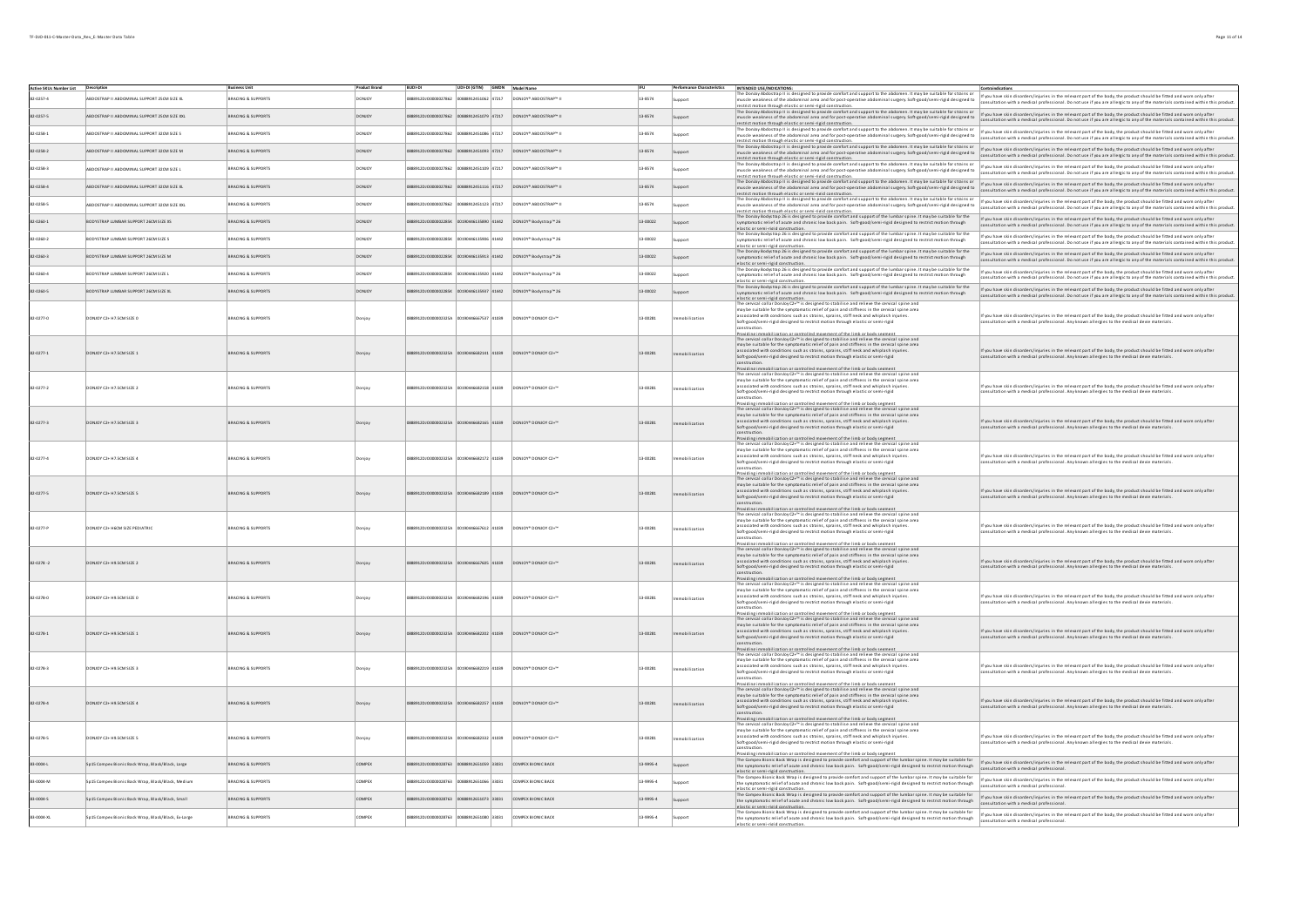| Active SKUs Number List | Description | Business Unit | Product Brand | BUDI-DI | UDI-DI (GTIN) | GMDN | Model Name | IFU | Performance Characteristics | INTENDED USE/INDICATIONS: | Contraindications |
|---|---|---|---|---|---|---|---|---|---|---|---|
| 82-0357-4 | ABDOSTRAP II ABDOMINAL SUPPORT 25CM SIZE XL | BRACING & SUPPORTS | DONJOY | 0888912DJODOOO027862 | 00888912451062 | 47217 | DONJOY® ABDOSTRAP™ II | 13-4574 | Support | The Donjoy Abdostrap II is designed to provide comfort and support to the abdomen. It may be suitable for strains or muscle weakness of the abdominal area and for post-operative abdominal surgery. Soft-good/semi-rigid designed to restrict motion through elastic or semi-rigid construction. | If you have skin disorders/injuries in the relevant part of the body, the product should be fitted and worn only after consultation with a medical professional. Do not use if you are allergic to any of the materials contained within this product. |
| 82-0357-5 | ABDOSTRAP II ABDOMINAL SUPPORT 25CM SIZE XXL | BRACING & SUPPORTS | DONJOY | 0888912DJODOOO027862 | 00888912451079 | 47217 | DONJOY® ABDOSTRAP™ II | 13-4574 | Support | The Donjoy Abdostrap II is designed to provide comfort and support to the abdomen. It may be suitable for strains or muscle weakness of the abdominal area and for post-operative abdominal surgery. Soft-good/semi-rigid designed to restrict motion through elastic or semi-rigid construction. | If you have skin disorders/injuries in the relevant part of the body, the product should be fitted and worn only after consultation with a medical professional. Do not use if you are allergic to any of the materials contained within this product. |
| 82-0358-1 | ABDOSTRAP II ABDOMINAL SUPPORT 32CM SIZE S | BRACING & SUPPORTS | DONJOY | 0888912DJODOOO027862 | 00888912451086 | 47217 | DONJOY® ABDOSTRAP™ II | 13-4574 | Support | The Donjoy Abdostrap II is designed to provide comfort and support to the abdomen. It may be suitable for strains or muscle weakness of the abdominal area and for post-operative abdominal surgery. Soft-good/semi-rigid designed to restrict motion through elastic or semi-rigid construction. | If you have skin disorders/injuries in the relevant part of the body, the product should be fitted and worn only after consultation with a medical professional. Do not use if you are allergic to any of the materials contained within this product. |
| 82-0358-2 | ABDOSTRAP II ABDOMINAL SUPPORT 32CM SIZE M | BRACING & SUPPORTS | DONJOY | 0888912DJODOOO027862 | 00888912451093 | 47217 | DONJOY® ABDOSTRAP™ II | 13-4574 | Support | The Donjoy Abdostrap II is designed to provide comfort and support to the abdomen. It may be suitable for strains or muscle weakness of the abdominal area and for post-operative abdominal surgery. Soft-good/semi-rigid designed to restrict motion through elastic or semi-rigid construction. | If you have skin disorders/injuries in the relevant part of the body, the product should be fitted and worn only after consultation with a medical professional. Do not use if you are allergic to any of the materials contained within this product. |
| 82-0358-3 | ABDOSTRAP II ABDOMINAL SUPPORT 32CM SIZE L | BRACING & SUPPORTS | DONJOY | 0888912DJODOOO027862 | 00888912451109 | 47217 | DONJOY® ABDOSTRAP™ II | 13-4574 | Support | The Donjoy Abdostrap II is designed to provide comfort and support to the abdomen. It may be suitable for strains or muscle weakness of the abdominal area and for post-operative abdominal surgery. Soft-good/semi-rigid designed to restrict motion through elastic or semi-rigid construction. | If you have skin disorders/injuries in the relevant part of the body, the product should be fitted and worn only after consultation with a medical professional. Do not use if you are allergic to any of the materials contained within this product. |
| 82-0358-4 | ABDOSTRAP II ABDOMINAL SUPPORT 32CM SIZE XL | BRACING & SUPPORTS | DONJOY | 0888912DJODOOO027862 | 00888912451116 | 47217 | DONJOY® ABDOSTRAP™ II | 13-4574 | Support | The Donjoy Abdostrap II is designed to provide comfort and support to the abdomen. It may be suitable for strains or muscle weakness of the abdominal area and for post-operative abdominal surgery. Soft-good/semi-rigid designed to restrict motion through elastic or semi-rigid construction. | If you have skin disorders/injuries in the relevant part of the body, the product should be fitted and worn only after consultation with a medical professional. Do not use if you are allergic to any of the materials contained within this product. |
| 82-0358-5 | ABDOSTRAP II ABDOMINAL SUPPORT 32CM SIZE XXL | BRACING & SUPPORTS | DONJOY | 0888912DJODOOO027862 | 00888912451123 | 47217 | DONJOY® ABDOSTRAP™ II | 13-4574 | Support | The Donjoy Abdostrap II is designed to provide comfort and support to the abdomen. It may be suitable for strains or muscle weakness of the abdominal area and for post-operative abdominal surgery. Soft-good/semi-rigid designed to restrict motion through elastic or semi-rigid construction. | If you have skin disorders/injuries in the relevant part of the body, the product should be fitted and worn only after consultation with a medical professional. Do not use if you are allergic to any of the materials contained within this product. |
| 82-0360-1 | BODYSTRAP LUMBAR SUPPORT 26CM SIZE XS | BRACING & SUPPORTS | DONJOY | 0888912DJODOOO0228SK | 00190446135890 | 81442 | DONJOY® Bodystrap™ 26 | 13-00022 | Support | The Donjoy Bodystrap 26 is designed to provide comfort and support of the lumbar spine. It may be suitable for the symptomatic relief of acute and chronic low back pain. Soft-good/semi-rigid designed to restrict motion through elastic or semi-rigid construction. | If you have skin disorders/injuries in the relevant part of the body, the product should be fitted and worn only after consultation with a medical professional. Do not use if you are allergic to any of the materials contained within this product. |
| 82-0360-2 | BODYSTRAP LUMBAR SUPPORT 26CM SIZE S | BRACING & SUPPORTS | DONJOY | 0888912DJODOOO0228SK | 00190446135906 | 81442 | DONJOY® Bodystrap™ 26 | 13-00022 | Support | The Donjoy Bodystrap 26 is designed to provide comfort and support of the lumbar spine. It may be suitable for the symptomatic relief of acute and chronic low back pain. Soft-good/semi-rigid designed to restrict motion through elastic or semi-rigid construction. | If you have skin disorders/injuries in the relevant part of the body, the product should be fitted and worn only after consultation with a medical professional. Do not use if you are allergic to any of the materials contained within this product. |
| 82-0360-3 | BODYSTRAP LUMBAR SUPPORT 26CM SIZE M | BRACING & SUPPORTS | DONJOY | 0888912DJODOOO0228SK | 00190446135913 | 81442 | DONJOY® Bodystrap™ 26 | 13-00022 | Support | The Donjoy Bodystrap 26 is designed to provide comfort and support of the lumbar spine. It may be suitable for the symptomatic relief of acute and chronic low back pain. Soft-good/semi-rigid designed to restrict motion through elastic or semi-rigid construction. | If you have skin disorders/injuries in the relevant part of the body, the product should be fitted and worn only after consultation with a medical professional. Do not use if you are allergic to any of the materials contained within this product. |
| 82-0360-4 | BODYSTRAP LUMBAR SUPPORT 26CM SIZE L | BRACING & SUPPORTS | DONJOY | 0888912DJODOOO0228SK | 00190446135920 | 81442 | DONJOY® Bodystrap™ 26 | 13-00022 | Support | The Donjoy Bodystrap 26 is designed to provide comfort and support of the lumbar spine. It may be suitable for the symptomatic relief of acute and chronic low back pain. Soft-good/semi-rigid designed to restrict motion through elastic or semi-rigid construction. | If you have skin disorders/injuries in the relevant part of the body, the product should be fitted and worn only after consultation with a medical professional. Do not use if you are allergic to any of the materials contained within this product. |
| 82-0360-5 | BODYSTRAP LUMBAR SUPPORT 26CM SIZE XL | BRACING & SUPPORTS | DONJOY | 0888912DJODOOO0228SK | 00190446135937 | 81442 | DONJOY® Bodystrap™ 26 | 13-00022 | Support | The Donjoy Bodystrap 26 is designed to provide comfort and support of the lumbar spine. It may be suitable for the symptomatic relief of acute and chronic low back pain. Soft-good/semi-rigid designed to restrict motion through elastic or semi-rigid construction. | If you have skin disorders/injuries in the relevant part of the body, the product should be fitted and worn only after consultation with a medical professional. Do not use if you are allergic to any of the materials contained within this product. |
| 82-0277-0 | DONJOY C2+ H7.5CM SIZE 0 | BRACING & SUPPORTS | Donjoy | 0888912DJODOOO02325A | 00190446667537 | 41039 | DONJOY® DONJOY C2+™ | 13-00281 | Immobilization | The cervical collar Donjoy C2+™ is designed to stabilise and relieve the cervical spine and maybe suitable for the symptomatic relief of pain and stiffness in the cervical spine area associated with conditions such as strains, sprains, stiff neck and whiplash injuries. Softgood/semi-rigid designed to restrict motion through elastic or semi-rigid construction. Providing immobilization or controlled movement of the limb or body segment | If you have skin disorders/injuries in the relevant part of the body, the product should be fitted and worn only after consultation with a medical professional. Any known allergies to the medical device materials. |
| 82-0277-1 | DONJOY C2+ H7.5CM SIZE 1 | BRACING & SUPPORTS | Donjoy | 0888912DJODOOO02325A | 00190446682141 | 41039 | DONJOY® DONJOY C2+™ | 13-00281 | Immobilization | The cervical collar Donjoy C2+™ is designed to stabilise and relieve the cervical spine and maybe suitable for the symptomatic relief of pain and stiffness in the cervical spine area associated with conditions such as strains, sprains, stiff neck and whiplash injuries. Softgood/semi-rigid designed to restrict motion through elastic or semi-rigid construction. Providing immobilization or controlled movement of the limb or body segment | If you have skin disorders/injuries in the relevant part of the body, the product should be fitted and worn only after consultation with a medical professional. Any known allergies to the medical device materials. |
| 82-0277-2 | DONJOY C2+ H7.5CM SIZE 2 | BRACING & SUPPORTS | Donjoy | 0888912DJODOOO02325A | 00190446682158 | 41039 | DONJOY® DONJOY C2+™ | 13-00281 | Immobilization | The cervical collar Donjoy C2+™ is designed to stabilise and relieve the cervical spine and maybe suitable for the symptomatic relief of pain and stiffness in the cervical spine area associated with conditions such as strains, sprains, stiff neck and whiplash injuries. Softgood/semi-rigid designed to restrict motion through elastic or semi-rigid construction. Providing immobilization or controlled movement of the limb or body segment | If you have skin disorders/injuries in the relevant part of the body, the product should be fitted and worn only after consultation with a medical professional. Any known allergies to the medical device materials. |
| 82-0277-3 | DONJOY C2+ H7.5CM SIZE 3 | BRACING & SUPPORTS | Donjoy | 0888912DJODOOO02325A | 00190446682165 | 41039 | DONJOY® DONJOY C2+™ | 13-00281 | Immobilization | The cervical collar Donjoy C2+™ is designed to stabilise and relieve the cervical spine and maybe suitable for the symptomatic relief of pain and stiffness in the cervical spine area associated with conditions such as strains, sprains, stiff neck and whiplash injuries. Softgood/semi-rigid designed to restrict motion through elastic or semi-rigid construction. Providing immobilization or controlled movement of the limb or body segment | If you have skin disorders/injuries in the relevant part of the body, the product should be fitted and worn only after consultation with a medical professional. Any known allergies to the medical device materials. |
| 82-0277-4 | DONJOY C2+ H7.5CM SIZE 4 | BRACING & SUPPORTS | Donjoy | 0888912DJODOOO02325A | 00190446682172 | 41039 | DONJOY® DONJOY C2+™ | 13-00281 | Immobilization | The cervical collar Donjoy C2+™ is designed to stabilise and relieve the cervical spine and maybe suitable for the symptomatic relief of pain and stiffness in the cervical spine area associated with conditions such as strains, sprains, stiff neck and whiplash injuries. Softgood/semi-rigid designed to restrict motion through elastic or semi-rigid construction. Providing immobilization or controlled movement of the limb or body segment | If you have skin disorders/injuries in the relevant part of the body, the product should be fitted and worn only after consultation with a medical professional. Any known allergies to the medical device materials. |
| 82-0277-5 | DONJOY C2+ H7.5CM SIZE 5 | BRACING & SUPPORTS | Donjoy | 0888912DJODOOO02325A | 00190446682189 | 41039 | DONJOY® DONJOY C2+™ | 13-00281 | Immobilization | The cervical collar Donjoy C2+™ is designed to stabilise and relieve the cervical spine and maybe suitable for the symptomatic relief of pain and stiffness in the cervical spine area associated with conditions such as strains, sprains, stiff neck and whiplash injuries. Softgood/semi-rigid designed to restrict motion through elastic or semi-rigid construction. Providing immobilization or controlled movement of the limb or body segment | If you have skin disorders/injuries in the relevant part of the body, the product should be fitted and worn only after consultation with a medical professional. Any known allergies to the medical device materials. |
| 82-0277-P | DONJOY C2+ H6CM SIZE PEDIATRIC | BRACING & SUPPORTS | Donjoy | 0888912DJODOOO02325A | 00190446667612 | 41039 | DONJOY® DONJOY C2+™ | 13-00281 | Immobilization | The cervical collar Donjoy C2+™ is designed to stabilise and relieve the cervical spine and maybe suitable for the symptomatic relief of pain and stiffness in the cervical spine area associated with conditions such as strains, sprains, stiff neck and whiplash injuries. Softgood/semi-rigid designed to restrict motion through elastic or semi-rigid construction. Providing immobilization or controlled movement of the limb or body segment | If you have skin disorders/injuries in the relevant part of the body, the product should be fitted and worn only after consultation with a medical professional. Any known allergies to the medical device materials. |
| 82-0278 -2 | DONJOY C2+ H9.5CM SIZE 2 | BRACING & SUPPORTS | Donjoy | 0888912DJODOOO02325A | 00190446667605 | 41039 | DONJOY® DONJOY C2+™ | 13-00281 | Immobilization | The cervical collar Donjoy C2+™ is designed to stabilise and relieve the cervical spine and maybe suitable for the symptomatic relief of pain and stiffness in the cervical spine area associated with conditions such as strains, sprains, stiff neck and whiplash injuries. Softgood/semi-rigid designed to restrict motion through elastic or semi-rigid construction. Providing immobilization or controlled movement of the limb or body segment | If you have skin disorders/injuries in the relevant part of the body, the product should be fitted and worn only after consultation with a medical professional. Any known allergies to the medical device materials. |
| 82-0278-0 | DONJOY C2+ H9.5CM SIZE 0 | BRACING & SUPPORTS | Donjoy | 0888912DJODOOO02325A | 00190446682196 | 41039 | DONJOY® DONJOY C2+™ | 13-00281 | Immobilization | The cervical collar Donjoy C2+™ is designed to stabilise and relieve the cervical spine and maybe suitable for the symptomatic relief of pain and stiffness in the cervical spine area associated with conditions such as strains, sprains, stiff neck and whiplash injuries. Softgood/semi-rigid designed to restrict motion through elastic or semi-rigid construction. Providing immobilization or controlled movement of the limb or body segment | If you have skin disorders/injuries in the relevant part of the body, the product should be fitted and worn only after consultation with a medical professional. Any known allergies to the medical device materials. |
| 82-0278-1 | DONJOY C2+ H9.5CM SIZE 1 | BRACING & SUPPORTS | Donjoy | 0888912DJODOOO02325A | 00190446682202 | 41039 | DONJOY® DONJOY C2+™ | 13-00281 | Immobilization | The cervical collar Donjoy C2+™ is designed to stabilise and relieve the cervical spine and maybe suitable for the symptomatic relief of pain and stiffness in the cervical spine area associated with conditions such as strains, sprains, stiff neck and whiplash injuries. Softgood/semi-rigid designed to restrict motion through elastic or semi-rigid construction. Providing immobilization or controlled movement of the limb or body segment | If you have skin disorders/injuries in the relevant part of the body, the product should be fitted and worn only after consultation with a medical professional. Any known allergies to the medical device materials. |
| 82-0278-3 | DONJOY C2+ H9.5CM SIZE 3 | BRACING & SUPPORTS | Donjoy | 0888912DJODOOO02325A | 00190446682219 | 41039 | DONJOY® DONJOY C2+™ | 13-00281 | Immobilization | The cervical collar Donjoy C2+™ is designed to stabilise and relieve the cervical spine and maybe suitable for the symptomatic relief of pain and stiffness in the cervical spine area associated with conditions such as strains, sprains, stiff neck and whiplash injuries. Softgood/semi-rigid designed to restrict motion through elastic or semi-rigid construction. Providing immobilization or controlled movement of the limb or body segment | If you have skin disorders/injuries in the relevant part of the body, the product should be fitted and worn only after consultation with a medical professional. Any known allergies to the medical device materials. |
| 82-0278-4 | DONJOY C2+ H9.5CM SIZE 4 | BRACING & SUPPORTS | Donjoy | 0888912DJODOOO02325A | 00190446682257 | 41039 | DONJOY® DONJOY C2+™ | 13-00281 | Immobilization | The cervical collar Donjoy C2+™ is designed to stabilise and relieve the cervical spine and maybe suitable for the symptomatic relief of pain and stiffness in the cervical spine area associated with conditions such as strains, sprains, stiff neck and whiplash injuries. Softgood/semi-rigid designed to restrict motion through elastic or semi-rigid construction. Providing immobilization or controlled movement of the limb or body segment | If you have skin disorders/injuries in the relevant part of the body, the product should be fitted and worn only after consultation with a medical professional. Any known allergies to the medical device materials. |
| 82-0278-5 | DONJOY C2+ H9.5CM SIZE 5 | BRACING & SUPPORTS | Donjoy | 0888912DJODOOO02325A | 00190446682332 | 41039 | DONJOY® DONJOY C2+™ | 13-00281 | Immobilization | The cervical collar Donjoy C2+™ is designed to stabilise and relieve the cervical spine and maybe suitable for the symptomatic relief of pain and stiffness in the cervical spine area associated with conditions such as strains, sprains, stiff neck and whiplash injuries. Softgood/semi-rigid designed to restrict motion through elastic or semi-rigid construction. Providing immobilization or controlled movement of the limb or body segment | If you have skin disorders/injuries in the relevant part of the body, the product should be fitted and worn only after consultation with a medical professional. Any known allergies to the medical device materials. |
| 83-0004-L | Sp15 Compex Bionic Back Wrap, Black/Black, Large | BRACING & SUPPORTS | COMPEX | 0888912DJODOOO028763 | 00888912651059 | 33031 | COMPEX BIONIC BACK | 13-9995-4 | Support | The Compex Bionic Back Wrap is designed to provide comfort and support of the lumbar spine. It may be suitable for the symptomatic relief of acute and chronic low back pain. Soft-good/semi-rigid designed to restrict motion through elastic or semi-rigid construction. | If you have skin disorders/injuries in the relevant part of the body, the product should be fitted and worn only after consultation with a medical professional. |
| 83-0004-M | Sp15 Compex Bionic Back Wrap, Black/Black, Medium | BRACING & SUPPORTS | COMPEX | 0888912DJODOOO028763 | 00888912651066 | 33031 | COMPEX BIONIC BACK | 13-9995-4 | Support | The Compex Bionic Back Wrap is designed to provide comfort and support of the lumbar spine. It may be suitable for the symptomatic relief of acute and chronic low back pain. Soft-good/semi-rigid designed to restrict motion through elastic or semi-rigid construction. | If you have skin disorders/injuries in the relevant part of the body, the product should be fitted and worn only after consultation with a medical professional. |
| 83-0004-S | Sp15 Compex Bionic Back Wrap, Black/Black, Small | BRACING & SUPPORTS | COMPEX | 0888912DJODOOO028763 | 00888912651073 | 33031 | COMPEX BIONIC BACK | 13-9995-4 | Support | The Compex Bionic Back Wrap is designed to provide comfort and support of the lumbar spine. It may be suitable for the symptomatic relief of acute and chronic low back pain. Soft-good/semi-rigid designed to restrict motion through elastic or semi-rigid construction. | If you have skin disorders/injuries in the relevant part of the body, the product should be fitted and worn only after consultation with a medical professional. |
| 83-0004-XL | Sp15 Compex Bionic Back Wrap, Black/Black, X-Large | BRACING & SUPPORTS | COMPEX | 0888912DJODOOO028763 | 00888912651080 | 33031 | COMPEX BIONIC BACK | 13-9995-4 | Support | The Compex Bionic Back Wrap is designed to provide comfort and support of the lumbar spine. It may be suitable for the symptomatic relief of acute and chronic low back pain. Soft-good/semi-rigid designed to restrict motion through elastic or semi-rigid construction. | If you have skin disorders/injuries in the relevant part of the body, the product should be fitted and worn only after consultation with a medical professional. |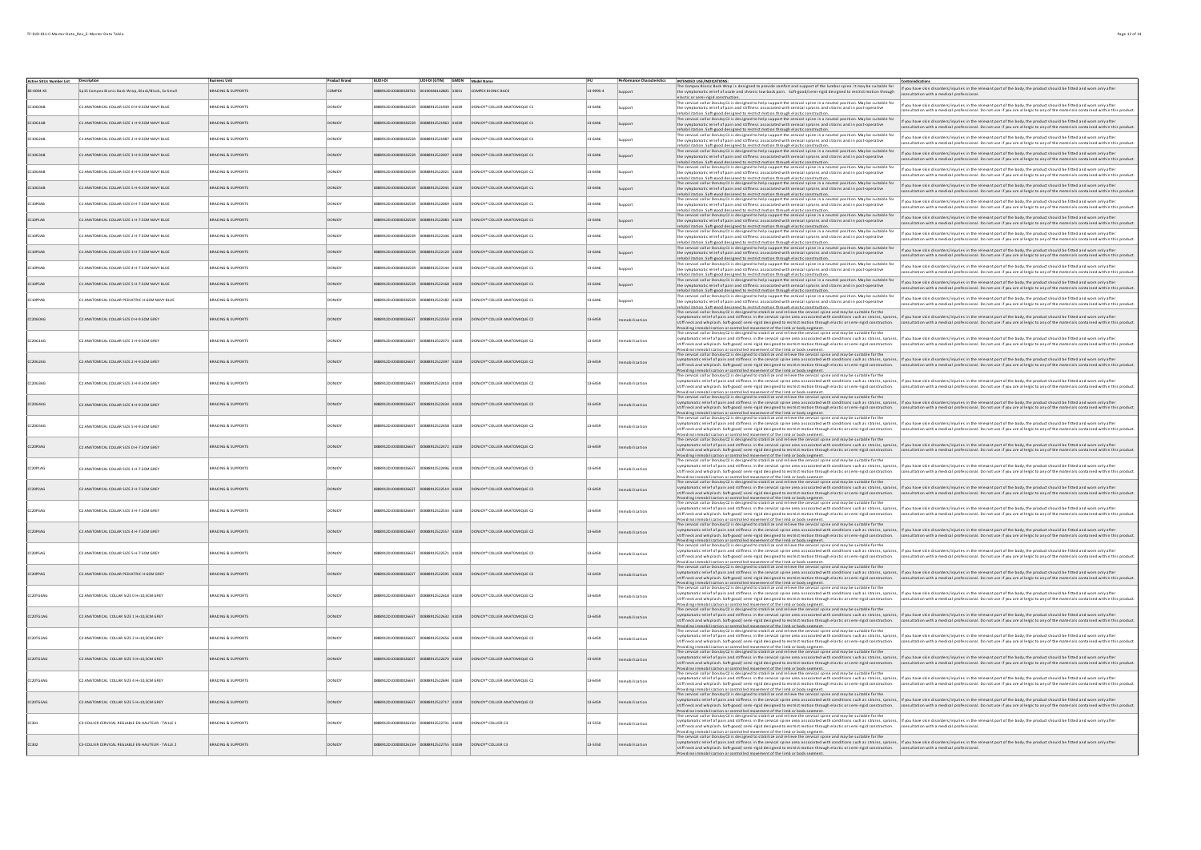| Active SKUs Number List | Description | Business Unit | Product Brand | BUDI-DI | UDI-DI (GTIN) | GMDN | Model Name | IFU | Performance Characteristics | INTENDED USE/INDICATIONS | Contraindications |
|---|---|---|---|---|---|---|---|---|---|---|---|
| BI-0004-XS | Sp3S Compex Bionic Back Wrap, Black/Black, Ex-Small | BRACING & SUPPORTS | COMPEX | 0888912DJO000000287K3 | 00190446142805 | 33031 | COMPEX BIONIC BACK | 13-9995-4 | Support | The Compex Bionic Back Wrap is designed to provide comfort and support of the lumbar spine. It may be suitable for the symptomatic relief of acute and chronic low back pain. Soft-good/semi-rigid designed to restrict motion through elastic or semi-rigid construction. | If you have skin disorders/injuries in the relevant part of the body, the product should be fitted and worn only after consultation with a medical professional. |
| C1060AB | C1 ANATOMICAL COLLAR SIZE 0 H-9.5CM NAVY BLUE | BRACING & SUPPORTS | DONJOY | 0888912DJO000000265R | 00888912521949 | 41039 | DONJOY® COLLIER ANATOMIQUE C1 | 13-6446 | Support | The cervical collar Donjoy C1 is designed to help support the cervical spine in a neutral position. May be suitable for the symptomatic relief of pain and stiffness associated with cervical sprains and strains and in post-operative rehabilitation. Soft-good designed to restrict motion through elastic construction. | If you have skin disorders/injuries in the relevant part of the body, the product should be fitted and worn only after consultation with a medical professional. Do not use if you are allergic to any of the materials contained within this product. |
| C1061AB | C1 ANATOMICAL COLLAR SIZE 1 H-9.5CM NAVY BLUE | BRACING & SUPPORTS | DONJOY | 0888912DJO000000265R | 00888912521963 | 41039 | DONJOY® COLLIER ANATOMIQUE C1 | 13-6446 | Support | The cervical collar Donjoy C1 is designed to help support the cervical spine in a neutral position. May be suitable for the symptomatic relief of pain and stiffness associated with cervical sprains and strains and in post-operative rehabilitation. Soft-good designed to restrict motion through elastic construction. | If you have skin disorders/injuries in the relevant part of the body, the product should be fitted and worn only after consultation with a medical professional. Do not use if you are allergic to any of the materials contained within this product. |
| C1062AB | C1 ANATOMICAL COLLAR SIZE 2 H-9.5CM NAVY BLUE | BRACING & SUPPORTS | DONJOY | 0888912DJO000000265R | 00888912521987 | 41039 | DONJOY® COLLIER ANATOMIQUE C1 | 13-6446 | Support | The cervical collar Donjoy C1 is designed to help support the cervical spine in a neutral position. May be suitable for the symptomatic relief of pain and stiffness associated with cervical sprains and strains and in post-operative rehabilitation. Soft-good designed to restrict motion through elastic construction. | If you have skin disorders/injuries in the relevant part of the body, the product should be fitted and worn only after consultation with a medical professional. Do not use if you are allergic to any of the materials contained within this product. |
| C1063AB | C1 ANATOMICAL COLLAR SIZE 3 H-9.5CM NAVY BLUE | BRACING & SUPPORTS | DONJOY | 0888912DJO000000265R | 00888912522007 | 41039 | DONJOY® COLLIER ANATOMIQUE C1 | 13-6446 | Support | The cervical collar Donjoy C1 is designed to help support the cervical spine in a neutral position. May be suitable for the symptomatic relief of pain and stiffness associated with cervical sprains and strains and in post-operative rehabilitation. Soft-good designed to restrict motion through elastic construction. | If you have skin disorders/injuries in the relevant part of the body, the product should be fitted and worn only after consultation with a medical professional. Do not use if you are allergic to any of the materials contained within this product. |
| C1064AB | C1 ANATOMICAL COLLAR SIZE 4 H-9.5CM NAVY BLUE | BRACING & SUPPORTS | DONJOY | 0888912DJO000000265R | 00888912522021 | 41039 | DONJOY® COLLIER ANATOMIQUE C1 | 13-6446 | Support | The cervical collar Donjoy C1 is designed to help support the cervical spine in a neutral position. May be suitable for the symptomatic relief of pain and stiffness associated with cervical sprains and strains and in post-operative rehabilitation. Soft-good designed to restrict motion through elastic construction. | If you have skin disorders/injuries in the relevant part of the body, the product should be fitted and worn only after consultation with a medical professional. Do not use if you are allergic to any of the materials contained within this product. |
| C1065AB | C1 ANATOMICAL COLLAR SIZE 5 H-9.5CM NAVY BLUE | BRACING & SUPPORTS | DONJOY | 0888912DJO000000265R | 00888912522045 | 41039 | DONJOY® COLLIER ANATOMIQUE C1 | 13-6446 | Support | The cervical collar Donjoy C1 is designed to help support the cervical spine in a neutral position. May be suitable for the symptomatic relief of pain and stiffness associated with cervical sprains and strains and in post-operative rehabilitation. Soft-good designed to restrict motion through elastic construction. | If you have skin disorders/injuries in the relevant part of the body, the product should be fitted and worn only after consultation with a medical professional. Do not use if you are allergic to any of the materials contained within this product. |
| C10P0AB | C1 ANATOMICAL COLLAR SIZE 0 H-7.5CM NAVY BLUE | BRACING & SUPPORTS | DONJOY | 0888912DJO000000265R | 00888912522069 | 41039 | DONJOY® COLLIER ANATOMIQUE C1 | 13-6446 | Support | The cervical collar Donjoy C1 is designed to help support the cervical spine in a neutral position. May be suitable for the symptomatic relief of pain and stiffness associated with cervical sprains and strains and in post-operative rehabilitation. Soft-good designed to restrict motion through elastic construction. | If you have skin disorders/injuries in the relevant part of the body, the product should be fitted and worn only after consultation with a medical professional. Do not use if you are allergic to any of the materials contained within this product. |
| C10P1AB | C1 ANATOMICAL COLLAR SIZE 1 H-7.5CM NAVY BLUE | BRACING & SUPPORTS | DONJOY | 0888912DJO000000265R | 00888912522083 | 41039 | DONJOY® COLLIER ANATOMIQUE C1 | 13-6446 | Support | The cervical collar Donjoy C1 is designed to help support the cervical spine in a neutral position. May be suitable for the symptomatic relief of pain and stiffness associated with cervical sprains and strains and in post-operative rehabilitation. Soft-good designed to restrict motion through elastic construction. | If you have skin disorders/injuries in the relevant part of the body, the product should be fitted and worn only after consultation with a medical professional. Do not use if you are allergic to any of the materials contained within this product. |
| C10P2AB | C1 ANATOMICAL COLLAR SIZE 2 H-7.5CM NAVY BLUE | BRACING & SUPPORTS | DONJOY | 0888912DJO000000265R | 00888912522106 | 41039 | DONJOY® COLLIER ANATOMIQUE C1 | 13-6446 | Support | The cervical collar Donjoy C1 is designed to help support the cervical spine in a neutral position. May be suitable for the symptomatic relief of pain and stiffness associated with cervical sprains and strains and in post-operative rehabilitation. Soft-good designed to restrict motion through elastic construction. | If you have skin disorders/injuries in the relevant part of the body, the product should be fitted and worn only after consultation with a medical professional. Do not use if you are allergic to any of the materials contained within this product. |
| C10P3AB | C1 ANATOMICAL COLLAR SIZE 3 H-7.5CM NAVY BLUE | BRACING & SUPPORTS | DONJOY | 0888912DJO000000265R | 00888912522120 | 41039 | DONJOY® COLLIER ANATOMIQUE C1 | 13-6446 | Support | The cervical collar Donjoy C1 is designed to help support the cervical spine in a neutral position. May be suitable for the symptomatic relief of pain and stiffness associated with cervical sprains and strains and in post-operative rehabilitation. Soft-good designed to restrict motion through elastic construction. | If you have skin disorders/injuries in the relevant part of the body, the product should be fitted and worn only after consultation with a medical professional. Do not use if you are allergic to any of the materials contained within this product. |
| C10P4AB | C1 ANATOMICAL COLLAR SIZE 4 H-7.5CM NAVY BLUE | BRACING & SUPPORTS | DONJOY | 0888912DJO000000265R | 00888912522144 | 41039 | DONJOY® COLLIER ANATOMIQUE C1 | 13-6446 | Support | The cervical collar Donjoy C1 is designed to help support the cervical spine in a neutral position. May be suitable for the symptomatic relief of pain and stiffness associated with cervical sprains and strains and in post-operative rehabilitation. Soft-good designed to restrict motion through elastic construction. | If you have skin disorders/injuries in the relevant part of the body, the product should be fitted and worn only after consultation with a medical professional. Do not use if you are allergic to any of the materials contained within this product. |
| C10P5AB | C1 ANATOMICAL COLLAR SIZE 5 H-7.5CM NAVY BLUE | BRACING & SUPPORTS | DONJOY | 0888912DJO000000265R | 00888912522168 | 41039 | DONJOY® COLLIER ANATOMIQUE C1 | 13-6446 | Support | The cervical collar Donjoy C1 is designed to help support the cervical spine in a neutral position. May be suitable for the symptomatic relief of pain and stiffness associated with cervical sprains and strains and in post-operative rehabilitation. Soft-good designed to restrict motion through elastic construction. | If you have skin disorders/injuries in the relevant part of the body, the product should be fitted and worn only after consultation with a medical professional. Do not use if you are allergic to any of the materials contained within this product. |
| C10PPAB | C1 ANATOMICAL COLLAR PEDIATRIC H-6CM NAVY BLUE | BRACING & SUPPORTS | DONJOY | 0888912DJO000000265R | 00888912522182 | 41039 | DONJOY® COLLIER ANATOMIQUE C1 | 13-6446 | Support | The cervical collar Donjoy C1 is designed to help support the cervical spine in a neutral position. May be suitable for the symptomatic relief of pain and stiffness associated with cervical sprains and strains and in post-operative rehabilitation. Soft-good designed to restrict motion through elastic construction. | If you have skin disorders/injuries in the relevant part of the body, the product should be fitted and worn only after consultation with a medical professional. Do not use if you are allergic to any of the materials contained within this product. |
| C2060AG | C2 ANATOMICAL COLLAR SIZE 0 H-9.5CM GREY | BRACING & SUPPORTS | DONJOY | 0888912DJO000000266T | 00888912522359 | 41039 | DONJOY® COLLIER ANATOMIQUE C2 | 13-6459 | Immobilization | The cervical collar Donjoy C2 is designed to stabilize and relieve the cervical spine and may be suitable for the symptomatic relief of pain and stiffness in the cervical spine area associated with conditions such as strains, sprains, stiff neck and whiplash. Soft-good/ semi-rigid designed to restrict motion through elastic or semi-rigid construction. Providing immobilization or controlled movement of the limb or body segment. | If you have skin disorders/injuries in the relevant part of the body, the product should be fitted and worn only after consultation with a medical professional. Do not use if you are allergic to any of the materials contained within this product. |
| C2061AG | C2 ANATOMICAL COLLAR SIZE 1 H-9.5CM GREY | BRACING & SUPPORTS | DONJOY | 0888912DJO000000266T | 00888912522373 | 41039 | DONJOY® COLLIER ANATOMIQUE C2 | 13-6459 | Immobilization | The cervical collar Donjoy C2 is designed to stabilize and relieve the cervical spine and may be suitable for the symptomatic relief of pain and stiffness in the cervical spine area associated with conditions such as strains, sprains, stiff neck and whiplash. Soft-good/ semi-rigid designed to restrict motion through elastic or semi-rigid construction. Providing immobilization or controlled movement of the limb or body segment. | If you have skin disorders/injuries in the relevant part of the body, the product should be fitted and worn only after consultation with a medical professional. Do not use if you are allergic to any of the materials contained within this product. |
| C2062AG | C2 ANATOMICAL COLLAR SIZE 2 H-9.5CM GREY | BRACING & SUPPORTS | DONJOY | 0888912DJO000000266T | 00888912522397 | 41039 | DONJOY® COLLIER ANATOMIQUE C2 | 13-6459 | Immobilization | The cervical collar Donjoy C2 is designed to stabilize and relieve the cervical spine and may be suitable for the symptomatic relief of pain and stiffness in the cervical spine area associated with conditions such as strains, sprains, stiff neck and whiplash. Soft-good/ semi-rigid designed to restrict motion through elastic or semi-rigid construction. Providing immobilization or controlled movement of the limb or body segment. | If you have skin disorders/injuries in the relevant part of the body, the product should be fitted and worn only after consultation with a medical professional. Do not use if you are allergic to any of the materials contained within this product. |
| C2063AG | C2 ANATOMICAL COLLAR SIZE 3 H-9.5CM GREY | BRACING & SUPPORTS | DONJOY | 0888912DJO000000266T | 00888912522410 | 41039 | DONJOY® COLLIER ANATOMIQUE C2 | 13-6459 | Immobilization | The cervical collar Donjoy C2 is designed to stabilize and relieve the cervical spine and may be suitable for the symptomatic relief of pain and stiffness in the cervical spine area associated with conditions such as strains, sprains, stiff neck and whiplash. Soft-good/ semi-rigid designed to restrict motion through elastic or semi-rigid construction. Providing immobilization or controlled movement of the limb or body segment. | If you have skin disorders/injuries in the relevant part of the body, the product should be fitted and worn only after consultation with a medical professional. Do not use if you are allergic to any of the materials contained within this product. |
| C2064AG | C2 ANATOMICAL COLLAR SIZE 4 H-9.5CM GREY | BRACING & SUPPORTS | DONJOY | 0888912DJO000000266T | 00888912522434 | 41039 | DONJOY® COLLIER ANATOMIQUE C2 | 13-6459 | Immobilization | The cervical collar Donjoy C2 is designed to stabilize and relieve the cervical spine and may be suitable for the symptomatic relief of pain and stiffness in the cervical spine area associated with conditions such as strains, sprains, stiff neck and whiplash. Soft-good/ semi-rigid designed to restrict motion through elastic or semi-rigid construction. Providing immobilization or controlled movement of the limb or body segment. | If you have skin disorders/injuries in the relevant part of the body, the product should be fitted and worn only after consultation with a medical professional. Do not use if you are allergic to any of the materials contained within this product. |
| C2065AG | C2 ANATOMICAL COLLAR SIZE 5 H-9.5CM GREY | BRACING & SUPPORTS | DONJOY | 0888912DJO000000266T | 00888912522458 | 41039 | DONJOY® COLLIER ANATOMIQUE C2 | 13-6459 | Immobilization | The cervical collar Donjoy C2 is designed to stabilize and relieve the cervical spine and may be suitable for the symptomatic relief of pain and stiffness in the cervical spine area associated with conditions such as strains, sprains, stiff neck and whiplash. Soft-good/ semi-rigid designed to restrict motion through elastic or semi-rigid construction. Providing immobilization or controlled movement of the limb or body segment. | If you have skin disorders/injuries in the relevant part of the body, the product should be fitted and worn only after consultation with a medical professional. Do not use if you are allergic to any of the materials contained within this product. |
| C20P0AG | C2 ANATOMICAL COLLAR SIZE 0 H-7.5CM GREY | BRACING & SUPPORTS | DONJOY | 0888912DJO000000266T | 00888912522472 | 41039 | DONJOY® COLLIER ANATOMIQUE C2 | 13-6459 | Immobilization | The cervical collar Donjoy C2 is designed to stabilize and relieve the cervical spine and may be suitable for the symptomatic relief of pain and stiffness in the cervical spine area associated with conditions such as strains, sprains, stiff neck and whiplash. Soft-good/ semi-rigid designed to restrict motion through elastic or semi-rigid construction. Providing immobilization or controlled movement of the limb or body segment. | If you have skin disorders/injuries in the relevant part of the body, the product should be fitted and worn only after consultation with a medical professional. Do not use if you are allergic to any of the materials contained within this product. |
| C20P1AG | C2 ANATOMICAL COLLAR SIZE 1 H-7.5CM GREY | BRACING & SUPPORTS | DONJOY | 0888912DJO000000266T | 00888912522496 | 41039 | DONJOY® COLLIER ANATOMIQUE C2 | 13-6459 | Immobilization | The cervical collar Donjoy C2 is designed to stabilize and relieve the cervical spine and may be suitable for the symptomatic relief of pain and stiffness in the cervical spine area associated with conditions such as strains, sprains, stiff neck and whiplash. Soft-good/ semi-rigid designed to restrict motion through elastic or semi-rigid construction. Providing immobilization or controlled movement of the limb or body segment. | If you have skin disorders/injuries in the relevant part of the body, the product should be fitted and worn only after consultation with a medical professional. Do not use if you are allergic to any of the materials contained within this product. |
| C20P2AG | C2 ANATOMICAL COLLAR SIZE 2 H-7.5CM GREY | BRACING & SUPPORTS | DONJOY | 0888912DJO000000266T | 00888912522519 | 41039 | DONJOY® COLLIER ANATOMIQUE C2 | 13-6459 | Immobilization | The cervical collar Donjoy C2 is designed to stabilize and relieve the cervical spine and may be suitable for the symptomatic relief of pain and stiffness in the cervical spine area associated with conditions such as strains, sprains, stiff neck and whiplash. Soft-good/ semi-rigid designed to restrict motion through elastic or semi-rigid construction. Providing immobilization or controlled movement of the limb or body segment. | If you have skin disorders/injuries in the relevant part of the body, the product should be fitted and worn only after consultation with a medical professional. Do not use if you are allergic to any of the materials contained within this product. |
| C20P3AG | C2 ANATOMICAL COLLAR SIZE 3 H-7.5CM GREY | BRACING & SUPPORTS | DONJOY | 0888912DJO000000266T | 00888912522533 | 41039 | DONJOY® COLLIER ANATOMIQUE C2 | 13-6459 | Immobilization | The cervical collar Donjoy C2 is designed to stabilize and relieve the cervical spine and may be suitable for the symptomatic relief of pain and stiffness in the cervical spine area associated with conditions such as strains, sprains, stiff neck and whiplash. Soft-good/ semi-rigid designed to restrict motion through elastic or semi-rigid construction. Providing immobilization or controlled movement of the limb or body segment. | If you have skin disorders/injuries in the relevant part of the body, the product should be fitted and worn only after consultation with a medical professional. Do not use if you are allergic to any of the materials contained within this product. |
| C20P4AG | C2 ANATOMICAL COLLAR SIZE 4 H-7.5CM GREY | BRACING & SUPPORTS | DONJOY | 0888912DJO000000266T | 00888912522557 | 41039 | DONJOY® COLLIER ANATOMIQUE C2 | 13-6459 | Immobilization | The cervical collar Donjoy C2 is designed to stabilize and relieve the cervical spine and may be suitable for the symptomatic relief of pain and stiffness in the cervical spine area associated with conditions such as strains, sprains, stiff neck and whiplash. Soft-good/ semi-rigid designed to restrict motion through elastic or semi-rigid construction. Providing immobilization or controlled movement of the limb or body segment. | If you have skin disorders/injuries in the relevant part of the body, the product should be fitted and worn only after consultation with a medical professional. Do not use if you are allergic to any of the materials contained within this product. |
| C20P5AG | C2 ANATOMICAL COLLAR SIZE 5 H-7.5CM GREY | BRACING & SUPPORTS | DONJOY | 0888912DJO000000266T | 00888912522571 | 41039 | DONJOY® COLLIER ANATOMIQUE C2 | 13-6459 | Immobilization | The cervical collar Donjoy C2 is designed to stabilize and relieve the cervical spine and may be suitable for the symptomatic relief of pain and stiffness in the cervical spine area associated with conditions such as strains, sprains, stiff neck and whiplash. Soft-good/ semi-rigid designed to restrict motion through elastic or semi-rigid construction. Providing immobilization or controlled movement of the limb or body segment. | If you have skin disorders/injuries in the relevant part of the body, the product should be fitted and worn only after consultation with a medical professional. Do not use if you are allergic to any of the materials contained within this product. |
| C20PPAG | C2 ANATOMICAL COLLAR PEDIATRIC H-6CM GREY | BRACING & SUPPORTS | DONJOY | 0888912DJO000000266T | 00888912522595 | 41039 | DONJOY® COLLIER ANATOMIQUE C2 | 13-6459 | Immobilization | The cervical collar Donjoy C2 is designed to stabilize and relieve the cervical spine and may be suitable for the symptomatic relief of pain and stiffness in the cervical spine area associated with conditions such as strains, sprains, stiff neck and whiplash. Soft-good/ semi-rigid designed to restrict motion through elastic or semi-rigid construction. Providing immobilization or controlled movement of the limb or body segment. | If you have skin disorders/injuries in the relevant part of the body, the product should be fitted and worn only after consultation with a medical professional. Do not use if you are allergic to any of the materials contained within this product. |
| C20TG0AG | C2 ANATOMICAL COLLAR SIZE 0 H=10,5CM GREY | BRACING & SUPPORTS | DONJOY | 0888912DJO000000266T | 00888912522618 | 41039 | DONJOY® COLLIER ANATOMIQUE C2 | 13-6459 | Immobilization | The cervical collar Donjoy C2 is designed to stabilize and relieve the cervical spine and may be suitable for the symptomatic relief of pain and stiffness in the cervical spine area associated with conditions such as strains, sprains, stiff neck and whiplash. Soft-good/ semi-rigid designed to restrict motion through elastic or semi-rigid construction. Providing immobilization or controlled movement of the limb or body segment. | If you have skin disorders/injuries in the relevant part of the body, the product should be fitted and worn only after consultation with a medical professional. Do not use if you are allergic to any of the materials contained within this product. |
| C20TG1AG | C2 ANATOMICAL COLLAR SIZE 1 H=10,5CM GREY | BRACING & SUPPORTS | DONJOY | 0888912DJO000000266T | 00888912522632 | 41039 | DONJOY® COLLIER ANATOMIQUE C2 | 13-6459 | Immobilization | The cervical collar Donjoy C2 is designed to stabilize and relieve the cervical spine and may be suitable for the symptomatic relief of pain and stiffness in the cervical spine area associated with conditions such as strains, sprains, stiff neck and whiplash. Soft-good/ semi-rigid designed to restrict motion through elastic or semi-rigid construction. Providing immobilization or controlled movement of the limb or body segment. | If you have skin disorders/injuries in the relevant part of the body, the product should be fitted and worn only after consultation with a medical professional. Do not use if you are allergic to any of the materials contained within this product. |
| C20TG2AG | C2 ANATOMICAL COLLAR SIZE 2 H=10,5CM GREY | BRACING & SUPPORTS | DONJOY | 0888912DJO000000266T | 00888912522656 | 41039 | DONJOY® COLLIER ANATOMIQUE C2 | 13-6459 | Immobilization | The cervical collar Donjoy C2 is designed to stabilize and relieve the cervical spine and may be suitable for the symptomatic relief of pain and stiffness in the cervical spine area associated with conditions such as strains, sprains, stiff neck and whiplash. Soft-good/ semi-rigid designed to restrict motion through elastic or semi-rigid construction. Providing immobilization or controlled movement of the limb or body segment. | If you have skin disorders/injuries in the relevant part of the body, the product should be fitted and worn only after consultation with a medical professional. Do not use if you are allergic to any of the materials contained within this product. |
| C20TG3AG | C2 ANATOMICAL COLLAR SIZE 3 H=10,5CM GREY | BRACING & SUPPORTS | DONJOY | 0888912DJO000000266T | 00888912522670 | 41039 | DONJOY® COLLIER ANATOMIQUE C2 | 13-6459 | Immobilization | The cervical collar Donjoy C2 is designed to stabilize and relieve the cervical spine and may be suitable for the symptomatic relief of pain and stiffness in the cervical spine area associated with conditions such as strains, sprains, stiff neck and whiplash. Soft-good/ semi-rigid designed to restrict motion through elastic or semi-rigid construction. Providing immobilization or controlled movement of the limb or body segment. | If you have skin disorders/injuries in the relevant part of the body, the product should be fitted and worn only after consultation with a medical professional. Do not use if you are allergic to any of the materials contained within this product. |
| C20TG4AG | C2 ANATOMICAL COLLAR SIZE 4 H=10,5CM GREY | BRACING & SUPPORTS | DONJOY | 0888912DJO000000266T | 00888912522694 | 41039 | DONJOY® COLLIER ANATOMIQUE C2 | 13-6459 | Immobilization | The cervical collar Donjoy C2 is designed to stabilize and relieve the cervical spine and may be suitable for the symptomatic relief of pain and stiffness in the cervical spine area associated with conditions such as strains, sprains, stiff neck and whiplash. Soft-good/ semi-rigid designed to restrict motion through elastic or semi-rigid construction. Providing immobilization or controlled movement of the limb or body segment. | If you have skin disorders/injuries in the relevant part of the body, the product should be fitted and worn only after consultation with a medical professional. Do not use if you are allergic to any of the materials contained within this product. |
| C20TG5AG | C2 ANATOMICAL COLLAR SIZE 5 H=10,5CM GREY | BRACING & SUPPORTS | DONJOY | 0888912DJO000000266T | 00888912522717 | 41039 | DONJOY® COLLIER ANATOMIQUE C2 | 13-6459 | Immobilization | The cervical collar Donjoy C2 is designed to stabilize and relieve the cervical spine and may be suitable for the symptomatic relief of pain and stiffness in the cervical spine area associated with conditions such as strains, sprains, stiff neck and whiplash. Soft-good/ semi-rigid designed to restrict motion through elastic or semi-rigid construction. Providing immobilization or controlled movement of the limb or body segment. | If you have skin disorders/injuries in the relevant part of the body, the product should be fitted and worn only after consultation with a medical professional. Do not use if you are allergic to any of the materials contained within this product. |
| C301 | C3-COLLIER CERVICAL REGLABLE EN HAUTEUR - TAILLE 1 | BRACING & SUPPORTS | DONJOY | 0888912DJO000000263A | 00888912522731 | 41039 | DONJOY® COLLIER C3 | 13-5550 | Immobilization | The cervical collar Donjoy C3 is designed to stabilize and relieve the cervical spine and may be suitable for the symptomatic relief of pain and stiffness in the cervical spine area associated with conditions such as strains, sprains, stiff neck and whiplash. Soft-good/ semi-rigid designed to restrict motion through elastic or semi-rigid construction. Providing immobilization or controlled movement of the limb or body segment. | If you have skin disorders/injuries in the relevant part of the body, the product should be fitted and worn only after consultation with a medical professional. |
| C302 | C3-COLLIER CERVICAL REGLABLE EN HAUTEUR - TAILLE 2 | BRACING & SUPPORTS | DONJOY | 0888912DJO000000263A | 00888912522755 | 41039 | DONJOY® COLLIER C3 | 13-5550 | Immobilization | The cervical collar Donjoy C3 is designed to stabilize and relieve the cervical spine and may be suitable for the symptomatic relief of pain and stiffness in the cervical spine area associated with conditions such as strains, sprains, stiff neck and whiplash. Soft-good/ semi-rigid designed to restrict motion through elastic or semi-rigid construction. Providing immobilization or controlled movement of the limb or body segment. | If you have skin disorders/injuries in the relevant part of the body, the product should be fitted and worn only after consultation with a medical professional. |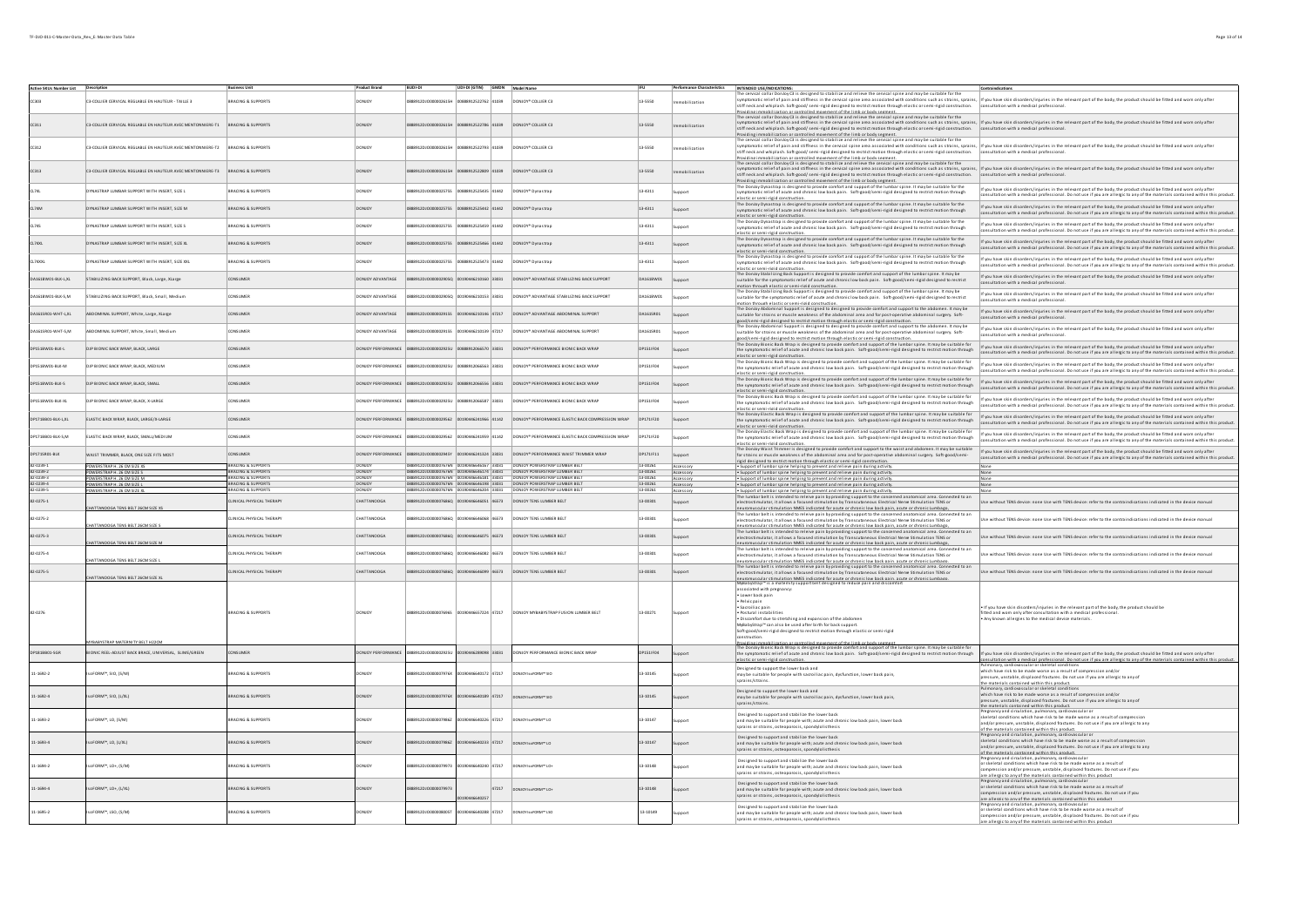| Active SKUs Number List | Description | Business Unit | Product Brand | BUDI-DI | UDI-DI (GTIN) | GMDN | Model Name | IFU | Performance Characteristics | INTENDED USE/INDICATIONS: | Contraindications |
|---|---|---|---|---|---|---|---|---|---|---|---|
| CC301 | C3-COLLIER CERVICAL REGLABLE EN HAUTEUR - TAILLE 3 | BRACING & SUPPORTS | DONJOY | 08889125V00000026154 | 00888912522762 | 01039 | DONJOY® COLLIER C3 | 13-5550 | Immobilisation | The cervical collar Donjoy C3 is designed to stabilize and relieve the cervical spine and may be suitable for the symptomatic relief of pain and stiffness in the cervical spine area associated with conditions such as strains, sprains, stiff neck and whiplash. Soft-good/ semi-rigid designed to restrict motion through elastic or semi-rigid construction. Providing immobilization or controlled movement of the limb or body segment. | If you have skin disorders/injuries in the relevant part of the body, the product should be fitted and worn only after consultation with a medical professional. |
| CC311 | C3-COLLIER CERVICAL REGLABLE EN HAUTEUR AVEC MENTONNIERE-T1 | BRACING & SUPPORTS | DONJOY | 08889125V00000026154 | 00888912522786 | 01039 | DONJOY® COLLIER C3 | 13-5550 | Immobilisation | The cervical collar Donjoy C3 is designed to stabilize and relieve the cervical spine and may be suitable for the symptomatic relief of pain and stiffness in the cervical spine area associated with conditions such as strains, sprains, stiff neck and whiplash. Soft-good/ semi-rigid designed to restrict motion through elastic or semi-rigid construction. Providing immobilization or controlled movement of the limb or body segment. | If you have skin disorders/injuries in the relevant part of the body, the product should be fitted and worn only after consultation with a medical professional. |
| CC312 | C3-COLLIER CERVICAL REGLABLE EN HAUTEUR AVEC MENTONNIERE-T2 | BRACING & SUPPORTS | DONJOY | 08889125V00000026154 | 00888912522793 | 01039 | DONJOY® COLLIER C3 | 13-5550 | Immobilisation | The cervical collar Donjoy C3 is designed to stabilize and relieve the cervical spine and may be suitable for the symptomatic relief of pain and stiffness in the cervical spine area associated with conditions such as strains, sprains, stiff neck and whiplash. Soft-good/ semi-rigid designed to restrict motion through elastic or semi-rigid construction. Providing immobilization or controlled movement of the limb or body segment. | If you have skin disorders/injuries in the relevant part of the body, the product should be fitted and worn only after consultation with a medical professional. |
| CC313 | C3-COLLIER CERVICAL REGLABLE EN HAUTEUR AVEC MENTONNIERE-T3 | BRACING & SUPPORTS | DONJOY | 08889125V00000026154 | 00888912522809 | 01039 | DONJOY® COLLIER C3 | 13-5550 | Immobilisation | The cervical collar Donjoy C3 is designed to stabilize and relieve the cervical spine and may be suitable for the symptomatic relief of pain and stiffness in the cervical spine area associated with conditions such as strains, sprains, stiff neck and whiplash. Soft-good/ semi-rigid designed to restrict motion through elastic or semi-rigid construction. Providing immobilization or controlled movement of the limb or body segment. | If you have skin disorders/injuries in the relevant part of the body, the product should be fitted and worn only after consultation with a medical professional. |
| CL79L | DYNASTRAP LUMBAR SUPPORT WITH INSERT, SIZE L | BRACING & SUPPORTS | DONJOY | 08889125V00000025755 | 00888912525435 | 01442 | DONJOY® Dynastrap | 13-4311 | Support | The Donjoy Dynastrap is designed to provide comfort and support of the lumbar spine. It may be suitable for the symptomatic relief of acute and chronic low back pain. Soft-good/semi-rigid designed to restrict motion through elastic or semi-rigid construction. | If you have skin disorders/injuries in the relevant part of the body, the product should be fitted and worn only after consultation with a medical professional. Do not use if you are allergic to any of the materials contained within this product. |
| CL79M | DYNASTRAP LUMBAR SUPPORT WITH INSERT, SIZE M | BRACING & SUPPORTS | DONJOY | 08889125V00000025755 | 00888912525442 | 01442 | DONJOY® Dynastrap | 13-4311 | Support | The Donjoy Dynastrap is designed to provide comfort and support of the lumbar spine. It may be suitable for the symptomatic relief of acute and chronic low back pain. Soft-good/semi-rigid designed to restrict motion through elastic or semi-rigid construction. | If you have skin disorders/injuries in the relevant part of the body, the product should be fitted and worn only after consultation with a medical professional. Do not use if you are allergic to any of the materials contained within this product. |
| CL79S | DYNASTRAP LUMBAR SUPPORT WITH INSERT, SIZE S | BRACING & SUPPORTS | DONJOY | 08889125V00000025755 | 00888912525459 | 01442 | DONJOY® Dynastrap | 13-4311 | Support | The Donjoy Dynastrap is designed to provide comfort and support of the lumbar spine. It may be suitable for the symptomatic relief of acute and chronic low back pain. Soft-good/semi-rigid designed to restrict motion through elastic or semi-rigid construction. | If you have skin disorders/injuries in the relevant part of the body, the product should be fitted and worn only after consultation with a medical professional. Do not use if you are allergic to any of the materials contained within this product. |
| CL79XL | DYNASTRAP LUMBAR SUPPORT WITH INSERT, SIZE XL | BRACING & SUPPORTS | DONJOY | 08889125V00000025755 | 00888912525466 | 01442 | DONJOY® Dynastrap | 13-4311 | Support | The Donjoy Dynastrap is designed to provide comfort and support of the lumbar spine. It may be suitable for the symptomatic relief of acute and chronic low back pain. Soft-good/semi-rigid designed to restrict motion through elastic or semi-rigid construction. | If you have skin disorders/injuries in the relevant part of the body, the product should be fitted and worn only after consultation with a medical professional. Do not use if you are allergic to any of the materials contained within this product. |
| CL79XXL | DYNASTRAP LUMBAR SUPPORT WITH INSERT, SIZE XXL | BRACING & SUPPORTS | DONJOY | 08889125V00000025755 | 00888912525473 | 01442 | DONJOY® Dynastrap | 13-4311 | Support | The Donjoy Dynastrap is designed to provide comfort and support of the lumbar spine. It may be suitable for the symptomatic relief of acute and chronic low back pain. Soft-good/semi-rigid designed to restrict motion through elastic or semi-rigid construction. | If you have skin disorders/injuries in the relevant part of the body, the product should be fitted and worn only after consultation with a medical professional. Do not use if you are allergic to any of the materials contained within this product. |
| DA161BW01-BLK-L/XL | STABILIZING BACK SUPPORT, Black, Large, Xlarge | CONSUMER | DONJOY ADVANTAGE | 08889125V00000029050 | 00190446233160 | 33831 | DONJOY® ADVANTAGE STABILIZING BACK SUPPORT | DA161BW01 | Support | The Donjoy Stabilizing Back Support is designed to provide comfort and support of the lumbar spine. It may be suitable for the symptomatic relief of acute and chronic low back pain. Soft-good/semi-rigid designed to restrict motion through elastic or semi-rigid construction. | If you have skin disorders/injuries in the relevant part of the body, the product should be fitted and worn only after consultation with a medical professional. |
| DA161BW01-BLK-S/M | STABILIZING BACK SUPPORT, Black, Small, Medium | CONSUMER | DONJOY ADVANTAGE | 08889125V00000029050 | 00190446233153 | 33831 | DONJOY® ADVANTAGE STABILIZING BACK SUPPORT | DA161BW01 | Support | The Donjoy Stabilizing Back Support is designed to provide comfort and support of the lumbar spine. It may be suitable for the symptomatic relief of acute and chronic low back pain. Soft-good/semi-rigid designed to restrict motion through elastic or semi-rigid construction. | If you have skin disorders/injuries in the relevant part of the body, the product should be fitted and worn only after consultation with a medical professional. |
| DA161SR01-WHT-L/XL | ABDOMINAL SUPPORT, White, Large, Xlarge | CONSUMER | DONJOY ADVANTAGE | 08889125V00000029155 | 00190446233146 | 47217 | DONJOY® ADVANTAGE ABDOMINAL SUPPORT | DA161SR01 | Support | The Donjoy Abdominal Support is designed to designed to provide comfort and support to the abdomen. It may be suitable for strains or muscle weakness of the abdominal area and for post-operative abdominal surgery. Soft-good/semi-rigid designed to restrict motion through elastic or semi-rigid construction. | If you have skin disorders/injuries in the relevant part of the body, the product should be fitted and worn only after consultation with a medical professional. |
| DA161SR01-WHT-S/M | ABDOMINAL SUPPORT, White, Small, Medium | CONSUMER | DONJOY ADVANTAGE | 08889125V00000029155 | 00190446233139 | 47217 | DONJOY® ADVANTAGE ABDOMINAL SUPPORT | DA161SR01 | Support | The Donjoy Abdominal Support is designed to designed to provide comfort and support to the abdomen. It may be suitable for strains or muscle weakness of the abdominal area and for post-operative abdominal surgery. Soft-good/semi-rigid designed to restrict motion through elastic or semi-rigid construction. | If you have skin disorders/injuries in the relevant part of the body, the product should be fitted and worn only after consultation with a medical professional. |
| DP151BW05-BLK-L | DJP BIONIC BACK WRAP, BLACK, LARGE | CONSUMER | DONJOY PERFORMANCE | 08889125V00000029250 | 00888912066570 | 33831 | DONJOY® PERFORMANCE BIONIC BACK WRAP | DP151F04 | Support | The Donjoy Bionic Back Wrap is designed to provide comfort and support of the lumbar spine. It may be suitable for the symptomatic relief of acute and chronic low back pain. Soft-good/semi-rigid designed to restrict motion through elastic or semi-rigid construction. | If you have skin disorders/injuries in the relevant part of the body, the product should be fitted and worn only after consultation with a medical professional. Do not use if you are allergic to any of the materials contained within this product. |
| DP151BW05-BLK-M | DJP BIONIC BACK WRAP, BLACK, MEDIUM | CONSUMER | DONJOY PERFORMANCE | 08889125V00000029250 | 00888912066563 | 33831 | DONJOY® PERFORMANCE BIONIC BACK WRAP | DP151F04 | Support | The Donjoy Bionic Back Wrap is designed to provide comfort and support of the lumbar spine. It may be suitable for the symptomatic relief of acute and chronic low back pain. Soft-good/semi-rigid designed to restrict motion through elastic or semi-rigid construction. | If you have skin disorders/injuries in the relevant part of the body, the product should be fitted and worn only after consultation with a medical professional. Do not use if you are allergic to any of the materials contained within this product. |
| DP151BW05-BLK-S | DJP BIONIC BACK WRAP, BLACK, SMALL | CONSUMER | DONJOY PERFORMANCE | 08889125V00000029250 | 00888912066556 | 33831 | DONJOY® PERFORMANCE BIONIC BACK WRAP | DP151F04 | Support | The Donjoy Bionic Back Wrap is designed to provide comfort and support of the lumbar spine. It may be suitable for the symptomatic relief of acute and chronic low back pain. Soft-good/semi-rigid designed to restrict motion through elastic or semi-rigid construction. | If you have skin disorders/injuries in the relevant part of the body, the product should be fitted and worn only after consultation with a medical professional. Do not use if you are allergic to any of the materials contained within this product. |
| DP151BW05-BLK-XL | DJP BIONIC BACK WRAP, BLACK, X-LARGE | CONSUMER | DONJOY PERFORMANCE | 08889125V00000029250 | 00888912066587 | 33831 | DONJOY® PERFORMANCE BIONIC BACK WRAP | DP151F04 | Support | The Donjoy Bionic Back Wrap is designed to provide comfort and support of the lumbar spine. It may be suitable for the symptomatic relief of acute and chronic low back pain. Soft-good/semi-rigid designed to restrict motion through elastic or semi-rigid construction. | If you have skin disorders/injuries in the relevant part of the body, the product should be fitted and worn only after consultation with a medical professional. Do not use if you are allergic to any of the materials contained within this product. |
| DP171BB03-BLK-L/XL | ELASTIC BACK WRAP, BLACK, LARGE/X-LARGE | CONSUMER | DONJOY PERFORMANCE | 08889125V00000029560 | 00190446241966 | 41142 | DONJOY® PERFORMANCE ELASTIC BACK COMPRESSION WRAP | DP171F20 | Support | The Donjoy Elastic Back Wrap is designed to provide comfort and support of the lumbar spine. It may be suitable for the symptomatic relief of acute and chronic low back pain. Soft-good/semi-rigid designed to restrict motion through elastic or semi-rigid construction. | If you have skin disorders/injuries in the relevant part of the body, the product should be fitted and worn only after consultation with a medical professional. Do not use if you are allergic to any of the materials contained within this product. |
| DP171BB03-BLK-S/M | ELASTIC BACK WRAP, BLACK, SMALL/MEDIUM | CONSUMER | DONJOY PERFORMANCE | 08889125V00000029560 | 00190446241959 | 41142 | DONJOY® PERFORMANCE ELASTIC BACK COMPRESSION WRAP | DP171F20 | Support | The Donjoy Elastic Back Wrap is designed to provide comfort and support of the lumbar spine. It may be suitable for the symptomatic relief of acute and chronic low back pain. Soft-good/semi-rigid designed to restrict motion through elastic or semi-rigid construction. | If you have skin disorders/injuries in the relevant part of the body, the product should be fitted and worn only after consultation with a medical professional. Do not use if you are allergic to any of the materials contained within this product. |
| DP171SR01-BLK | WAIST TRIMMER, BLACK, ONE SIZE FITS MOST | CONSUMER | DONJOY PERFORMANCE | 08889125V00000029459 | 00190446241324 | 33831 | DONJOY® PERFORMANCE WAIST TRIMMER WRAP | DP171F11 | Support | The Donjoy Waist Trimmer is designed to provide comfort and support to the waist and abdomen. It may be suitable for strains or muscle weakness of the abdominal area and for post-operative abdominal surgery. Soft-good/semi-rigid designed to restrict motion through elastic or semi-rigid construction. | If you have skin disorders/injuries in the relevant part of the body, the product should be fitted and worn only after consultation with a medical professional. Do not use if you are allergic to any of the materials contained within this product. |
| 82-0239-1 | POWERSTRAP H. 26 CM SIZE XS | BRACING & SUPPORTS | DONJOY | 08889125V00000076TN | 00190446446167 | 33831 | DONJOY POWERSTRAP LUMBER BELT | 13-00261 | Accessory | • Support of lumbar spine helping to prevent and relieve pain during activity. | None |
| 82-0239-2 | POWERSTRAP H. 26 CM SIZE S | BRACING & SUPPORTS | DONJOY | 08889125V00000076TN | 00190446446174 | 33831 | DONJOY POWERSTRAP LUMBER BELT | 13-00261 | Accessory | • Support of lumbar spine helping to prevent and relieve pain during activity. | None |
| 82-0239-3 | POWERSTRAP H. 26 CM SIZE M | BRACING & SUPPORTS | DONJOY | 08889125V00000076TN | 00190446446181 | 33831 | DONJOY POWERSTRAP LUMBER BELT | 13-00261 | Accessory | • Support of lumbar spine helping to prevent and relieve pain during activity. | None |
| 82-0239-4 | POWERSTRAP H. 26 CM SIZE L | BRACING & SUPPORTS | DONJOY | 08889125V00000076TN | 00190446446198 | 33831 | DONJOY POWERSTRAP LUMBER BELT | 13-00261 | Accessory | • Support of lumbar spine helping to prevent and relieve pain during activity. | None |
| 82-0239-5 | POWERSTRAP H. 26 CM SIZE XL | BRACING & SUPPORTS | DONJOY | 08889125V00000076TN | 00190446446204 | 33831 | DONJOY POWERSTRAP LUMBER BELT | 13-00261 | Accessory | • Support of lumbar spine helping to prevent and relieve pain during activity. | None |
| 82-0275-1 | CHATTANOOGA TENS BELT 26CM SIZE XS | CLINICAL PHYSICAL THERAPY | CHATTANOOGA | 08889125V00000076BNQ | 00190446446051 | 46673 | DONJOY TENS LUMBER BELT | 13-00301 | Support | The lumbar belt is intended to relieve pain by providing support to the concerned anatomical area. Connected to an electrostimulator, it allows a focused stimulation by Transcutaneous Electrical Nerve Stimulation TENS or neuromuscular stimulation NMES indicated for acute or chronic low back pain, acute or chronic lumbago. | Use without TENS device: none Use with TENS device: refer to the contraindications indicated in the device manual |
| 82-0275-2 | CHATTANOOGA TENS BELT 26CM SIZE S | CLINICAL PHYSICAL THERAPY | CHATTANOOGA | 08889125V00000076BNQ | 00190446446068 | 46673 | DONJOY TENS LUMBER BELT | 13-00301 | Support | The lumbar belt is intended to relieve pain by providing support to the concerned anatomical area. Connected to an electrostimulator, it allows a focused stimulation by Transcutaneous Electrical Nerve Stimulation TENS or neuromuscular stimulation NMES indicated for acute or chronic low back pain, acute or chronic lumbago. | Use without TENS device: none Use with TENS device: refer to the contraindications indicated in the device manual |
| 82-0275-3 | CHATTANOOGA TENS BELT 26CM SIZE M | CLINICAL PHYSICAL THERAPY | CHATTANOOGA | 08889125V00000076BNQ | 00190446446075 | 46673 | DONJOY TENS LUMBER BELT | 13-00301 | Support | The lumbar belt is intended to relieve pain by providing support to the concerned anatomical area. Connected to an electrostimulator, it allows a focused stimulation by Transcutaneous Electrical Nerve Stimulation TENS or neuromuscular stimulation NMES indicated for acute or chronic low back pain, acute or chronic lumbago. | Use without TENS device: none Use with TENS device: refer to the contraindications indicated in the device manual |
| 82-0275-4 | CHATTANOOGA TENS BELT 26CM SIZE L | CLINICAL PHYSICAL THERAPY | CHATTANOOGA | 08889125V00000076BNQ | 00190446446082 | 46673 | DONJOY TENS LUMBER BELT | 13-00301 | Support | The lumbar belt is intended to relieve pain by providing support to the concerned anatomical area. Connected to an electrostimulator, it allows a focused stimulation by Transcutaneous Electrical Nerve Stimulation TENS or neuromuscular stimulation NMES indicated for acute or chronic low back pain, acute or chronic lumbago. | Use without TENS device: none Use with TENS device: refer to the contraindications indicated in the device manual |
| 82-0275-5 | CHATTANOOGA TENS BELT 26CM SIZE XL | CLINICAL PHYSICAL THERAPY | CHATTANOOGA | 08889125V00000076BNQ | 00190446446099 | 46673 | DONJOY TENS LUMBER BELT | 13-00301 | Support | The lumbar belt is intended to relieve pain by providing support to the concerned anatomical area. Connected to an electrostimulator, it allows a focused stimulation by Transcutaneous Electrical Nerve Stimulation TENS or neuromuscular stimulation NMES indicated for acute or chronic low back pain, acute or chronic lumbago. | Use without TENS device: none Use with TENS device: refer to the contraindications indicated in the device manual |
| 82-0276 | MYBABYSTRAP MATERNITY BELT H22CM | BRACING & SUPPORTS | DONJOY | 08889125V00000076NK6 | 00190446657224 | 47217 | DONJOY MYBABYSTRAP FUSION LUMBER BELT | 13-00271 | Support | MyBabyStrap™ is a maternity support belt designed to reduce pain and discomfort associated with pregnancy: • Lower back pain • Pelvic pain • Sacroiliac pain • Postural instabilities • Discomfort due to stretching and expansion of the abdomen MyBabyStrap™ can also be used after birth for back support. Soft-good/semi-rigid designed to restrict motion through elastic or semi-rigid construction. Providing immobilization or controlled movement of the limb or body segment. | • If you have skin disorders/injuries in the relevant part of the body, the product should be fitted and worn only after consultation with a medical professional. • Any known allergies to the medical device materials. |
| DP151BB01-SGR | BIONIC REEL-ADJUST BACK BRACE, UNIVERSAL, SLIME/GREEN | CONSUMER | DONJOY PERFORMANCE | 08889125V00000029250 | 00190446288980 | 33831 | DONJOY PERFORMANCE BIONIC BACK WRAP | DP151F04 | Support | The Donjoy Bionic Back Wrap is designed to provide comfort and support of the lumbar spine. It may be suitable for the symptomatic relief of acute and chronic low back pain. Soft-good/semi-rigid designed to restrict motion through elastic or semi-rigid construction. | If you have skin disorders/injuries in the relevant part of the body, the product should be fitted and worn only after consultation with a medical professional. Do not use if you are allergic to any of the materials contained within this product. |
| 11-1682-2 | IsoFORM™, SIO, (S/M) | BRACING & SUPPORTS | DONJOY | 08889125V00000079TKK | 00190446640172 | 47217 | DONJOY IsoFORM™ SIO | 13-10145 | Support | Designed to support the lower back and maybe suitable for people with sacroiliac joint, dysfunction, lower back pain, sprains/strains. | Pulmonary, cardiovascular or skeletal conditions which have risk to be made worse as a result of compression and/or pressure, unstable, displaced fractures. Do not use if you are allergic to any of the materials contained within this product. |
| 11-1682-4 | IsoFORM™, SIO, (L/XL) | BRACING & SUPPORTS | DONJOY | 08889125V00000079TKK | 00190446640189 | 47217 | DONJOY IsoFORM™ SIO | 13-10145 | Support | Designed to support the lower back and maybe suitable for people with sacroiliac joint, dysfunction, lower back pain, sprains/strains. | Pulmonary, cardiovascular or skeletal conditions which have risk to be made worse as a result of compression and/or pressure, unstable, displaced fractures. Do not use if you are allergic to any of the materials contained within this product. |
| 11-1683-2 | IsoFORM™, LO, (S/M) | BRACING & SUPPORTS | DONJOY | 08889125V00000079N62 | 00190446640226 | 47217 | DONJOY IsoFORM™ LO | 13-10147 | Support | Designed to support and stabilize the lower back and maybe suitable for people with acute and chronic low back pain, lower back sprains or strains, osteoporosis, spondylolisthesis | Pregnancy and circulation, pulmonary, cardiovascular or skeletal conditions which have risk to be made worse as a result of compression and/or pressure, unstable, displaced fractures. Do not use if you are allergic to any of the materials contained within this product. |
| 11-1683-4 | IsoFORM™, LO, (L/XL) | BRACING & SUPPORTS | DONJOY | 08889125V00000079N62 | 00190446640233 | 47217 | DONJOY IsoFORM™ LO | 13-10147 | Support | Designed to support and stabilize the lower back and maybe suitable for people with acute and chronic low back pain, lower back sprains or strains, osteoporosis, spondylolisthesis | Pregnancy and circulation, pulmonary, cardiovascular or skeletal conditions which have risk to be made worse as a result of compression and/or pressure, unstable, displaced fractures. Do not use if you are allergic to any of the materials contained within this product. |
| 11-1684-2 | IsoFORM™, LO+, (S/M) | BRACING & SUPPORTS | DONJOY | 08889125V00000079N73 | 00190446640240 | 47217 | DONJOY IsoFORM™ LO+ | 13-10148 | Support | Designed to support and stabilize the lower back and maybe suitable for people with acute and chronic low back pain, lower back sprains or strains, osteoporosis, spondylolisthesis | Pregnancy and circulation, pulmonary, cardiovascular or skeletal conditions which have risk to be made worse as a result of compression and/or pressure, unstable, displaced fractures. Do not use if you are allergic to any of the materials contained within this product. |
| 11-1684-4 | IsoFORM™, LO+, (L/XL) | BRACING & SUPPORTS | DONJOY | 08889125V00000079N73 | 00190446640257 | 47217 | DONJOY IsoFORM™ LO+ | 13-10148 | Support | Designed to support and stabilize the lower back and maybe suitable for people with acute and chronic low back pain, lower back sprains or strains, osteoporosis, spondylolisthesis | Pregnancy and circulation, pulmonary, cardiovascular or skeletal conditions which have risk to be made worse as a result of compression and/or pressure, unstable, displaced fractures. Do not use if you are allergic to any of the materials contained within this product. |
| 11-1685-2 | IsoFORM™, LSO, (S/M) | BRACING & SUPPORTS | DONJOY | 08889125V00000080057 | 00190446640288 | 47217 | DONJOY IsoFORM™ LSO | 13-10149 | Support | Designed to support and stabilize the lower back and maybe suitable for people with acute and chronic low back pain, lower back sprains or strains, osteoporosis, spondylolisthesis | Pregnancy and circulation, pulmonary, cardiovascular or skeletal conditions which have risk to be made worse as a result of compression and/or pressure, unstable, displaced fractures. Do not use if you are allergic to any of the materials contained within this product. |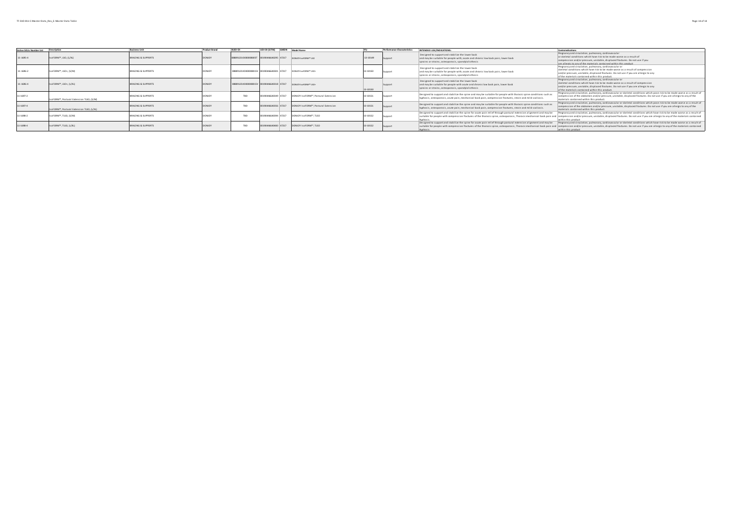| Active SKUs Number List | Description | Business Unit | Product Brand | BUDI-DI | UDI-DI (GTIN) | GMDN | Model Name | IFU | Performance Characteristics | INTENDED USE/INDICATIONS: | Contraindications |
|---|---|---|---|---|---|---|---|---|---|---|---|
| 11-1695-4 | IsoFORM™, LSO, (L/XL) | BRACING & SUPPORTS | DONJOY | 0888912DJO000000ED5T | 00190446640295 | 47217 | DONJOYIsoFORM™ LSO | 13-10149 | Support | Designed to support and stabilize the lower back and may be suitable for people with; acute and chronic low back pain, lower back sprains or strains, osteoporosis, spondylolisthesis | Pregnancy and circulation, pulmonary, cardiovascular or skeletal conditions which have risk to be made worse as a result of compression and/or pressure, unstable, displaced fractures. Do not use if you are allergic to any of the materials contained within this product |
| 11-1696-2 | IsoFORM™, LSO+, (S/M) | BRACING & SUPPORTS | DONJOY | 0888912DJO000000ED5V | 00190446640301 | 47217 | DONJOYIsoFORM™ LSO+ | 13-10150 | Support | Designed to support and stabilize the lower back and may be suitable for people with; acute and chronic low back pain, lower back sprains or strains, osteoporosis, spondylolisthesis | Pregnancy and circulation, pulmonary, cardiovascular or skeletal conditions which have risk to be made worse as a result of compression and/or pressure, unstable, displaced fractures. Do not use if you are allergic to any of the materials contained within this product. |
| 11-1696-4 | IsoFORM™, LSO+, (L/XL) | BRACING & SUPPORTS | DONJOY | 0888912DJO000000ED5V | 00190446640318 | 47217 | DONJOYIsoFORM™ LSO+ | 13-10150 | Support | Designed to support and stabilize the lower back and may be suitable for people with acute and chronic low back pain, lower back sprains or strains, osteoporosis, spondylolisthesis | Pregnancy and circulation, pulmonary, cardiovascular or skeletal conditions which have risk to be made worse as a result of compression and/or pressure, unstable, displaced fractures. Do not use if you are allergic to any of the materials contained within this product. |
| 11-1697-2 | IsoFORM™, Postural Extension TLSO, (S/M) | BRACING & SUPPORTS | DONJOY | TBD | 00190446640349 | 47217 | DONJOY IsoFORM™, Postural Extension | 13-10151 | Support | Designed to support and stabilize the spine and may be suitable for people with thoracic spine conditions such as kyphosis, osteoporosis, acute pain, mechanical back pain, compression fractures, strain and mild scoliosis. | Pregnancy and circulation, pulmonary, cardiovascular or skeletal conditions which pose risk to be made worse as a result of compression of the abdomen and/or pressure, unstable, displaced fractures. Do not use if you are allergic to any of the materials contained within this product. |
| 11-1697-4 | IsoFORM™, Postural Extension TLSO, (L/XL) | BRACING & SUPPORTS | DONJOY | TBD | 00190446640356 | 47217 | DONJOY IsoFORM™, Postural Extension | 13-10151 | Support | Designed to support and stabilize the spine and may be suitable for people with thoracic spine conditions such as kyphosis, osteoporosis, acute pain, mechanical back pain, compression fractures, strain and mild scoliosis. | Pregnancy and circulation, pulmonary, cardiovascular or skeletal conditions which pose risk to be made worse as a result of compression of the abdomen and/or pressure, unstable, displaced fractures. Do not use if you are allergic to any of the materials contained within this product. |
| 11-1698-2 | IsoFORM™, TLSO, (S/M) | BRACING & SUPPORTS | DONJOY | TBD | 00190446640394 | 47217 | DONJOY IsoFORM™, TLSO | 13-10152 | Support | Designed to support and stabilize the spine for acute pain relief through postural extension alignment and may be suitable for people with compression factures of the thoracic spine, osteoporosis, Thoracic mechanical back pain and Kyphosis. | Pregnancy and circulation, pulmonary, cardiovascular or skeletal conditions which have risk to be made worse as a result of compression and/or pressure, unstable, displaced fractures. Do not use if you are allergic to any of the materials contained within this product |
| 11-1698-4 | IsoFORM™, TLSO, (L/XL) | BRACING & SUPPORTS | DONJOY | TBD | 00190446640400 | 47217 | DONJOY IsoFORM™, TLSO | 13-10152 | Support | Designed to support and stabilize the spine for acute pain relief through postural extension alignment and may be suitable for people with compression fractures of the thoracic spine, osteoporosis, Thoracic mechanical back pain and Kyphosis. | Pregnancy and circulation, pulmonary, cardiovascular or skeletal conditions which have risk to be made worse as a result of compression and/or pressure, unstable, displaced fractures. Do not use if you are allergic to any of the materials contained within this product |